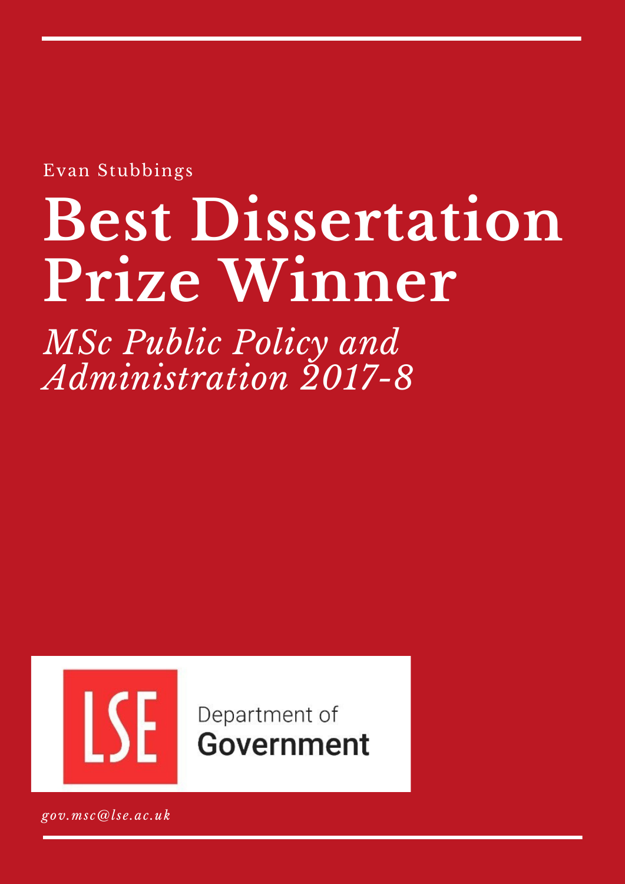Evan Stubbings

# Best Dissertation Prize Winner

*MSc Public Policy and Administration 2017-8*

LSE Department of Government

*gov.msc@lse.ac.uk*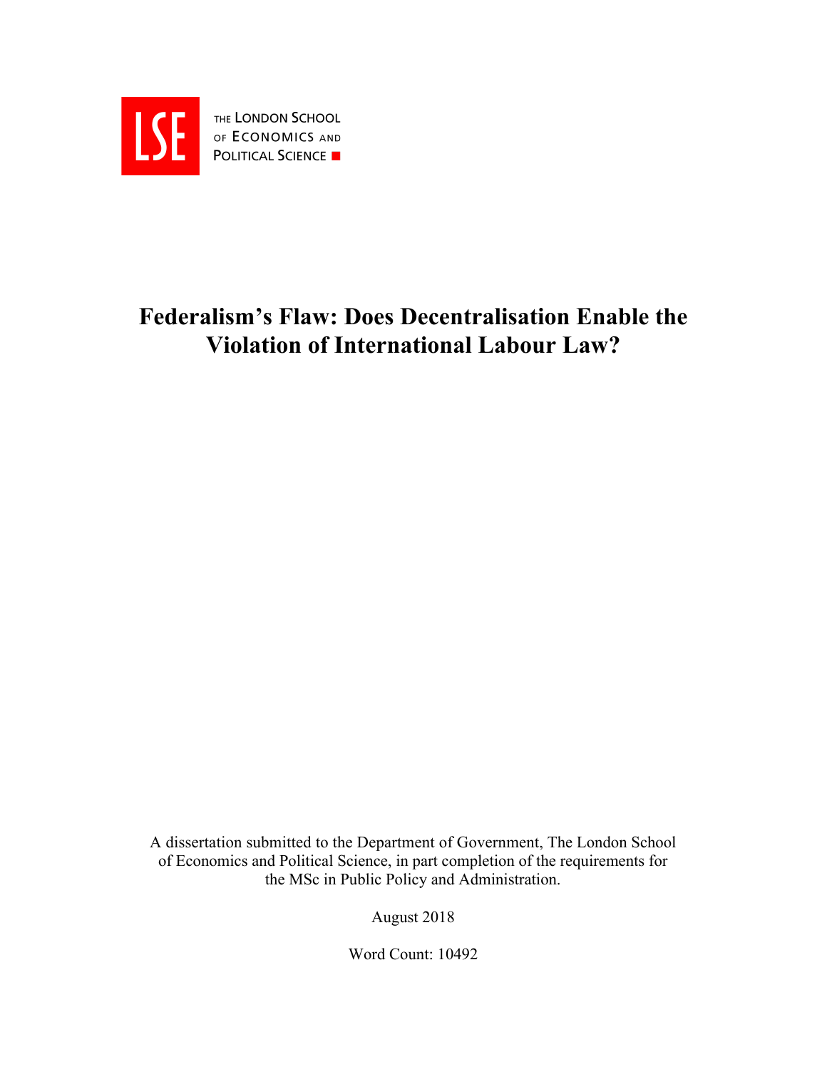THE LONDON SCHOOL OF ECONOMICS AND POLITICAL SCIENCE

# Federalism's Flaw: Does Decentralisation Enable the Violation of International Labour Law?

A dissertation submitted to the Department of Government, The London School of Economics and Political Science, in part completion of the requirements for the MSc in Public Policy and Administration.

August 2018

Word Count: 10492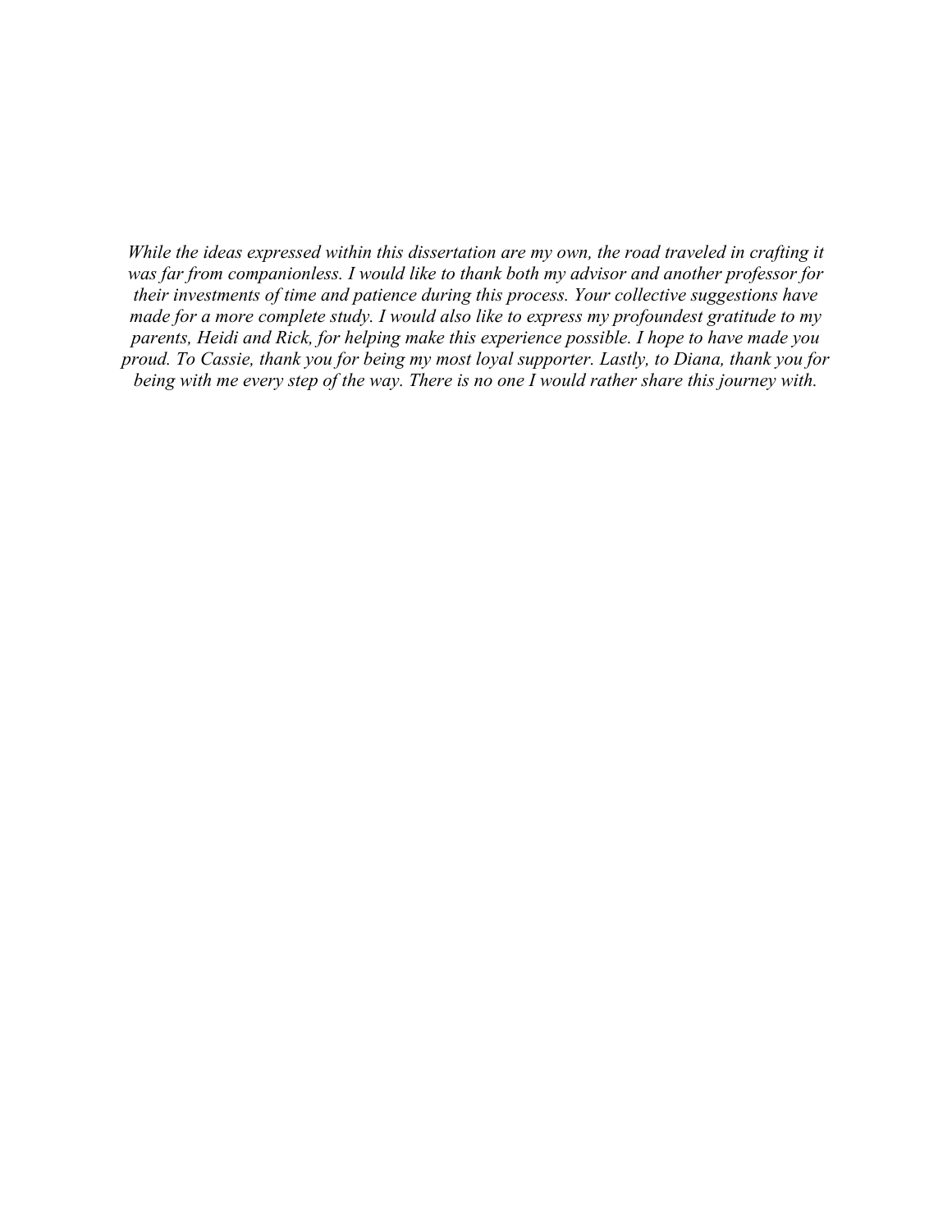*While the ideas expressed within this dissertation are my own, the road traveled in crafting it was far from companionless. I would like to thank both my advisor and another professor for their investments of time and patience during this process. Your collective suggestions have made for a more complete study. I would also like to express my profoundest gratitude to my parents, Heidi and Rick, for helping make this experience possible. I hope to have made you proud. To Cassie, thank you for being my most loyal supporter. Lastly, to Diana, thank you for being with me every step of the way. There is no one I would rather share this journey with.*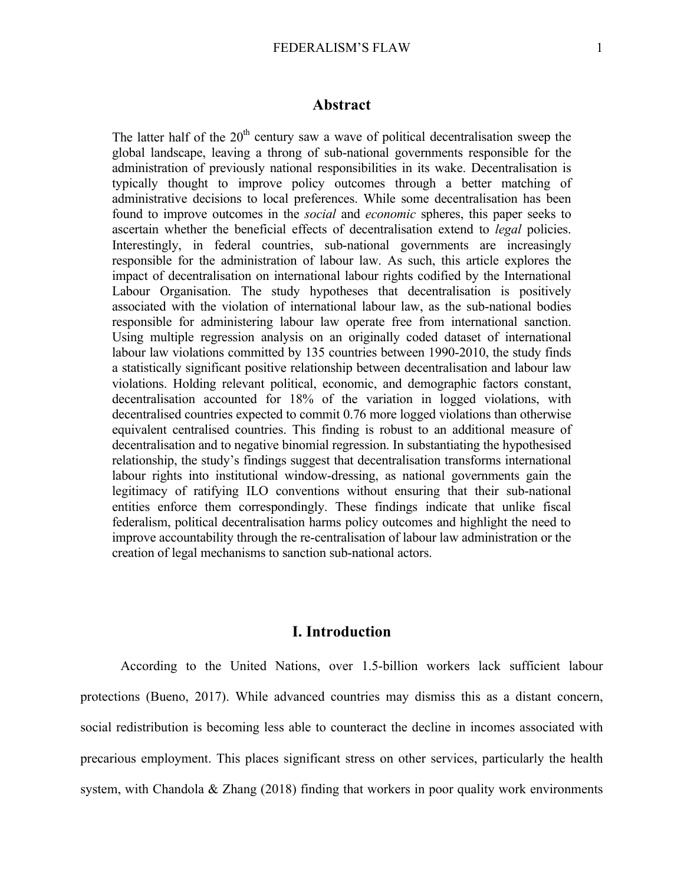## Abstract

The latter half of the 20th century saw a wave of political decentralisation sweep the global landscape, leaving a throng of sub-national governments responsible for the administration of previously national responsibilities in its wake. Decentralisation is typically thought to improve policy outcomes through a better matching of administrative decisions to local preferences. While some decentralisation has been found to improve outcomes in the *social* and *economic* spheres, this paper seeks to ascertain whether the beneficial effects of decentralisation extend to *legal* policies. Interestingly, in federal countries, sub-national governments are increasingly responsible for the administration of labour law. As such, this article explores the impact of decentralisation on international labour rights codified by the International Labour Organisation. The study hypotheses that decentralisation is positively associated with the violation of international labour law, as the sub-national bodies responsible for administering labour law operate free from international sanction. Using multiple regression analysis on an originally coded dataset of international labour law violations committed by 135 countries between 1990-2010, the study finds a statistically significant positive relationship between decentralisation and labour law violations. Holding relevant political, economic, and demographic factors constant, decentralisation accounted for 18% of the variation in logged violations, with decentralised countries expected to commit 0.76 more logged violations than otherwise equivalent centralised countries. This finding is robust to an additional measure of decentralisation and to negative binomial regression. In substantiating the hypothesised relationship, the study's findings suggest that decentralisation transforms international labour rights into institutional window-dressing, as national governments gain the legitimacy of ratifying ILO conventions without ensuring that their sub-national entities enforce them correspondingly. These findings indicate that unlike fiscal federalism, political decentralisation harms policy outcomes and highlight the need to improve accountability through the re-centralisation of labour law administration or the creation of legal mechanisms to sanction sub-national actors.

## I. Introduction

According to the United Nations, over 1.5-billion workers lack sufficient labour protections (Bueno, 2017). While advanced countries may dismiss this as a distant concern, social redistribution is becoming less able to counteract the decline in incomes associated with precarious employment. This places significant stress on other services, particularly the health system, with Chandola & Zhang (2018) finding that workers in poor quality work environments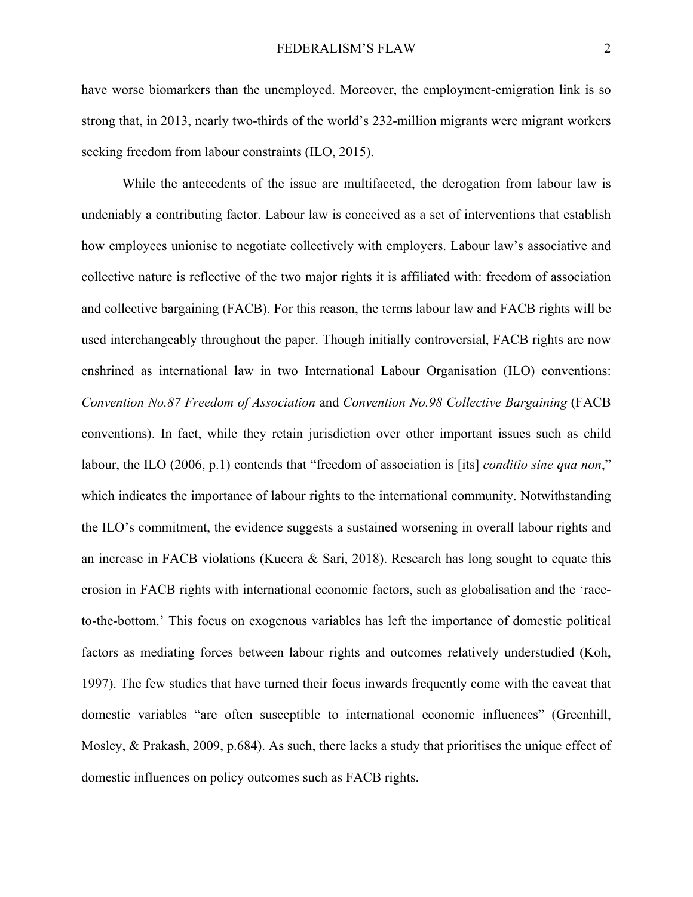have worse biomarkers than the unemployed. Moreover, the employment-emigration link is so strong that, in 2013, nearly two-thirds of the world's 232-million migrants were migrant workers seeking freedom from labour constraints (ILO, 2015).

While the antecedents of the issue are multifaceted, the derogation from labour law is undeniably a contributing factor. Labour law is conceived as a set of interventions that establish how employees unionise to negotiate collectively with employers. Labour law's associative and collective nature is reflective of the two major rights it is affiliated with: freedom of association and collective bargaining (FACB). For this reason, the terms labour law and FACB rights will be used interchangeably throughout the paper. Though initially controversial, FACB rights are now enshrined as international law in two International Labour Organisation (ILO) conventions: *Convention No.87 Freedom of Association* and *Convention No.98 Collective Bargaining* (FACB conventions). In fact, while they retain jurisdiction over other important issues such as child labour, the ILO (2006, p.1) contends that "freedom of association is [its] *conditio sine qua non*," which indicates the importance of labour rights to the international community. Notwithstanding the ILO's commitment, the evidence suggests a sustained worsening in overall labour rights and an increase in FACB violations (Kucera & Sari, 2018). Research has long sought to equate this erosion in FACB rights with international economic factors, such as globalisation and the 'race-to-the-bottom.' This focus on exogenous variables has left the importance of domestic political factors as mediating forces between labour rights and outcomes relatively understudied (Koh, 1997). The few studies that have turned their focus inwards frequently come with the caveat that domestic variables "are often susceptible to international economic influences" (Greenhill, Mosley, & Prakash, 2009, p.684). As such, there lacks a study that prioritises the unique effect of domestic influences on policy outcomes such as FACB rights.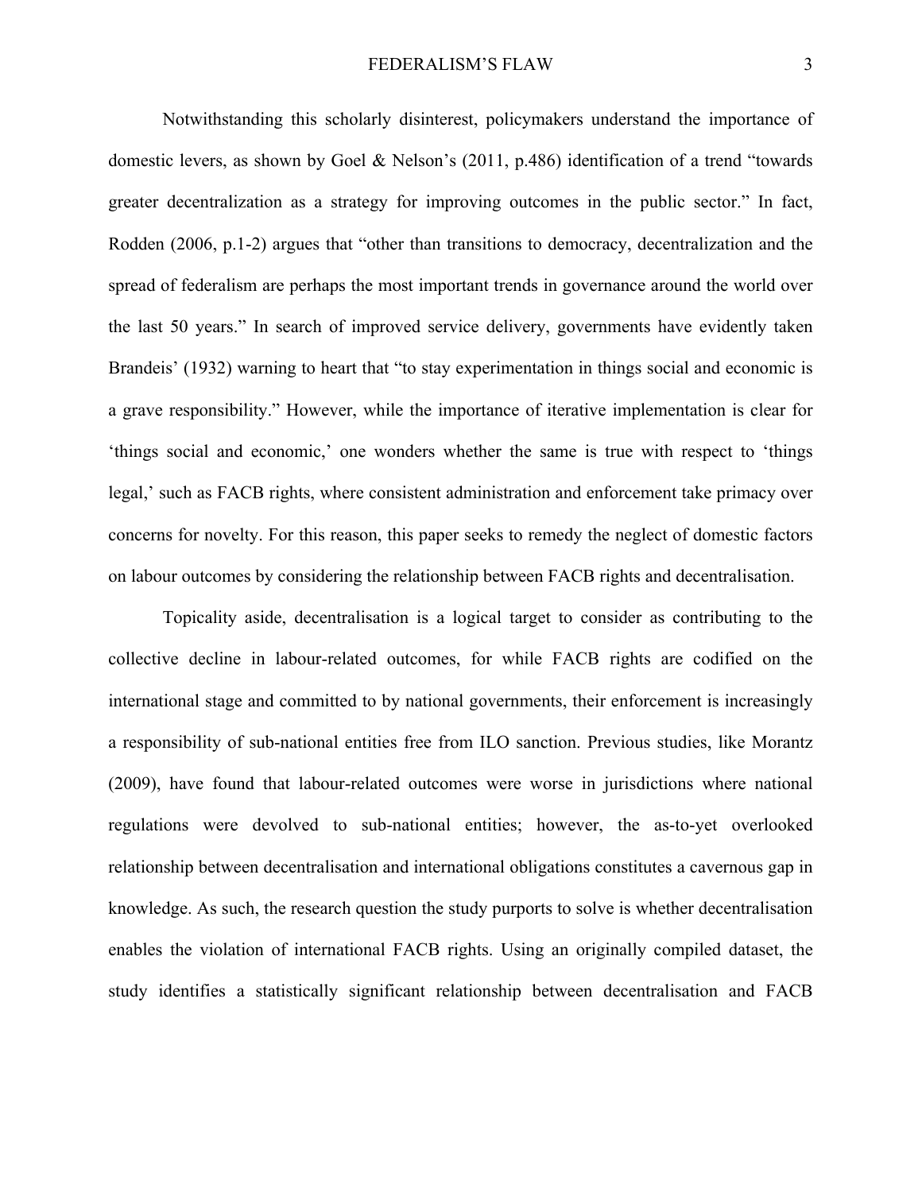Notwithstanding this scholarly disinterest, policymakers understand the importance of domestic levers, as shown by Goel & Nelson's (2011, p.486) identification of a trend "towards greater decentralization as a strategy for improving outcomes in the public sector." In fact, Rodden (2006, p.1-2) argues that "other than transitions to democracy, decentralization and the spread of federalism are perhaps the most important trends in governance around the world over the last 50 years." In search of improved service delivery, governments have evidently taken Brandeis' (1932) warning to heart that "to stay experimentation in things social and economic is a grave responsibility." However, while the importance of iterative implementation is clear for 'things social and economic,' one wonders whether the same is true with respect to 'things legal,' such as FACB rights, where consistent administration and enforcement take primacy over concerns for novelty. For this reason, this paper seeks to remedy the neglect of domestic factors on labour outcomes by considering the relationship between FACB rights and decentralisation.

Topicality aside, decentralisation is a logical target to consider as contributing to the collective decline in labour-related outcomes, for while FACB rights are codified on the international stage and committed to by national governments, their enforcement is increasingly a responsibility of sub-national entities free from ILO sanction. Previous studies, like Morantz (2009), have found that labour-related outcomes were worse in jurisdictions where national regulations were devolved to sub-national entities; however, the as-to-yet overlooked relationship between decentralisation and international obligations constitutes a cavernous gap in knowledge. As such, the research question the study purports to solve is whether decentralisation enables the violation of international FACB rights. Using an originally compiled dataset, the study identifies a statistically significant relationship between decentralisation and FACB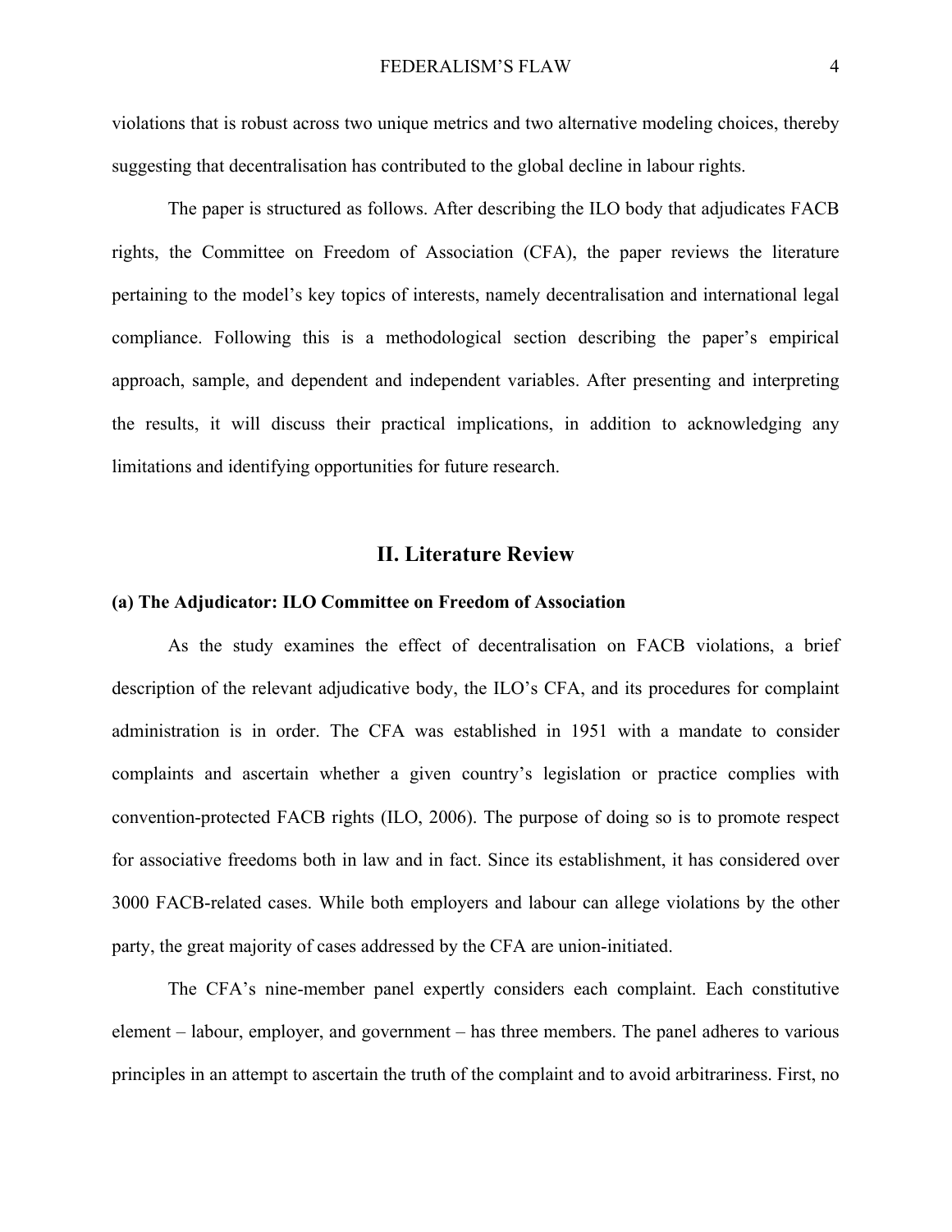violations that is robust across two unique metrics and two alternative modeling choices, thereby suggesting that decentralisation has contributed to the global decline in labour rights.

The paper is structured as follows. After describing the ILO body that adjudicates FACB rights, the Committee on Freedom of Association (CFA), the paper reviews the literature pertaining to the model's key topics of interests, namely decentralisation and international legal compliance. Following this is a methodological section describing the paper's empirical approach, sample, and dependent and independent variables. After presenting and interpreting the results, it will discuss their practical implications, in addition to acknowledging any limitations and identifying opportunities for future research.

## II. Literature Review

### (a) The Adjudicator: ILO Committee on Freedom of Association

As the study examines the effect of decentralisation on FACB violations, a brief description of the relevant adjudicative body, the ILO's CFA, and its procedures for complaint administration is in order. The CFA was established in 1951 with a mandate to consider complaints and ascertain whether a given country's legislation or practice complies with convention-protected FACB rights (ILO, 2006). The purpose of doing so is to promote respect for associative freedoms both in law and in fact. Since its establishment, it has considered over 3000 FACB-related cases. While both employers and labour can allege violations by the other party, the great majority of cases addressed by the CFA are union-initiated.

The CFA's nine-member panel expertly considers each complaint. Each constitutive element – labour, employer, and government – has three members. The panel adheres to various principles in an attempt to ascertain the truth of the complaint and to avoid arbitrariness. First, no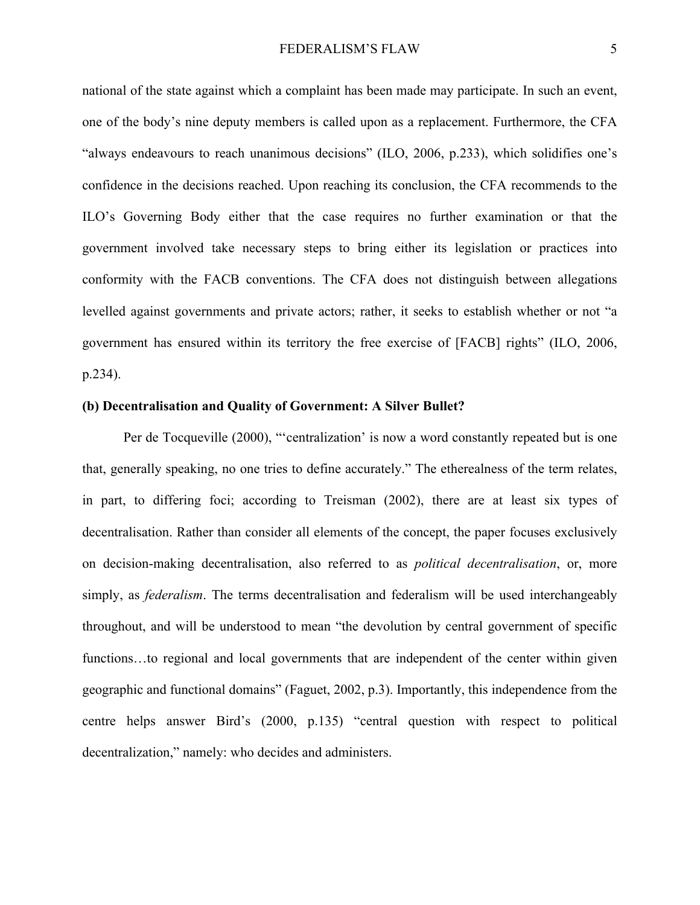national of the state against which a complaint has been made may participate. In such an event, one of the body's nine deputy members is called upon as a replacement. Furthermore, the CFA "always endeavours to reach unanimous decisions" (ILO, 2006, p.233), which solidifies one's confidence in the decisions reached. Upon reaching its conclusion, the CFA recommends to the ILO's Governing Body either that the case requires no further examination or that the government involved take necessary steps to bring either its legislation or practices into conformity with the FACB conventions. The CFA does not distinguish between allegations levelled against governments and private actors; rather, it seeks to establish whether or not "a government has ensured within its territory the free exercise of [FACB] rights" (ILO, 2006, p.234).

**(b) Decentralisation and Quality of Government: A Silver Bullet?**

Per de Tocqueville (2000), "'centralization' is now a word constantly repeated but is one that, generally speaking, no one tries to define accurately." The etherealness of the term relates, in part, to differing foci; according to Treisman (2002), there are at least six types of decentralisation. Rather than consider all elements of the concept, the paper focuses exclusively on decision-making decentralisation, also referred to as *political decentralisation*, or, more simply, as *federalism*. The terms decentralisation and federalism will be used interchangeably throughout, and will be understood to mean "the devolution by central government of specific functions…to regional and local governments that are independent of the center within given geographic and functional domains" (Faguet, 2002, p.3). Importantly, this independence from the centre helps answer Bird's (2000, p.135) "central question with respect to political decentralization," namely: who decides and administers.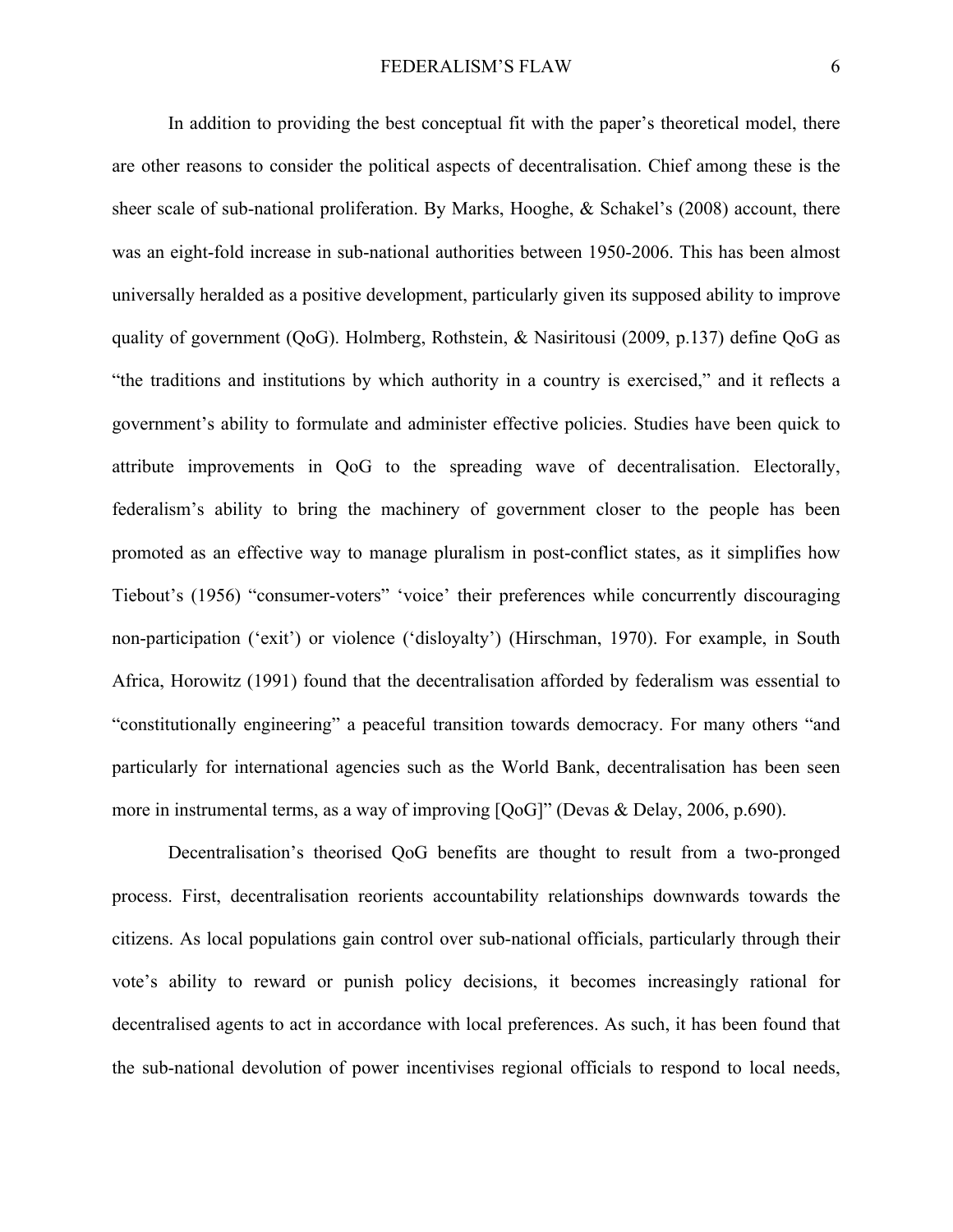In addition to providing the best conceptual fit with the paper's theoretical model, there are other reasons to consider the political aspects of decentralisation. Chief among these is the sheer scale of sub-national proliferation. By Marks, Hooghe, & Schakel's (2008) account, there was an eight-fold increase in sub-national authorities between 1950-2006. This has been almost universally heralded as a positive development, particularly given its supposed ability to improve quality of government (QoG). Holmberg, Rothstein, & Nasiritousi (2009, p.137) define QoG as "the traditions and institutions by which authority in a country is exercised," and it reflects a government's ability to formulate and administer effective policies. Studies have been quick to attribute improvements in QoG to the spreading wave of decentralisation. Electorally, federalism's ability to bring the machinery of government closer to the people has been promoted as an effective way to manage pluralism in post-conflict states, as it simplifies how Tiebout's (1956) "consumer-voters" 'voice' their preferences while concurrently discouraging non-participation ('exit') or violence ('disloyalty') (Hirschman, 1970). For example, in South Africa, Horowitz (1991) found that the decentralisation afforded by federalism was essential to "constitutionally engineering" a peaceful transition towards democracy. For many others "and particularly for international agencies such as the World Bank, decentralisation has been seen more in instrumental terms, as a way of improving [QoG]" (Devas & Delay, 2006, p.690).

Decentralisation's theorised QoG benefits are thought to result from a two-pronged process. First, decentralisation reorients accountability relationships downwards towards the citizens. As local populations gain control over sub-national officials, particularly through their vote's ability to reward or punish policy decisions, it becomes increasingly rational for decentralised agents to act in accordance with local preferences. As such, it has been found that the sub-national devolution of power incentivises regional officials to respond to local needs,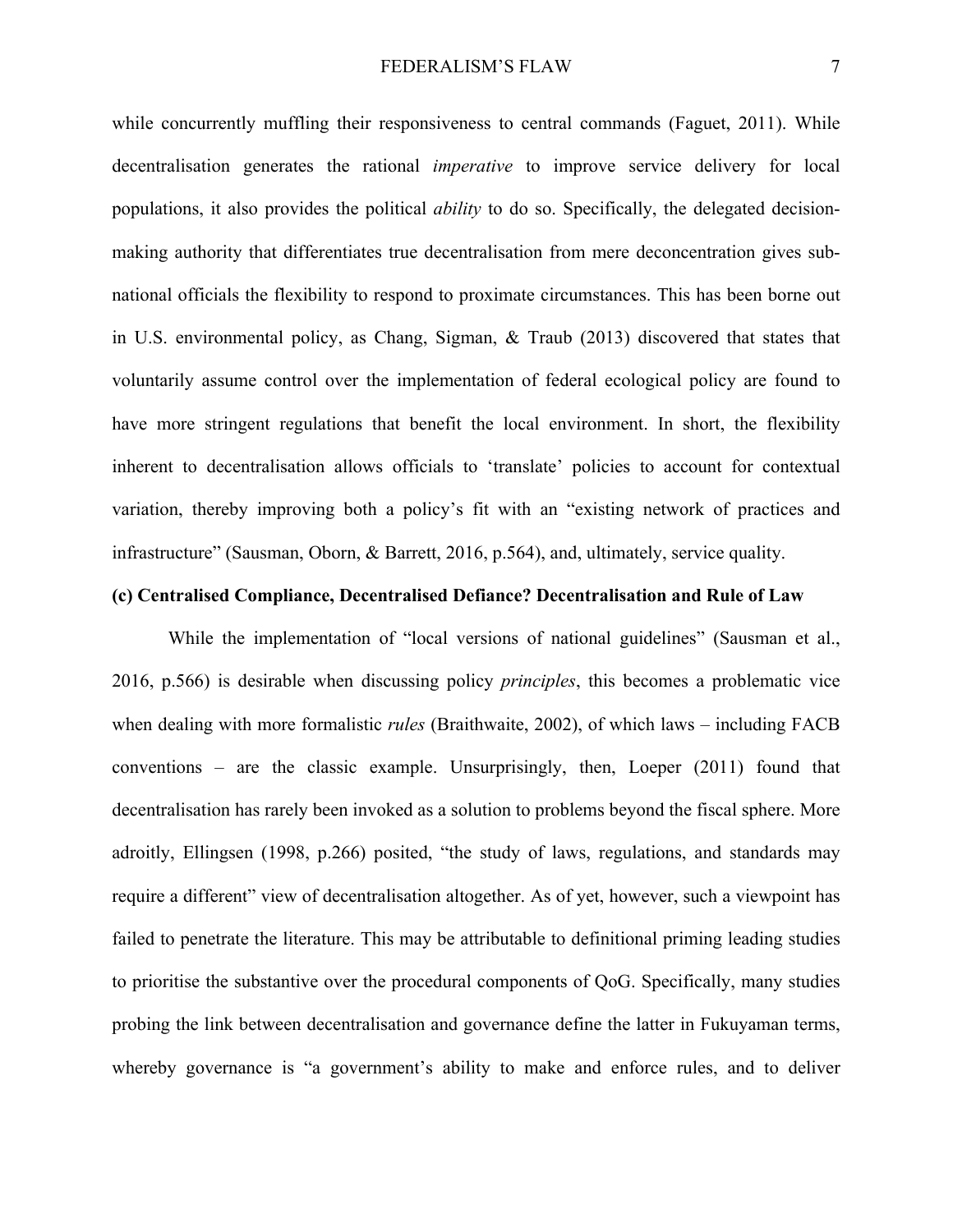while concurrently muffling their responsiveness to central commands (Faguet, 2011). While decentralisation generates the rational *imperative* to improve service delivery for local populations, it also provides the political *ability* to do so. Specifically, the delegated decision-making authority that differentiates true decentralisation from mere deconcentration gives sub-national officials the flexibility to respond to proximate circumstances. This has been borne out in U.S. environmental policy, as Chang, Sigman, & Traub (2013) discovered that states that voluntarily assume control over the implementation of federal ecological policy are found to have more stringent regulations that benefit the local environment. In short, the flexibility inherent to decentralisation allows officials to 'translate' policies to account for contextual variation, thereby improving both a policy's fit with an "existing network of practices and infrastructure" (Sausman, Oborn, & Barrett, 2016, p.564), and, ultimately, service quality.

**(c) Centralised Compliance, Decentralised Defiance? Decentralisation and Rule of Law**

While the implementation of "local versions of national guidelines" (Sausman et al., 2016, p.566) is desirable when discussing policy *principles*, this becomes a problematic vice when dealing with more formalistic *rules* (Braithwaite, 2002), of which laws – including FACB conventions – are the classic example. Unsurprisingly, then, Loeper (2011) found that decentralisation has rarely been invoked as a solution to problems beyond the fiscal sphere. More adroitly, Ellingsen (1998, p.266) posited, "the study of laws, regulations, and standards may require a different" view of decentralisation altogether. As of yet, however, such a viewpoint has failed to penetrate the literature. This may be attributable to definitional priming leading studies to prioritise the substantive over the procedural components of QoG. Specifically, many studies probing the link between decentralisation and governance define the latter in Fukuyaman terms, whereby governance is "a government's ability to make and enforce rules, and to deliver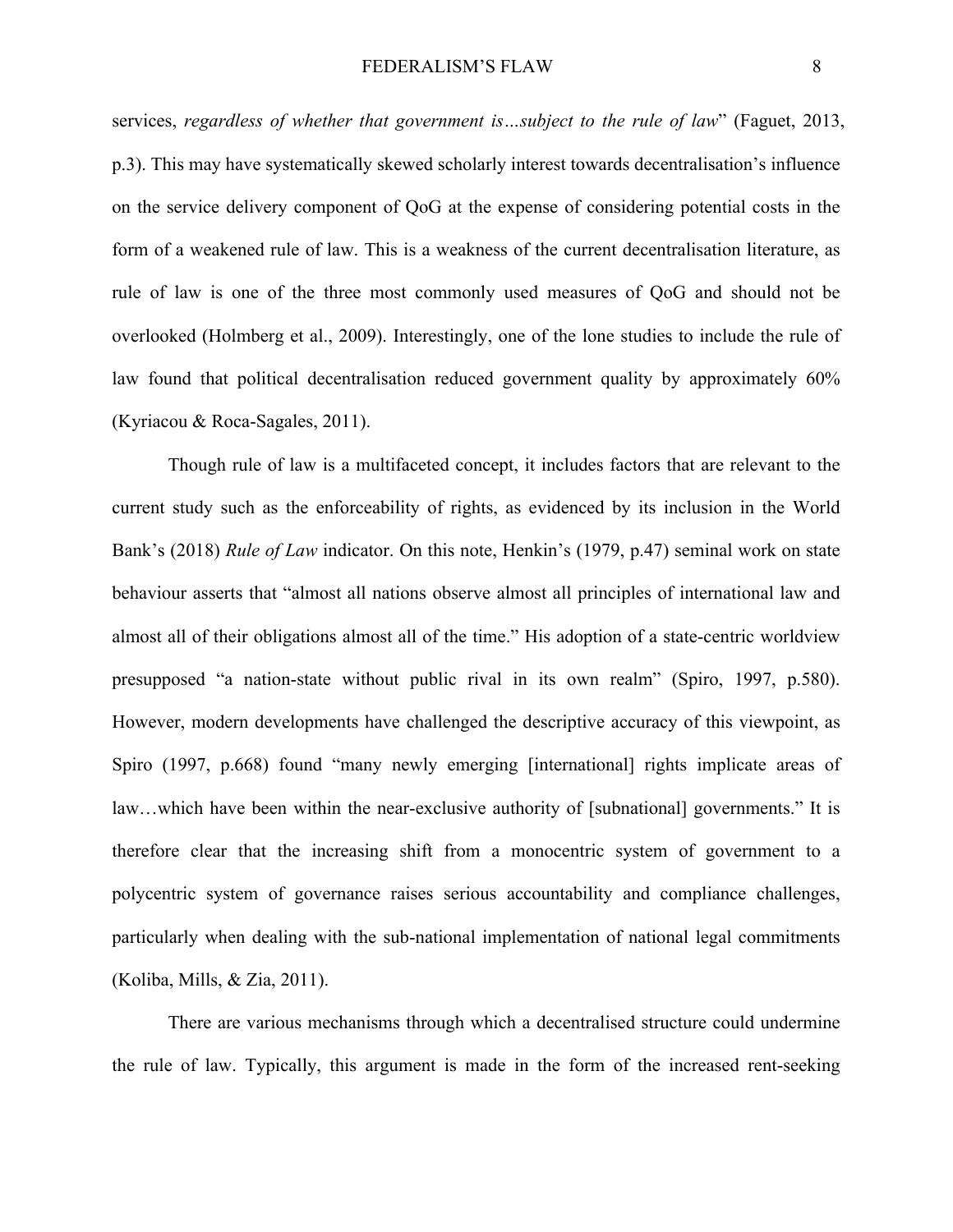services, *regardless of whether that government is…subject to the rule of law*" (Faguet, 2013, p.3). This may have systematically skewed scholarly interest towards decentralisation's influence on the service delivery component of QoG at the expense of considering potential costs in the form of a weakened rule of law. This is a weakness of the current decentralisation literature, as rule of law is one of the three most commonly used measures of QoG and should not be overlooked (Holmberg et al., 2009). Interestingly, one of the lone studies to include the rule of law found that political decentralisation reduced government quality by approximately 60% (Kyriacou & Roca-Sagales, 2011).

Though rule of law is a multifaceted concept, it includes factors that are relevant to the current study such as the enforceability of rights, as evidenced by its inclusion in the World Bank's (2018) *Rule of Law* indicator. On this note, Henkin's (1979, p.47) seminal work on state behaviour asserts that "almost all nations observe almost all principles of international law and almost all of their obligations almost all of the time." His adoption of a state-centric worldview presupposed "a nation-state without public rival in its own realm" (Spiro, 1997, p.580). However, modern developments have challenged the descriptive accuracy of this viewpoint, as Spiro (1997, p.668) found "many newly emerging [international] rights implicate areas of law…which have been within the near-exclusive authority of [subnational] governments." It is therefore clear that the increasing shift from a monocentric system of government to a polycentric system of governance raises serious accountability and compliance challenges, particularly when dealing with the sub-national implementation of national legal commitments (Koliba, Mills, & Zia, 2011).

There are various mechanisms through which a decentralised structure could undermine the rule of law. Typically, this argument is made in the form of the increased rent-seeking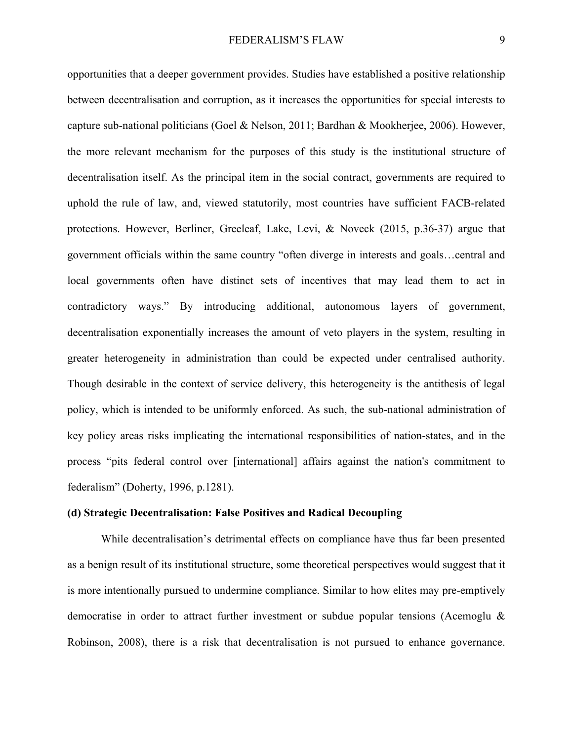opportunities that a deeper government provides. Studies have established a positive relationship between decentralisation and corruption, as it increases the opportunities for special interests to capture sub-national politicians (Goel & Nelson, 2011; Bardhan & Mookherjee, 2006). However, the more relevant mechanism for the purposes of this study is the institutional structure of decentralisation itself. As the principal item in the social contract, governments are required to uphold the rule of law, and, viewed statutorily, most countries have sufficient FACB-related protections. However, Berliner, Greeleaf, Lake, Levi, & Noveck (2015, p.36-37) argue that government officials within the same country "often diverge in interests and goals…central and local governments often have distinct sets of incentives that may lead them to act in contradictory ways." By introducing additional, autonomous layers of government, decentralisation exponentially increases the amount of veto players in the system, resulting in greater heterogeneity in administration than could be expected under centralised authority. Though desirable in the context of service delivery, this heterogeneity is the antithesis of legal policy, which is intended to be uniformly enforced. As such, the sub-national administration of key policy areas risks implicating the international responsibilities of nation-states, and in the process "pits federal control over [international] affairs against the nation's commitment to federalism" (Doherty, 1996, p.1281).

**(d) Strategic Decentralisation: False Positives and Radical Decoupling**

While decentralisation's detrimental effects on compliance have thus far been presented as a benign result of its institutional structure, some theoretical perspectives would suggest that it is more intentionally pursued to undermine compliance. Similar to how elites may pre-emptively democratise in order to attract further investment or subdue popular tensions (Acemoglu & Robinson, 2008), there is a risk that decentralisation is not pursued to enhance governance.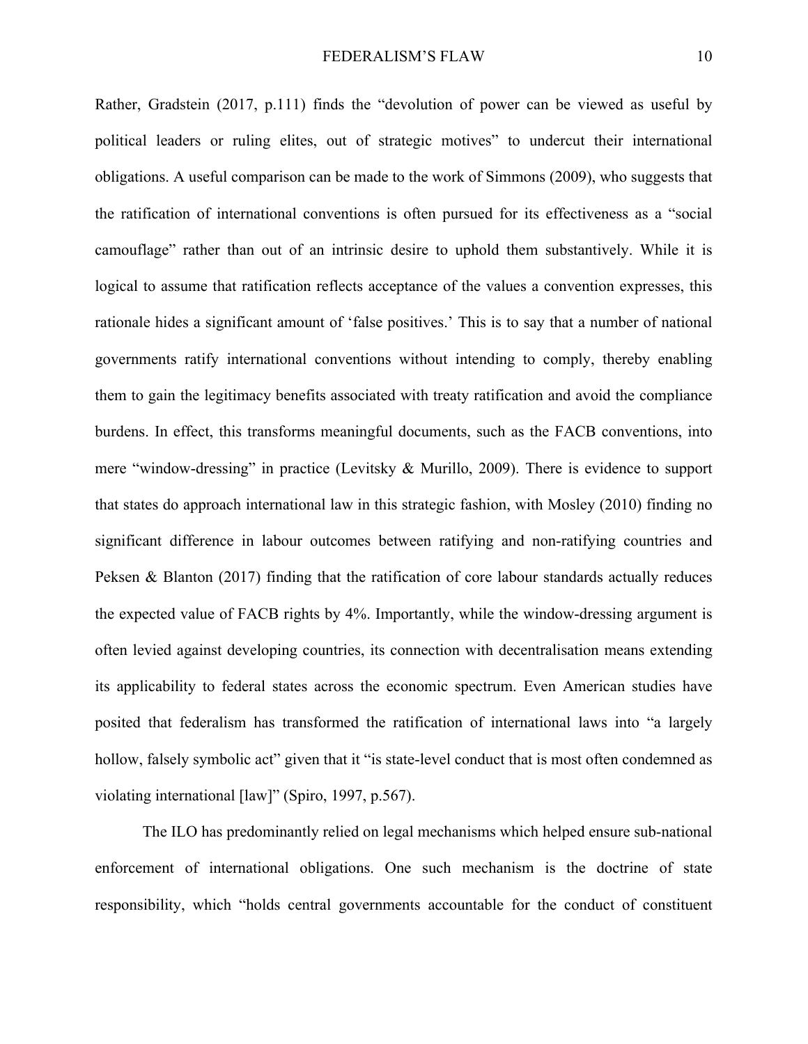Rather, Gradstein (2017, p.111) finds the "devolution of power can be viewed as useful by political leaders or ruling elites, out of strategic motives" to undercut their international obligations. A useful comparison can be made to the work of Simmons (2009), who suggests that the ratification of international conventions is often pursued for its effectiveness as a "social camouflage" rather than out of an intrinsic desire to uphold them substantively. While it is logical to assume that ratification reflects acceptance of the values a convention expresses, this rationale hides a significant amount of 'false positives.' This is to say that a number of national governments ratify international conventions without intending to comply, thereby enabling them to gain the legitimacy benefits associated with treaty ratification and avoid the compliance burdens. In effect, this transforms meaningful documents, such as the FACB conventions, into mere "window-dressing" in practice (Levitsky & Murillo, 2009). There is evidence to support that states do approach international law in this strategic fashion, with Mosley (2010) finding no significant difference in labour outcomes between ratifying and non-ratifying countries and Peksen & Blanton (2017) finding that the ratification of core labour standards actually reduces the expected value of FACB rights by 4%. Importantly, while the window-dressing argument is often levied against developing countries, its connection with decentralisation means extending its applicability to federal states across the economic spectrum. Even American studies have posited that federalism has transformed the ratification of international laws into "a largely hollow, falsely symbolic act" given that it "is state-level conduct that is most often condemned as violating international [law]" (Spiro, 1997, p.567).

The ILO has predominantly relied on legal mechanisms which helped ensure sub-national enforcement of international obligations. One such mechanism is the doctrine of state responsibility, which "holds central governments accountable for the conduct of constituent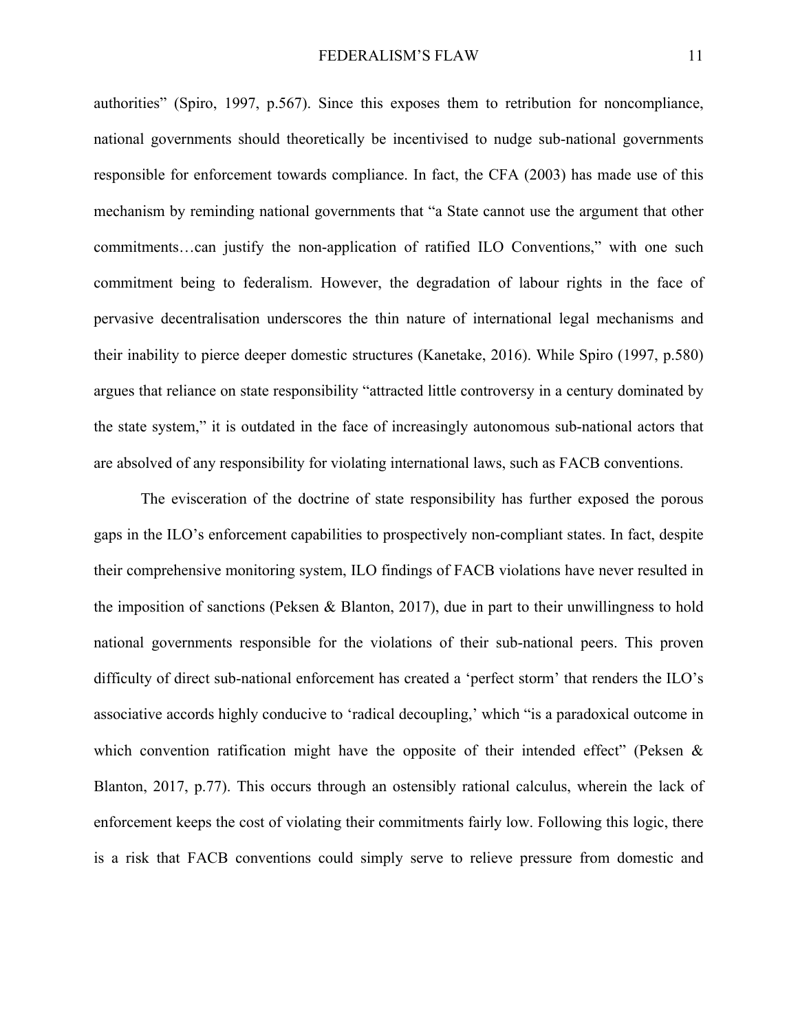authorities" (Spiro, 1997, p.567). Since this exposes them to retribution for noncompliance, national governments should theoretically be incentivised to nudge sub-national governments responsible for enforcement towards compliance. In fact, the CFA (2003) has made use of this mechanism by reminding national governments that "a State cannot use the argument that other commitments…can justify the non-application of ratified ILO Conventions," with one such commitment being to federalism. However, the degradation of labour rights in the face of pervasive decentralisation underscores the thin nature of international legal mechanisms and their inability to pierce deeper domestic structures (Kanetake, 2016). While Spiro (1997, p.580) argues that reliance on state responsibility "attracted little controversy in a century dominated by the state system," it is outdated in the face of increasingly autonomous sub-national actors that are absolved of any responsibility for violating international laws, such as FACB conventions.

The evisceration of the doctrine of state responsibility has further exposed the porous gaps in the ILO's enforcement capabilities to prospectively non-compliant states. In fact, despite their comprehensive monitoring system, ILO findings of FACB violations have never resulted in the imposition of sanctions (Peksen & Blanton, 2017), due in part to their unwillingness to hold national governments responsible for the violations of their sub-national peers. This proven difficulty of direct sub-national enforcement has created a 'perfect storm' that renders the ILO's associative accords highly conducive to 'radical decoupling,' which "is a paradoxical outcome in which convention ratification might have the opposite of their intended effect" (Peksen & Blanton, 2017, p.77). This occurs through an ostensibly rational calculus, wherein the lack of enforcement keeps the cost of violating their commitments fairly low. Following this logic, there is a risk that FACB conventions could simply serve to relieve pressure from domestic and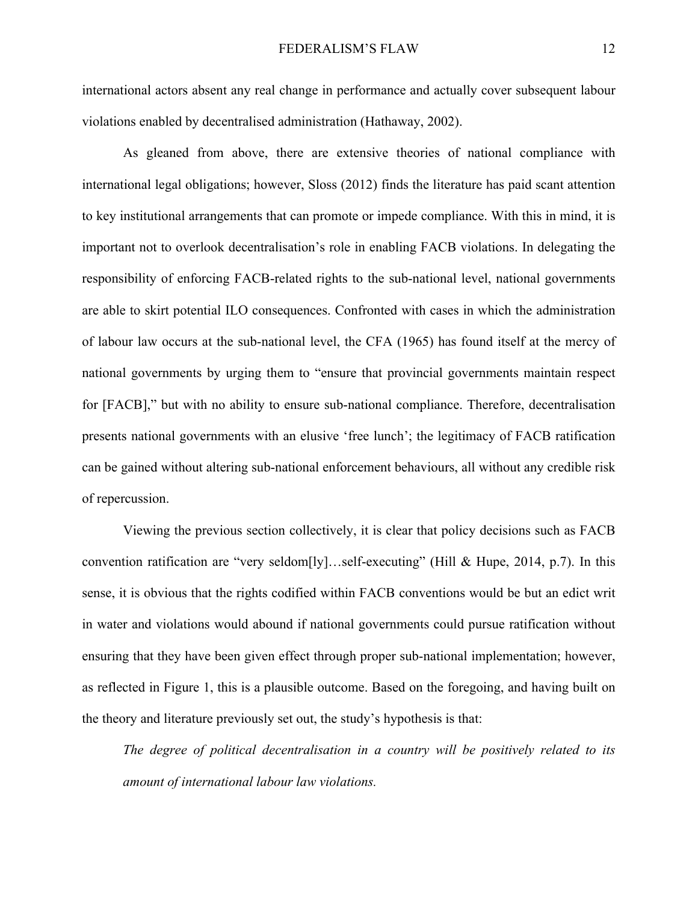international actors absent any real change in performance and actually cover subsequent labour violations enabled by decentralised administration (Hathaway, 2002).

As gleaned from above, there are extensive theories of national compliance with international legal obligations; however, Sloss (2012) finds the literature has paid scant attention to key institutional arrangements that can promote or impede compliance. With this in mind, it is important not to overlook decentralisation's role in enabling FACB violations. In delegating the responsibility of enforcing FACB-related rights to the sub-national level, national governments are able to skirt potential ILO consequences. Confronted with cases in which the administration of labour law occurs at the sub-national level, the CFA (1965) has found itself at the mercy of national governments by urging them to "ensure that provincial governments maintain respect for [FACB]," but with no ability to ensure sub-national compliance. Therefore, decentralisation presents national governments with an elusive 'free lunch'; the legitimacy of FACB ratification can be gained without altering sub-national enforcement behaviours, all without any credible risk of repercussion.

Viewing the previous section collectively, it is clear that policy decisions such as FACB convention ratification are "very seldom[ly]…self-executing" (Hill & Hupe, 2014, p.7). In this sense, it is obvious that the rights codified within FACB conventions would be but an edict writ in water and violations would abound if national governments could pursue ratification without ensuring that they have been given effect through proper sub-national implementation; however, as reflected in Figure 1, this is a plausible outcome. Based on the foregoing, and having built on the theory and literature previously set out, the study's hypothesis is that:

> *The degree of political decentralisation in a country will be positively related to its amount of international labour law violations.*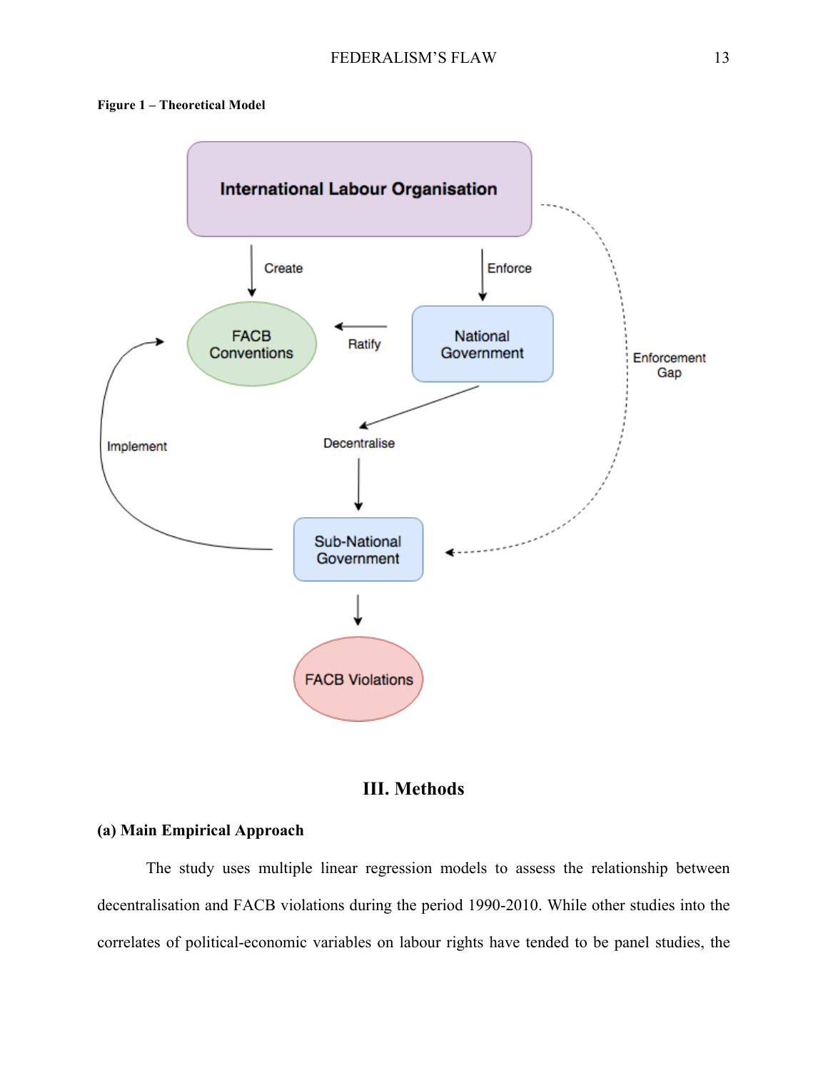**Figure 1 – Theoretical Model**

# III. Methods

## (a) Main Empirical Approach

The study uses multiple linear regression models to assess the relationship between decentralisation and FACB violations during the period 1990-2010. While other studies into the correlates of political-economic variables on labour rights have tended to be panel studies, the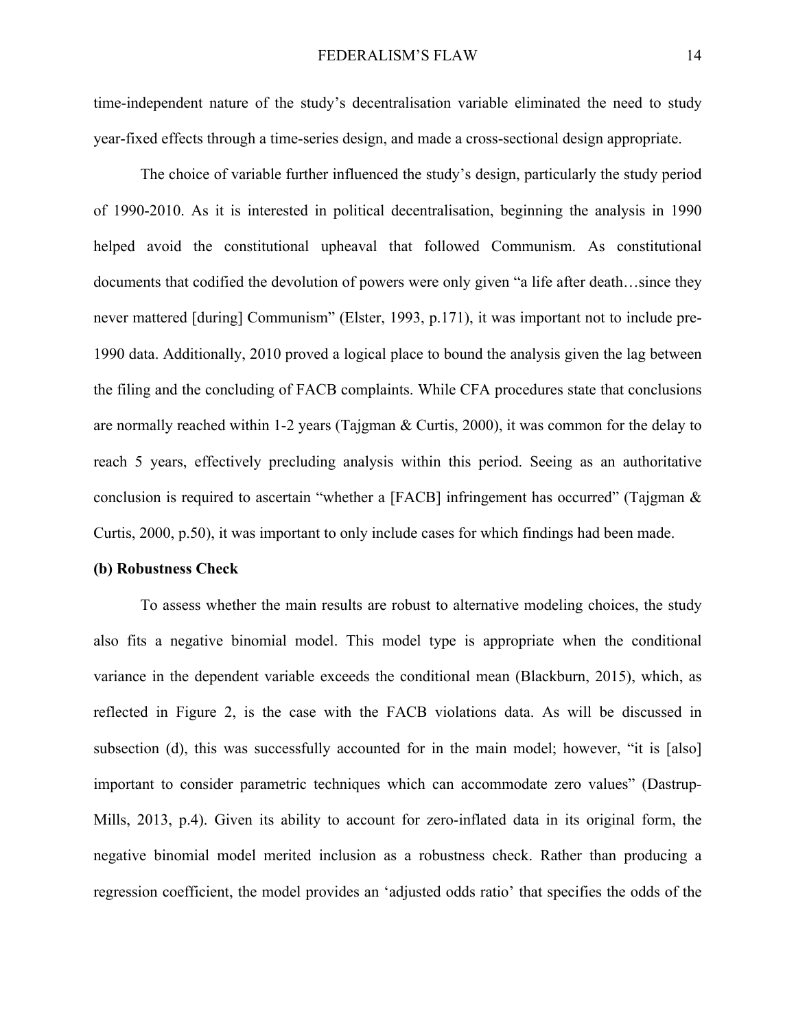time-independent nature of the study's decentralisation variable eliminated the need to study year-fixed effects through a time-series design, and made a cross-sectional design appropriate.

The choice of variable further influenced the study's design, particularly the study period of 1990-2010. As it is interested in political decentralisation, beginning the analysis in 1990 helped avoid the constitutional upheaval that followed Communism. As constitutional documents that codified the devolution of powers were only given "a life after death…since they never mattered [during] Communism" (Elster, 1993, p.171), it was important not to include pre-1990 data. Additionally, 2010 proved a logical place to bound the analysis given the lag between the filing and the concluding of FACB complaints. While CFA procedures state that conclusions are normally reached within 1-2 years (Tajgman & Curtis, 2000), it was common for the delay to reach 5 years, effectively precluding analysis within this period. Seeing as an authoritative conclusion is required to ascertain "whether a [FACB] infringement has occurred" (Tajgman & Curtis, 2000, p.50), it was important to only include cases for which findings had been made.

**(b) Robustness Check**

To assess whether the main results are robust to alternative modeling choices, the study also fits a negative binomial model. This model type is appropriate when the conditional variance in the dependent variable exceeds the conditional mean (Blackburn, 2015), which, as reflected in Figure 2, is the case with the FACB violations data. As will be discussed in subsection (d), this was successfully accounted for in the main model; however, "it is [also] important to consider parametric techniques which can accommodate zero values" (Dastrup-Mills, 2013, p.4). Given its ability to account for zero-inflated data in its original form, the negative binomial model merited inclusion as a robustness check. Rather than producing a regression coefficient, the model provides an 'adjusted odds ratio' that specifies the odds of the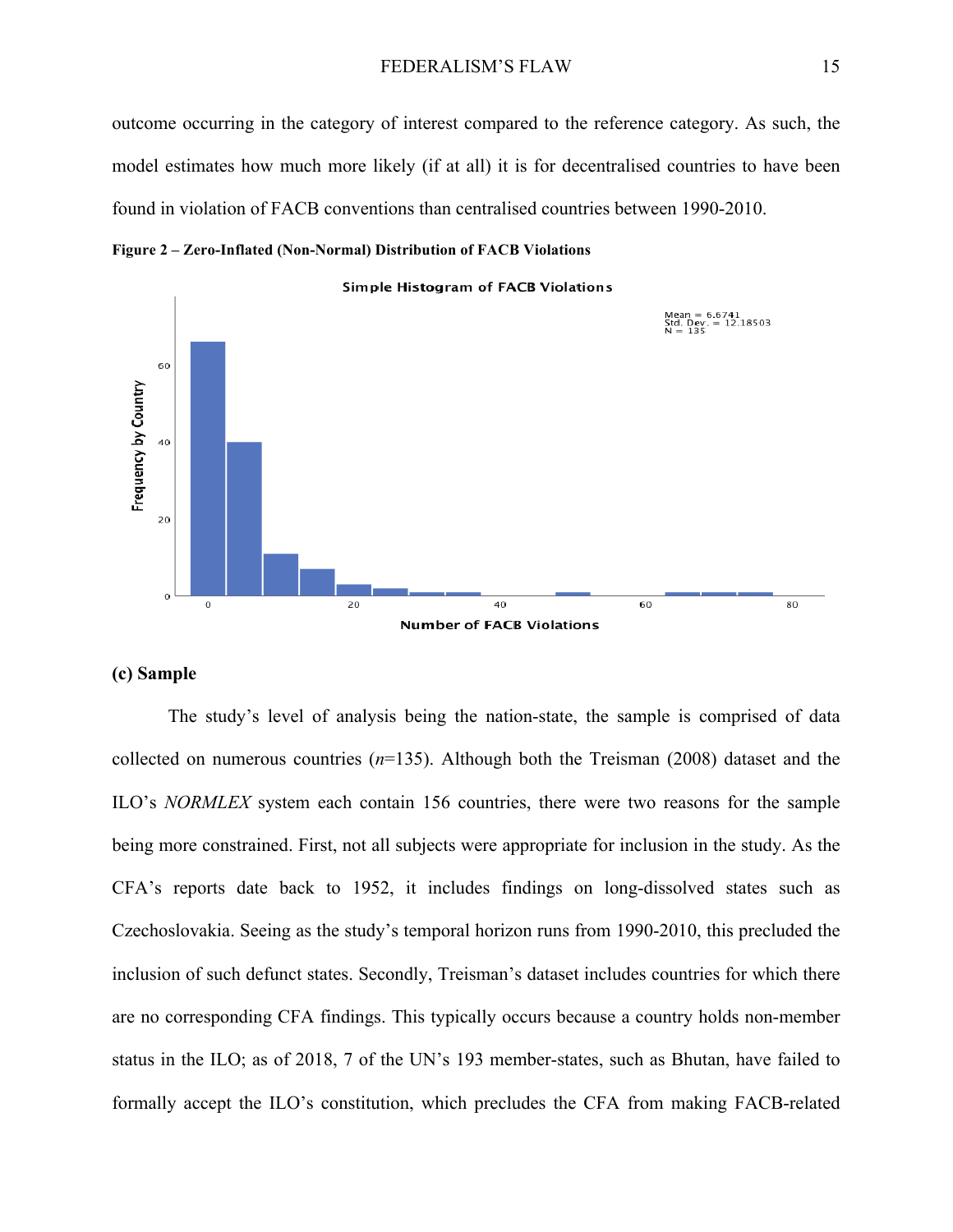outcome occurring in the category of interest compared to the reference category. As such, the model estimates how much more likely (if at all) it is for decentralised countries to have been found in violation of FACB conventions than centralised countries between 1990-2010.

**Figure 2 – Zero-Inflated (Non-Normal) Distribution of FACB Violations**

### (c) Sample

The study's level of analysis being the nation-state, the sample is comprised of data collected on numerous countries (*n*=135). Although both the Treisman (2008) dataset and the ILO's *NORMLEX* system each contain 156 countries, there were two reasons for the sample being more constrained. First, not all subjects were appropriate for inclusion in the study. As the CFA's reports date back to 1952, it includes findings on long-dissolved states such as Czechoslovakia. Seeing as the study's temporal horizon runs from 1990-2010, this precluded the inclusion of such defunct states. Secondly, Treisman's dataset includes countries for which there are no corresponding CFA findings. This typically occurs because a country holds non-member status in the ILO; as of 2018, 7 of the UN's 193 member-states, such as Bhutan, have failed to formally accept the ILO's constitution, which precludes the CFA from making FACB-related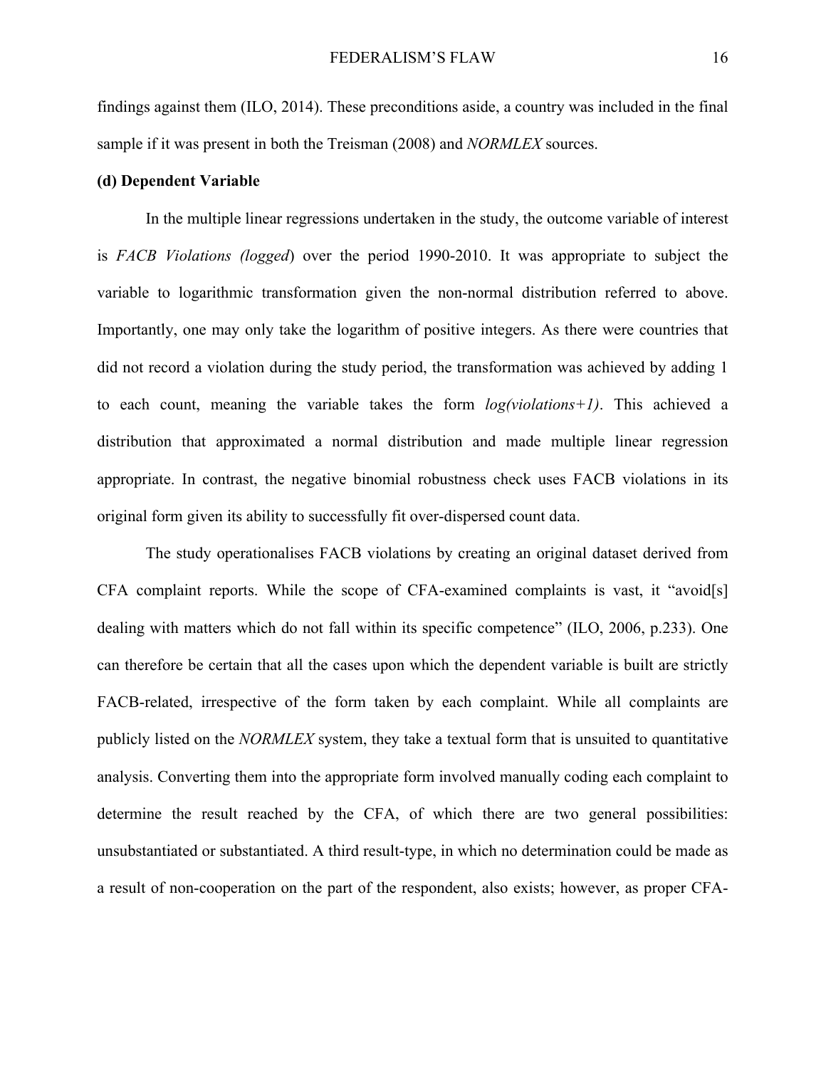findings against them (ILO, 2014). These preconditions aside, a country was included in the final sample if it was present in both the Treisman (2008) and *NORMLEX* sources.

**(d) Dependent Variable**

In the multiple linear regressions undertaken in the study, the outcome variable of interest is *FACB Violations (logged*) over the period 1990-2010. It was appropriate to subject the variable to logarithmic transformation given the non-normal distribution referred to above. Importantly, one may only take the logarithm of positive integers. As there were countries that did not record a violation during the study period, the transformation was achieved by adding 1 to each count, meaning the variable takes the form *log(violations+1)*. This achieved a distribution that approximated a normal distribution and made multiple linear regression appropriate. In contrast, the negative binomial robustness check uses FACB violations in its original form given its ability to successfully fit over-dispersed count data.

The study operationalises FACB violations by creating an original dataset derived from CFA complaint reports. While the scope of CFA-examined complaints is vast, it "avoid[s] dealing with matters which do not fall within its specific competence" (ILO, 2006, p.233). One can therefore be certain that all the cases upon which the dependent variable is built are strictly FACB-related, irrespective of the form taken by each complaint. While all complaints are publicly listed on the *NORMLEX* system, they take a textual form that is unsuited to quantitative analysis. Converting them into the appropriate form involved manually coding each complaint to determine the result reached by the CFA, of which there are two general possibilities: unsubstantiated or substantiated. A third result-type, in which no determination could be made as a result of non-cooperation on the part of the respondent, also exists; however, as proper CFA-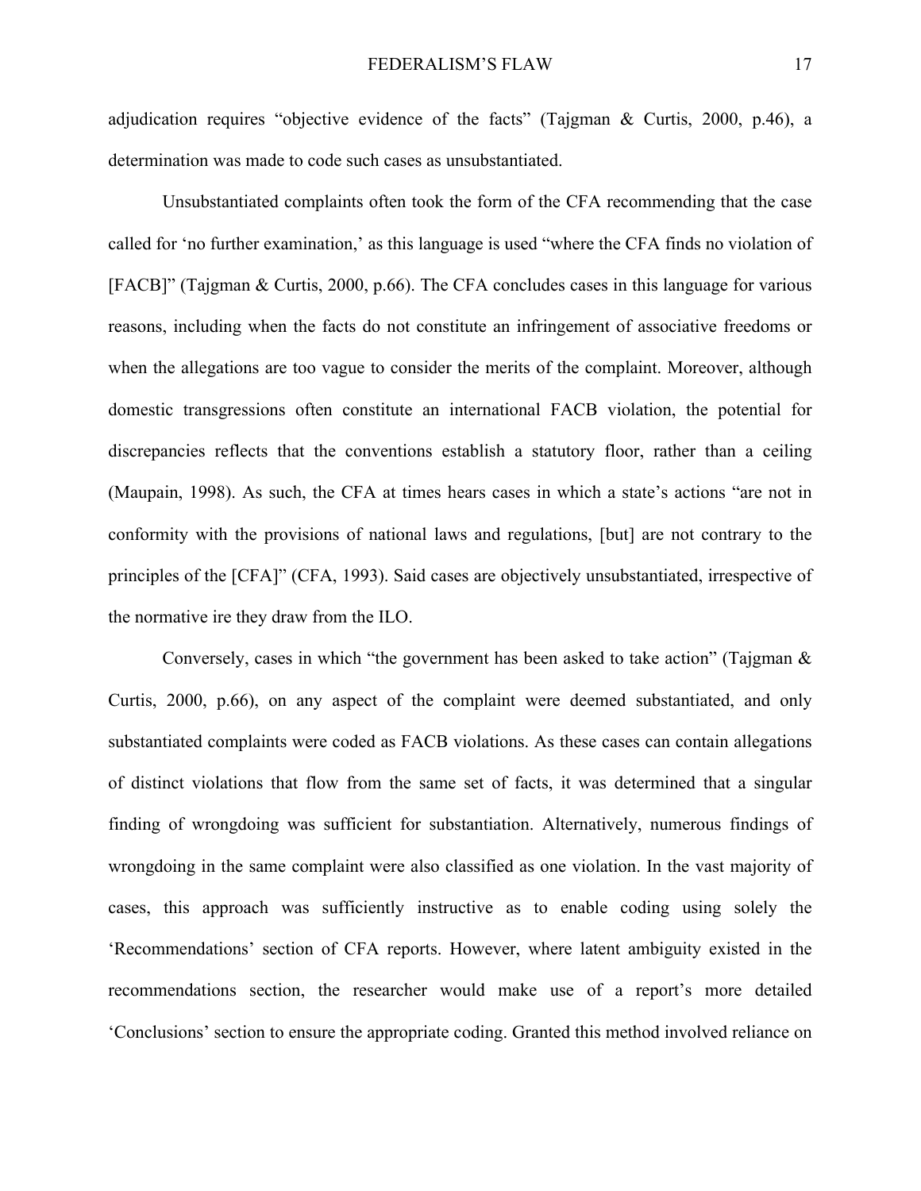adjudication requires "objective evidence of the facts" (Tajgman & Curtis, 2000, p.46), a determination was made to code such cases as unsubstantiated.

Unsubstantiated complaints often took the form of the CFA recommending that the case called for 'no further examination,' as this language is used "where the CFA finds no violation of [FACB]" (Tajgman & Curtis, 2000, p.66). The CFA concludes cases in this language for various reasons, including when the facts do not constitute an infringement of associative freedoms or when the allegations are too vague to consider the merits of the complaint. Moreover, although domestic transgressions often constitute an international FACB violation, the potential for discrepancies reflects that the conventions establish a statutory floor, rather than a ceiling (Maupain, 1998). As such, the CFA at times hears cases in which a state's actions "are not in conformity with the provisions of national laws and regulations, [but] are not contrary to the principles of the [CFA]" (CFA, 1993). Said cases are objectively unsubstantiated, irrespective of the normative ire they draw from the ILO.

Conversely, cases in which "the government has been asked to take action" (Tajgman & Curtis, 2000, p.66), on any aspect of the complaint were deemed substantiated, and only substantiated complaints were coded as FACB violations. As these cases can contain allegations of distinct violations that flow from the same set of facts, it was determined that a singular finding of wrongdoing was sufficient for substantiation. Alternatively, numerous findings of wrongdoing in the same complaint were also classified as one violation. In the vast majority of cases, this approach was sufficiently instructive as to enable coding using solely the 'Recommendations' section of CFA reports. However, where latent ambiguity existed in the recommendations section, the researcher would make use of a report's more detailed 'Conclusions' section to ensure the appropriate coding. Granted this method involved reliance on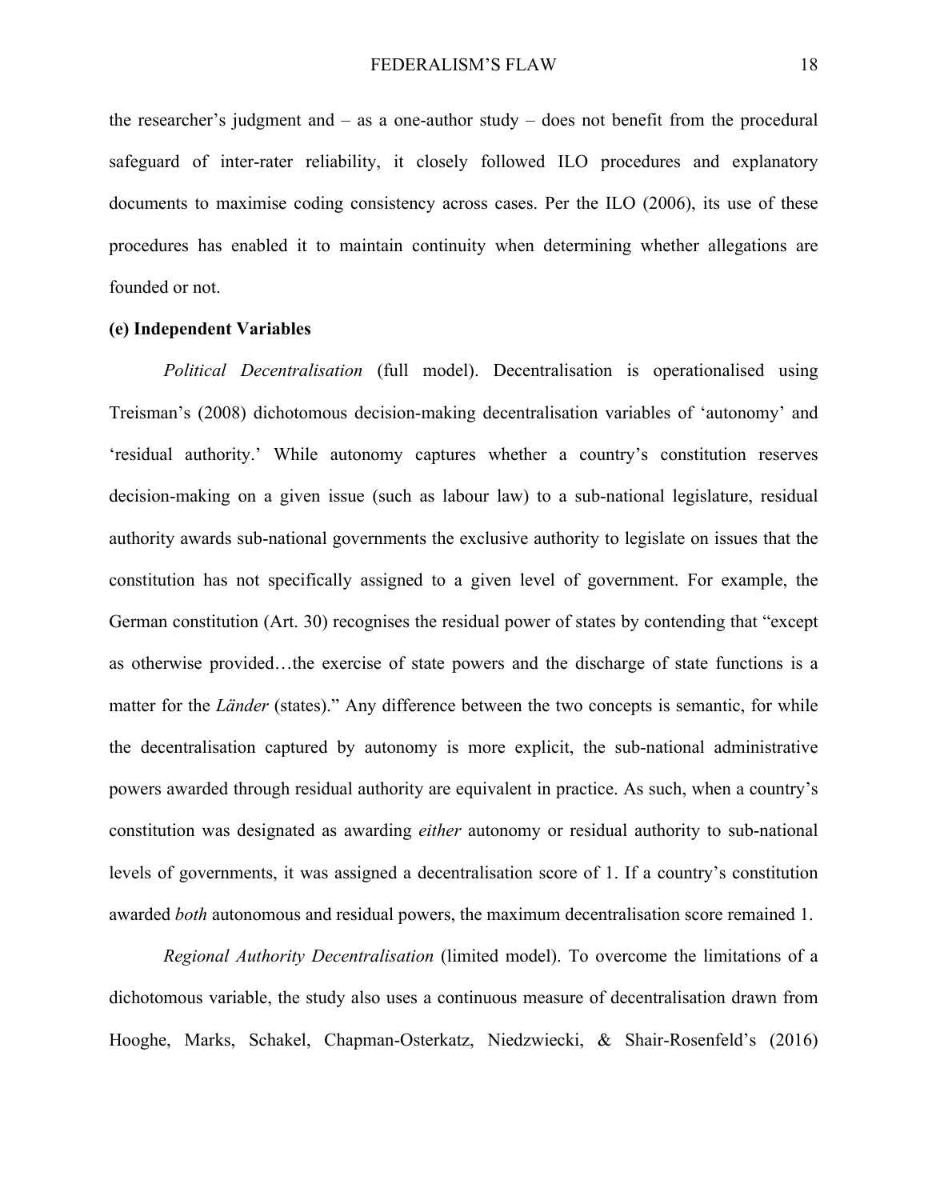the researcher's judgment and – as a one-author study – does not benefit from the procedural safeguard of inter-rater reliability, it closely followed ILO procedures and explanatory documents to maximise coding consistency across cases. Per the ILO (2006), its use of these procedures has enabled it to maintain continuity when determining whether allegations are founded or not.

**(e) Independent Variables**

*Political Decentralisation* (full model). Decentralisation is operationalised using Treisman's (2008) dichotomous decision-making decentralisation variables of 'autonomy' and 'residual authority.' While autonomy captures whether a country's constitution reserves decision-making on a given issue (such as labour law) to a sub-national legislature, residual authority awards sub-national governments the exclusive authority to legislate on issues that the constitution has not specifically assigned to a given level of government. For example, the German constitution (Art. 30) recognises the residual power of states by contending that "except as otherwise provided…the exercise of state powers and the discharge of state functions is a matter for the *Länder* (states)." Any difference between the two concepts is semantic, for while the decentralisation captured by autonomy is more explicit, the sub-national administrative powers awarded through residual authority are equivalent in practice. As such, when a country's constitution was designated as awarding *either* autonomy or residual authority to sub-national levels of governments, it was assigned a decentralisation score of 1. If a country's constitution awarded *both* autonomous and residual powers, the maximum decentralisation score remained 1.

*Regional Authority Decentralisation* (limited model). To overcome the limitations of a dichotomous variable, the study also uses a continuous measure of decentralisation drawn from Hooghe, Marks, Schakel, Chapman-Osterkatz, Niedzwiecki, & Shair-Rosenfeld's (2016)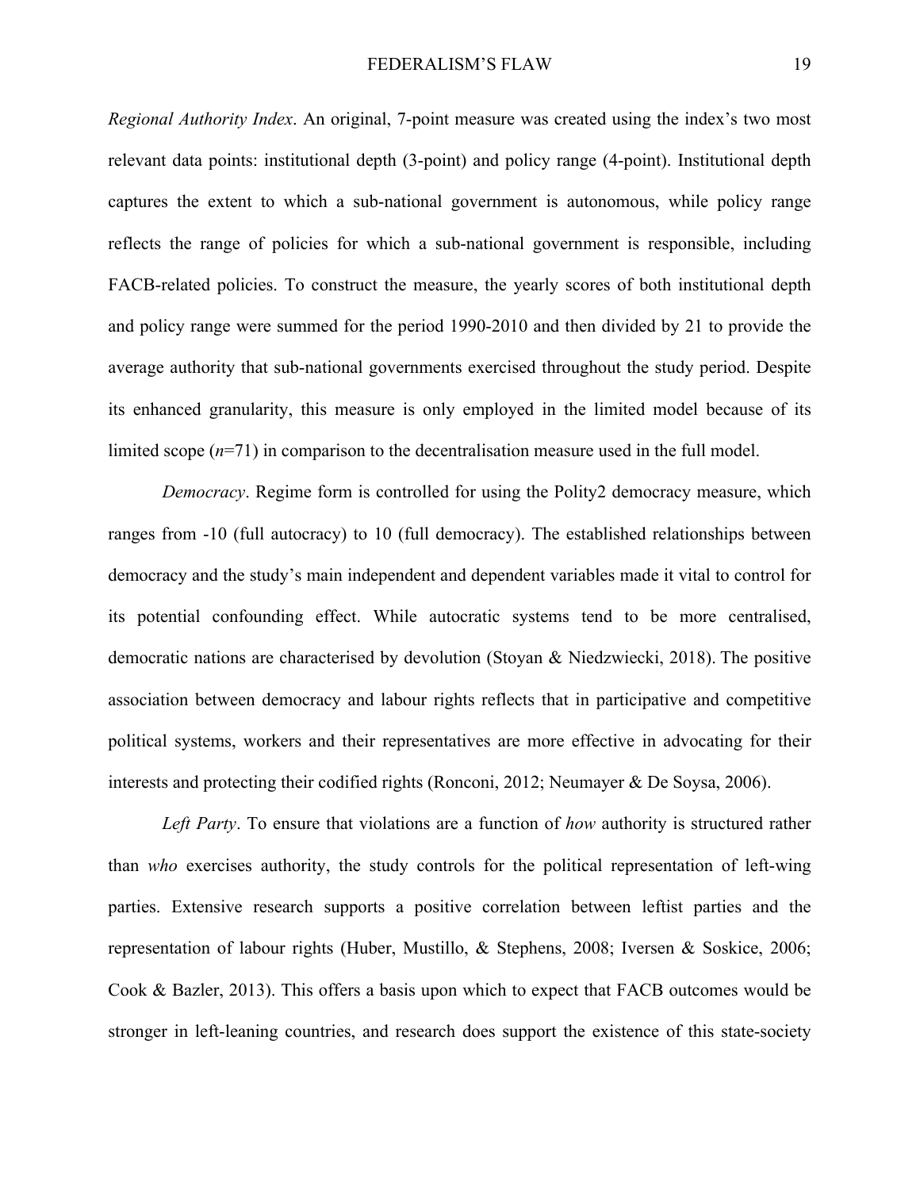*Regional Authority Index*. An original, 7-point measure was created using the index's two most relevant data points: institutional depth (3-point) and policy range (4-point). Institutional depth captures the extent to which a sub-national government is autonomous, while policy range reflects the range of policies for which a sub-national government is responsible, including FACB-related policies. To construct the measure, the yearly scores of both institutional depth and policy range were summed for the period 1990-2010 and then divided by 21 to provide the average authority that sub-national governments exercised throughout the study period. Despite its enhanced granularity, this measure is only employed in the limited model because of its limited scope (*n*=71) in comparison to the decentralisation measure used in the full model.

*Democracy*. Regime form is controlled for using the Polity2 democracy measure, which ranges from -10 (full autocracy) to 10 (full democracy). The established relationships between democracy and the study's main independent and dependent variables made it vital to control for its potential confounding effect. While autocratic systems tend to be more centralised, democratic nations are characterised by devolution (Stoyan & Niedzwiecki, 2018). The positive association between democracy and labour rights reflects that in participative and competitive political systems, workers and their representatives are more effective in advocating for their interests and protecting their codified rights (Ronconi, 2012; Neumayer & De Soysa, 2006).

*Left Party*. To ensure that violations are a function of *how* authority is structured rather than *who* exercises authority, the study controls for the political representation of left-wing parties. Extensive research supports a positive correlation between leftist parties and the representation of labour rights (Huber, Mustillo, & Stephens, 2008; Iversen & Soskice, 2006; Cook & Bazler, 2013). This offers a basis upon which to expect that FACB outcomes would be stronger in left-leaning countries, and research does support the existence of this state-society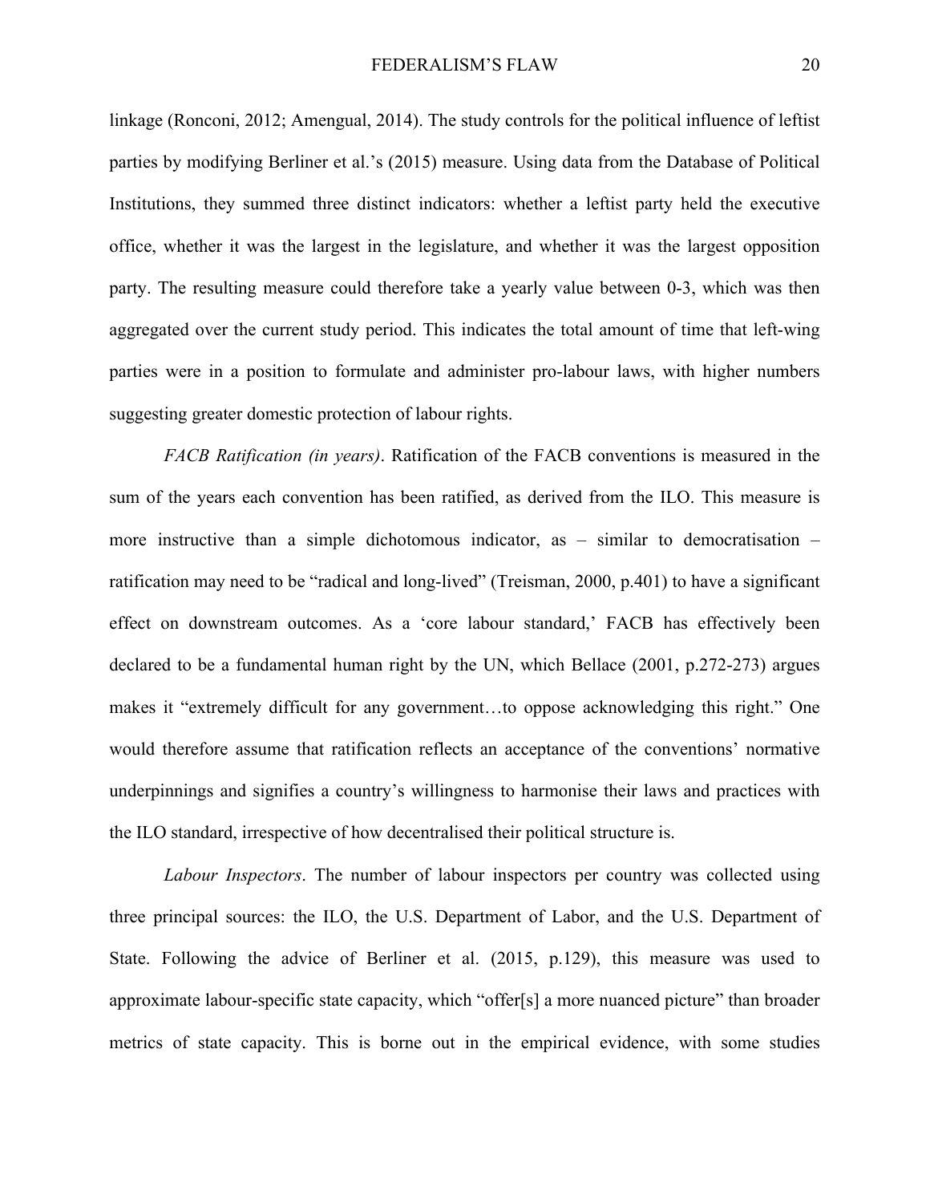linkage (Ronconi, 2012; Amengual, 2014). The study controls for the political influence of leftist parties by modifying Berliner et al.'s (2015) measure. Using data from the Database of Political Institutions, they summed three distinct indicators: whether a leftist party held the executive office, whether it was the largest in the legislature, and whether it was the largest opposition party. The resulting measure could therefore take a yearly value between 0-3, which was then aggregated over the current study period. This indicates the total amount of time that left-wing parties were in a position to formulate and administer pro-labour laws, with higher numbers suggesting greater domestic protection of labour rights.

*FACB Ratification (in years)*. Ratification of the FACB conventions is measured in the sum of the years each convention has been ratified, as derived from the ILO. This measure is more instructive than a simple dichotomous indicator, as – similar to democratisation – ratification may need to be "radical and long-lived" (Treisman, 2000, p.401) to have a significant effect on downstream outcomes. As a 'core labour standard,' FACB has effectively been declared to be a fundamental human right by the UN, which Bellace (2001, p.272-273) argues makes it "extremely difficult for any government…to oppose acknowledging this right." One would therefore assume that ratification reflects an acceptance of the conventions' normative underpinnings and signifies a country's willingness to harmonise their laws and practices with the ILO standard, irrespective of how decentralised their political structure is.

*Labour Inspectors*. The number of labour inspectors per country was collected using three principal sources: the ILO, the U.S. Department of Labor, and the U.S. Department of State. Following the advice of Berliner et al. (2015, p.129), this measure was used to approximate labour-specific state capacity, which "offer[s] a more nuanced picture" than broader metrics of state capacity. This is borne out in the empirical evidence, with some studies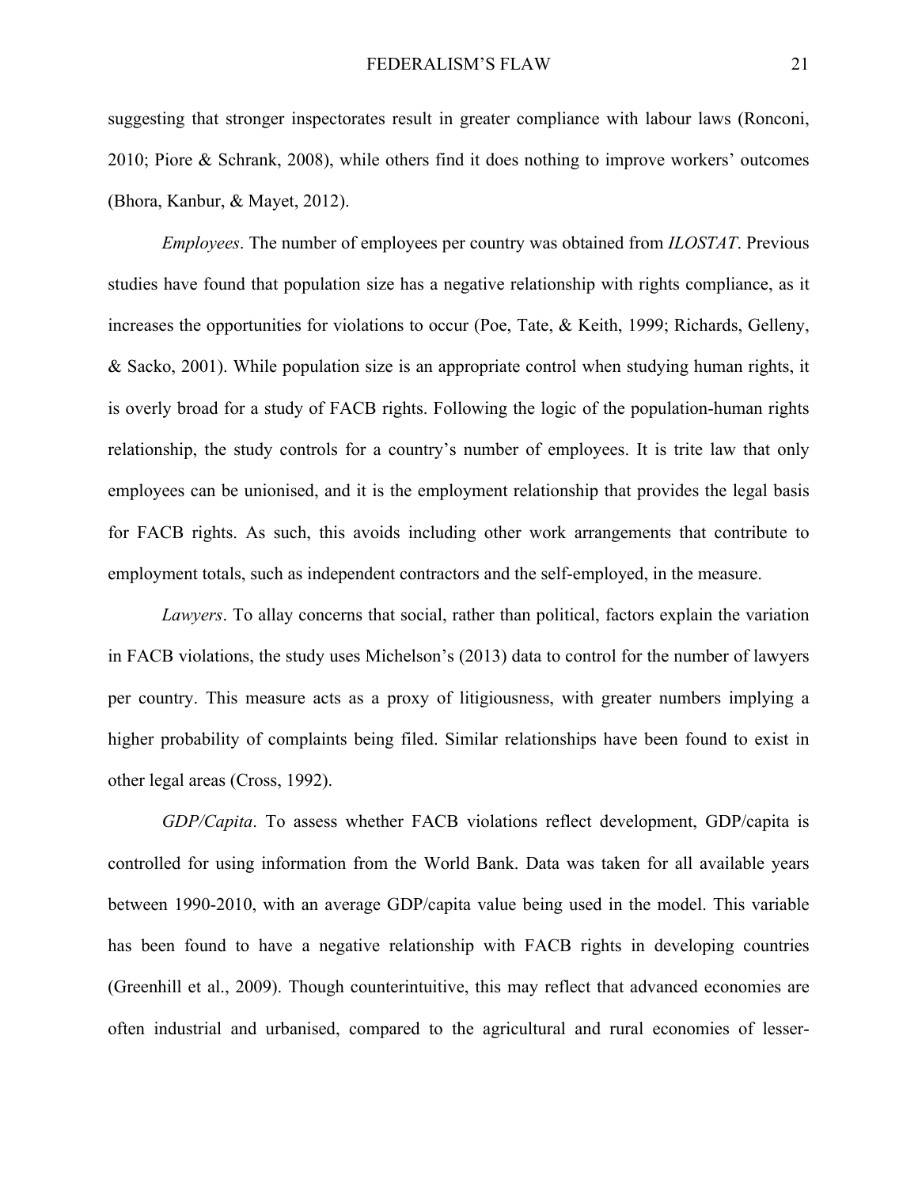suggesting that stronger inspectorates result in greater compliance with labour laws (Ronconi, 2010; Piore & Schrank, 2008), while others find it does nothing to improve workers' outcomes (Bhora, Kanbur, & Mayet, 2012).

*Employees*. The number of employees per country was obtained from *ILOSTAT*. Previous studies have found that population size has a negative relationship with rights compliance, as it increases the opportunities for violations to occur (Poe, Tate, & Keith, 1999; Richards, Gelleny, & Sacko, 2001). While population size is an appropriate control when studying human rights, it is overly broad for a study of FACB rights. Following the logic of the population-human rights relationship, the study controls for a country's number of employees. It is trite law that only employees can be unionised, and it is the employment relationship that provides the legal basis for FACB rights. As such, this avoids including other work arrangements that contribute to employment totals, such as independent contractors and the self-employed, in the measure.

*Lawyers*. To allay concerns that social, rather than political, factors explain the variation in FACB violations, the study uses Michelson's (2013) data to control for the number of lawyers per country. This measure acts as a proxy of litigiousness, with greater numbers implying a higher probability of complaints being filed. Similar relationships have been found to exist in other legal areas (Cross, 1992).

*GDP/Capita*. To assess whether FACB violations reflect development, GDP/capita is controlled for using information from the World Bank. Data was taken for all available years between 1990-2010, with an average GDP/capita value being used in the model. This variable has been found to have a negative relationship with FACB rights in developing countries (Greenhill et al., 2009). Though counterintuitive, this may reflect that advanced economies are often industrial and urbanised, compared to the agricultural and rural economies of lesser-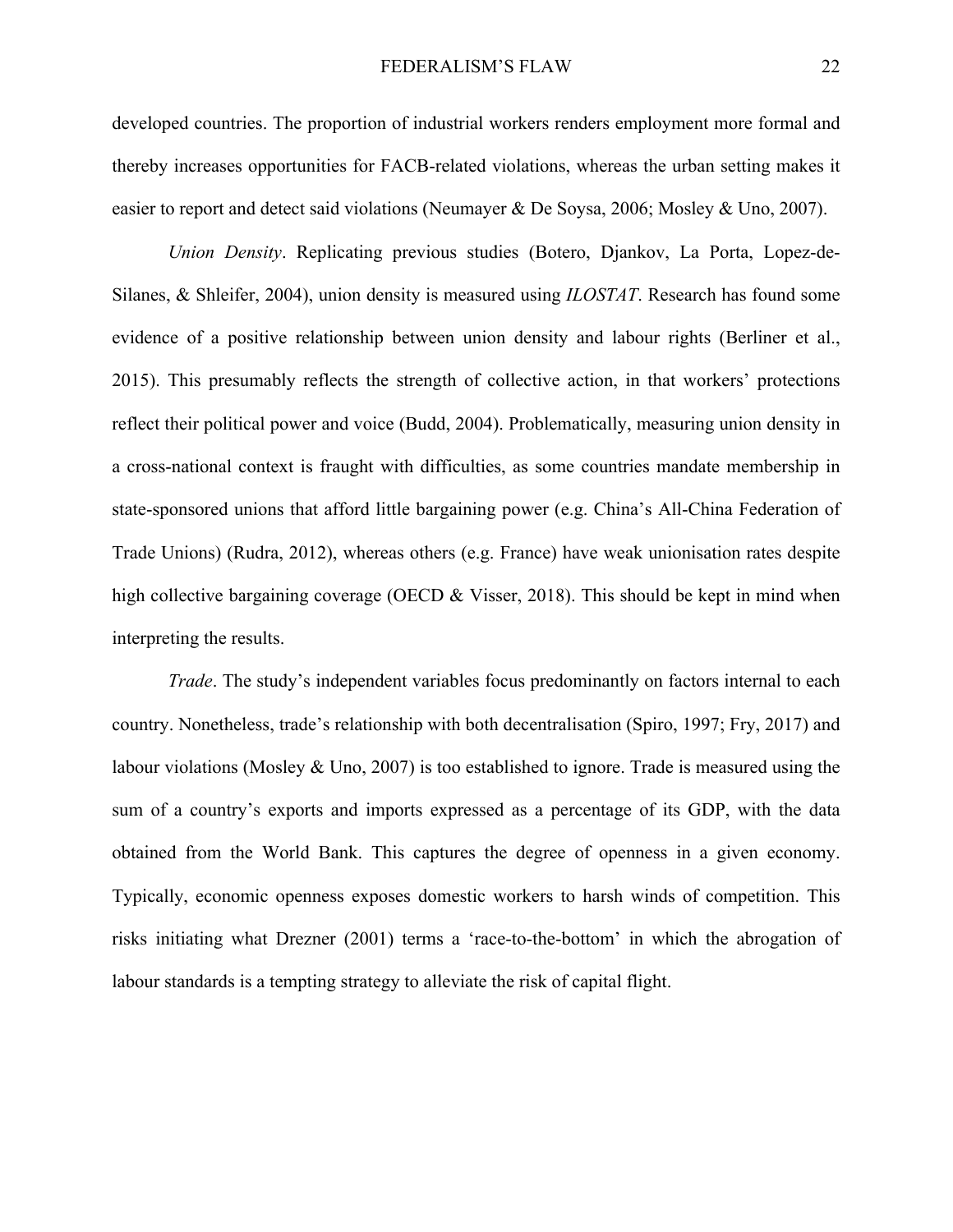developed countries. The proportion of industrial workers renders employment more formal and thereby increases opportunities for FACB-related violations, whereas the urban setting makes it easier to report and detect said violations (Neumayer & De Soysa, 2006; Mosley & Uno, 2007).

*Union Density*. Replicating previous studies (Botero, Djankov, La Porta, Lopez-de-Silanes, & Shleifer, 2004), union density is measured using *ILOSTAT*. Research has found some evidence of a positive relationship between union density and labour rights (Berliner et al., 2015). This presumably reflects the strength of collective action, in that workers' protections reflect their political power and voice (Budd, 2004). Problematically, measuring union density in a cross-national context is fraught with difficulties, as some countries mandate membership in state-sponsored unions that afford little bargaining power (e.g. China's All-China Federation of Trade Unions) (Rudra, 2012), whereas others (e.g. France) have weak unionisation rates despite high collective bargaining coverage (OECD & Visser, 2018). This should be kept in mind when interpreting the results.

*Trade*. The study's independent variables focus predominantly on factors internal to each country. Nonetheless, trade's relationship with both decentralisation (Spiro, 1997; Fry, 2017) and labour violations (Mosley & Uno, 2007) is too established to ignore. Trade is measured using the sum of a country's exports and imports expressed as a percentage of its GDP, with the data obtained from the World Bank. This captures the degree of openness in a given economy. Typically, economic openness exposes domestic workers to harsh winds of competition. This risks initiating what Drezner (2001) terms a 'race-to-the-bottom' in which the abrogation of labour standards is a tempting strategy to alleviate the risk of capital flight.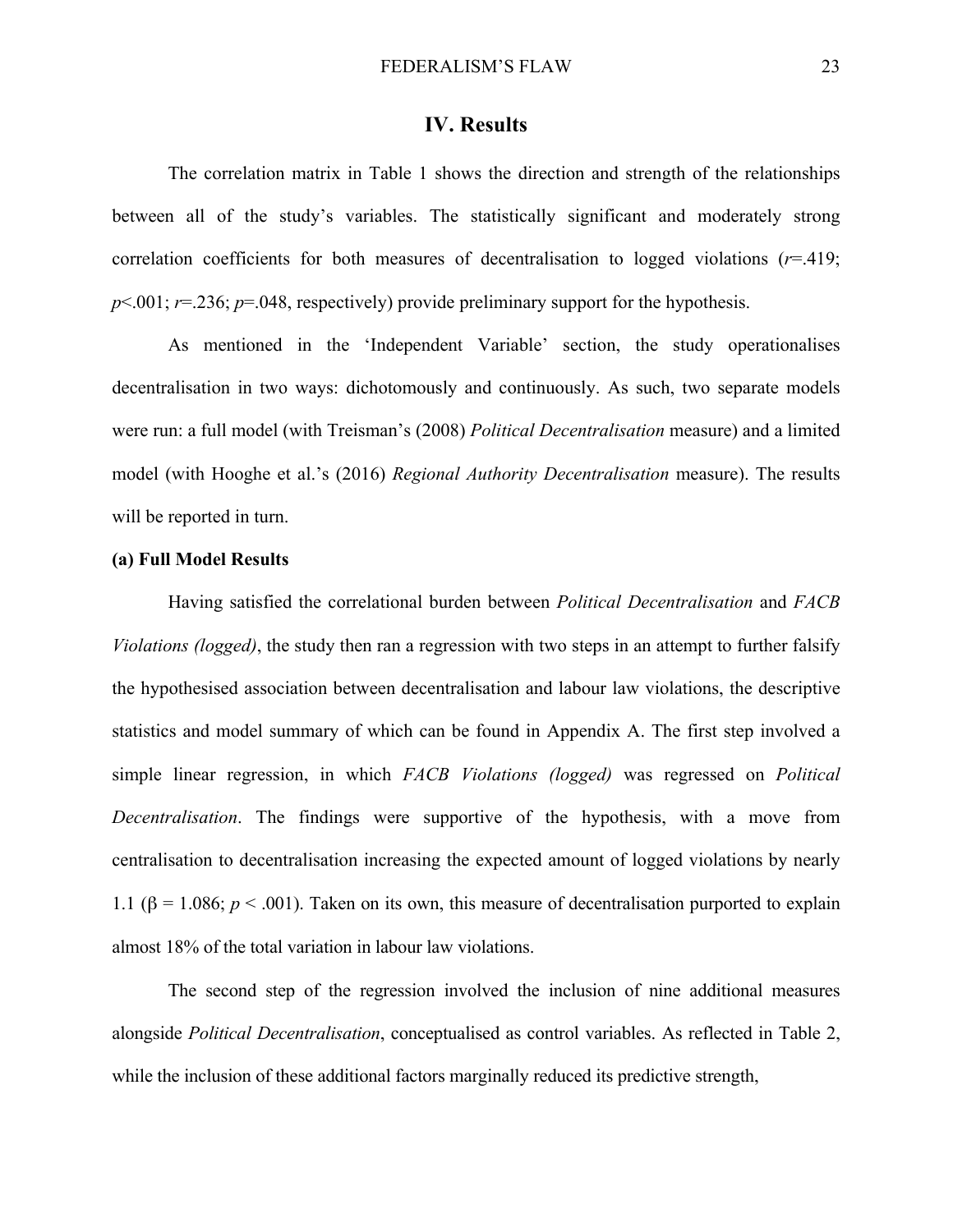## IV. Results

The correlation matrix in Table 1 shows the direction and strength of the relationships between all of the study's variables. The statistically significant and moderately strong correlation coefficients for both measures of decentralisation to logged violations ($r$=.419; $p$<.001; $r$=.236; $p$=.048, respectively) provide preliminary support for the hypothesis.

As mentioned in the 'Independent Variable' section, the study operationalises decentralisation in two ways: dichotomously and continuously. As such, two separate models were run: a full model (with Treisman's (2008) *Political Decentralisation* measure) and a limited model (with Hooghe et al.'s (2016) *Regional Authority Decentralisation* measure). The results will be reported in turn.

### (a) Full Model Results

Having satisfied the correlational burden between *Political Decentralisation* and *FACB Violations (logged)*, the study then ran a regression with two steps in an attempt to further falsify the hypothesised association between decentralisation and labour law violations, the descriptive statistics and model summary of which can be found in Appendix A. The first step involved a simple linear regression, in which *FACB Violations (logged)* was regressed on *Political Decentralisation*. The findings were supportive of the hypothesis, with a move from centralisation to decentralisation increasing the expected amount of logged violations by nearly 1.1 ($\beta$ = 1.086; $p$ < .001). Taken on its own, this measure of decentralisation purported to explain almost 18% of the total variation in labour law violations.

The second step of the regression involved the inclusion of nine additional measures alongside *Political Decentralisation*, conceptualised as control variables. As reflected in Table 2, while the inclusion of these additional factors marginally reduced its predictive strength,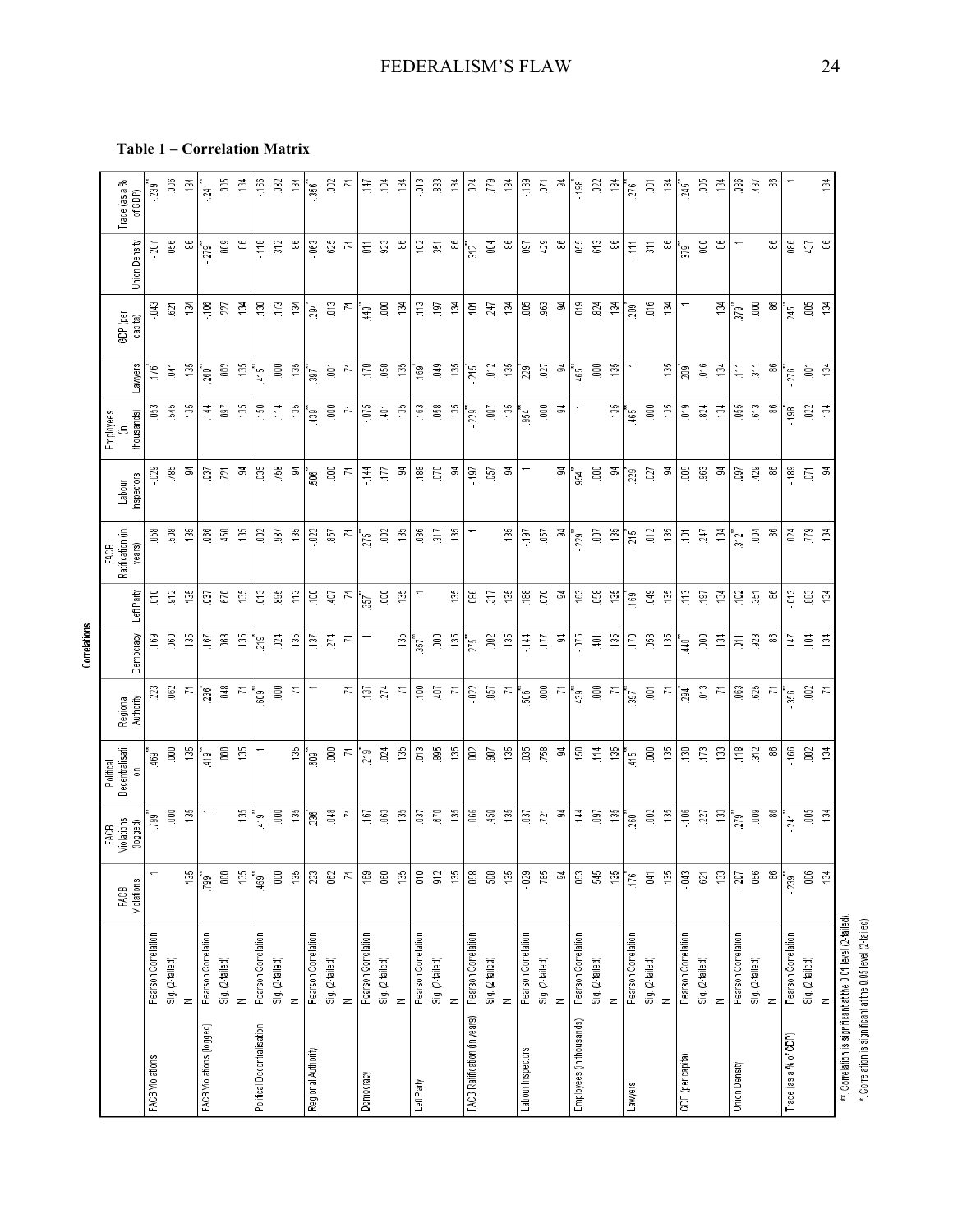**Table 1 – Correlation Matrix**

**Correlations**

| | | FACB Violations | FACB Violations (logged) | Political Decentralisation | Regional Authority | Democracy | Left Party | FACB Ratification (in years) | Labour Inspectors | Employees (in thousands) | Lawyers | GDP (per capita) | Union Density | Trade (as a % of GDP) |
|---|---|---|---|---|---|---|---|---|---|---|---|---|---|---|
| FACB Violations | Pearson Correlation | 1 | .799** | .469** | .223 | .169 | .010 | .058 | -.029 | .053 | .176* | -.043 | -.207 | -.239** |
| | Sig. (2-tailed) | | .000 | .000 | .062 | .060 | .912 | .508 | .785 | .545 | .041 | .621 | .056 | .006 |
| | N | 135 | 135 | 135 | 71 | 135 | 135 | 135 | 94 | 135 | 135 | 134 | 86 | 134 |
| FACB Violations (logged) | Pearson Correlation | .799** | 1 | .419** | .236* | .167 | .037 | .066 | .037 | .144 | .260** | -.106 | -.279** | -.241** |
| | Sig. (2-tailed) | .000 | | .000 | .048 | .063 | .670 | .450 | .721 | .097 | .002 | .227 | .009 | .005 |
| | N | 135 | 135 | 135 | 71 | 135 | 135 | 135 | 94 | 135 | 135 | 134 | 86 | 134 |
| Political Decentralisation | Pearson Correlation | .469** | .419** | 1 | .609** | .219* | .013 | .002 | .035 | .150 | .415** | .130 | -.118 | -.166 |
| | Sig. (2-tailed) | .000 | .000 | | .000 | .024 | .895 | .987 | .758 | .114 | .000 | .173 | .312 | .082 |
| | N | 135 | 135 | 135 | 71 | 135 | 113 | 135 | 94 | 135 | 135 | 134 | 86 | 134 |
| Regional Authority | Pearson Correlation | .223 | .236* | .609** | 1 | .137 | .100 | -.022 | .506** | .439** | .397** | .294* | -.063 | -.356** |
| | Sig. (2-tailed) | .062 | .048 | .000 | | .274 | .407 | .857 | .000 | .000 | .001 | .013 | .625 | .002 |
| | N | 71 | 71 | 71 | 71 | 71 | 71 | 71 | 71 | 71 | 71 | 71 | 71 | 71 |
| Democracy | Pearson Correlation | .169 | .167 | .219* | .137 | 1 | .367** | .275** | -.144 | -.075 | .170 | .440** | .011 | .147 |
| | Sig. (2-tailed) | .060 | .063 | .024 | .274 | | .000 | .002 | .177 | .401 | .058 | .000 | .923 | .104 |
| | N | 135 | 135 | 135 | 71 | 135 | 135 | 135 | 94 | 135 | 135 | 134 | 86 | 134 |
| Left Party | Pearson Correlation | .010 | .037 | .013 | .100 | .367** | 1 | .086 | .188 | .163 | .169* | .113 | .102 | -.013 |
| | Sig. (2-tailed) | .912 | .670 | .895 | .407 | .000 | | .317 | .070 | .058 | .049 | .197 | .351 | .883 |
| | N | 135 | 135 | 135 | 71 | 135 | 135 | 135 | 94 | 135 | 135 | 134 | 86 | 134 |
| FACB Ratification (in years) | Pearson Correlation | .058 | .066 | .002 | -.022 | .275** | .086 | 1 | -.197 | -.229** | -.215* | .101 | .312** | .024 |
| | Sig. (2-tailed) | .508 | .450 | .987 | .857 | .002 | .317 | | .057 | .007 | .012 | .247 | .004 | .779 |
| | N | 135 | 135 | 135 | 71 | 135 | 135 | 135 | 94 | 135 | 135 | 134 | 86 | 134 |
| Labour Inspectors | Pearson Correlation | -.029 | .037 | .035 | .506** | -.144 | .188 | -.197 | 1 | .954** | .229* | .005 | .087 | -.189 |
| | Sig. (2-tailed) | .785 | .721 | .758 | .000 | .177 | .070 | .057 | | .000 | .027 | .963 | .429 | .071 |
| | N | 94 | 94 | 94 | 71 | 94 | 94 | 94 | 94 | 94 | 94 | 94 | 86 | 94 |
| Employees (in thousands) | Pearson Correlation | .053 | .144 | .150 | .439** | -.075 | .163 | -.229** | .954** | 1 | .465** | .019 | .055 | -.198* |
| | Sig. (2-tailed) | .545 | .097 | .114 | .000 | .401 | .058 | .007 | .000 | | .000 | .824 | .613 | .022 |
| | N | 135 | 135 | 135 | 71 | 135 | 135 | 135 | 94 | 135 | 135 | 134 | 86 | 134 |
| Lawyers | Pearson Correlation | .176* | .260** | .415** | .397** | .170 | .169* | -.215* | .229* | .465** | 1 | .209* | -.111 | -.276** |
| | Sig. (2-tailed) | .041 | .002 | .000 | .001 | .058 | .049 | .012 | .027 | .000 | | .016 | .311 | .001 |
| | N | 135 | 135 | 135 | 71 | 135 | 135 | 135 | 94 | 135 | 135 | 134 | 86 | 134 |
| GDP (per capita) | Pearson Correlation | -.043 | -.106 | .130 | .294* | .440** | .113 | .101 | .005 | .019 | .209* | 1 | .379** | .245** |
| | Sig. (2-tailed) | .621 | .227 | .173 | .013 | .000 | .197 | .247 | .963 | .824 | .016 | | .000 | .005 |
| | N | 133 | 133 | 133 | 71 | 134 | 134 | 134 | 94 | 134 | 134 | 134 | 86 | 134 |
| Union Density | Pearson Correlation | -.207 | -.279** | -.118 | -.063 | .011 | .102 | .312** | .087 | .055 | -.111 | .379** | 1 | .086 |
| | Sig. (2-tailed) | .056 | .009 | .312 | .625 | .923 | .351 | .004 | .429 | .613 | .311 | .000 | | .437 |
| | N | 86 | 86 | 86 | 71 | 86 | 86 | 86 | 86 | 86 | 86 | 86 | 86 | 86 |
| Trade (as a % of GDP) | Pearson Correlation | -.239** | -.241** | -.166 | -.356** | .147 | -.013 | .024 | -.189 | -.198* | -.276** | .245** | .086 | 1 |
| | Sig. (2-tailed) | .006 | .005 | .082 | .002 | .104 | .883 | .779 | .071 | .022 | .001 | .005 | .437 | |
| | N | 134 | 134 | 134 | 71 | 134 | 134 | 134 | 94 | 134 | 134 | 134 | 86 | 134 |

**. Correlation is significant at the 0.01 level (2-tailed).

*. Correlation is significant at the 0.05 level (2-tailed).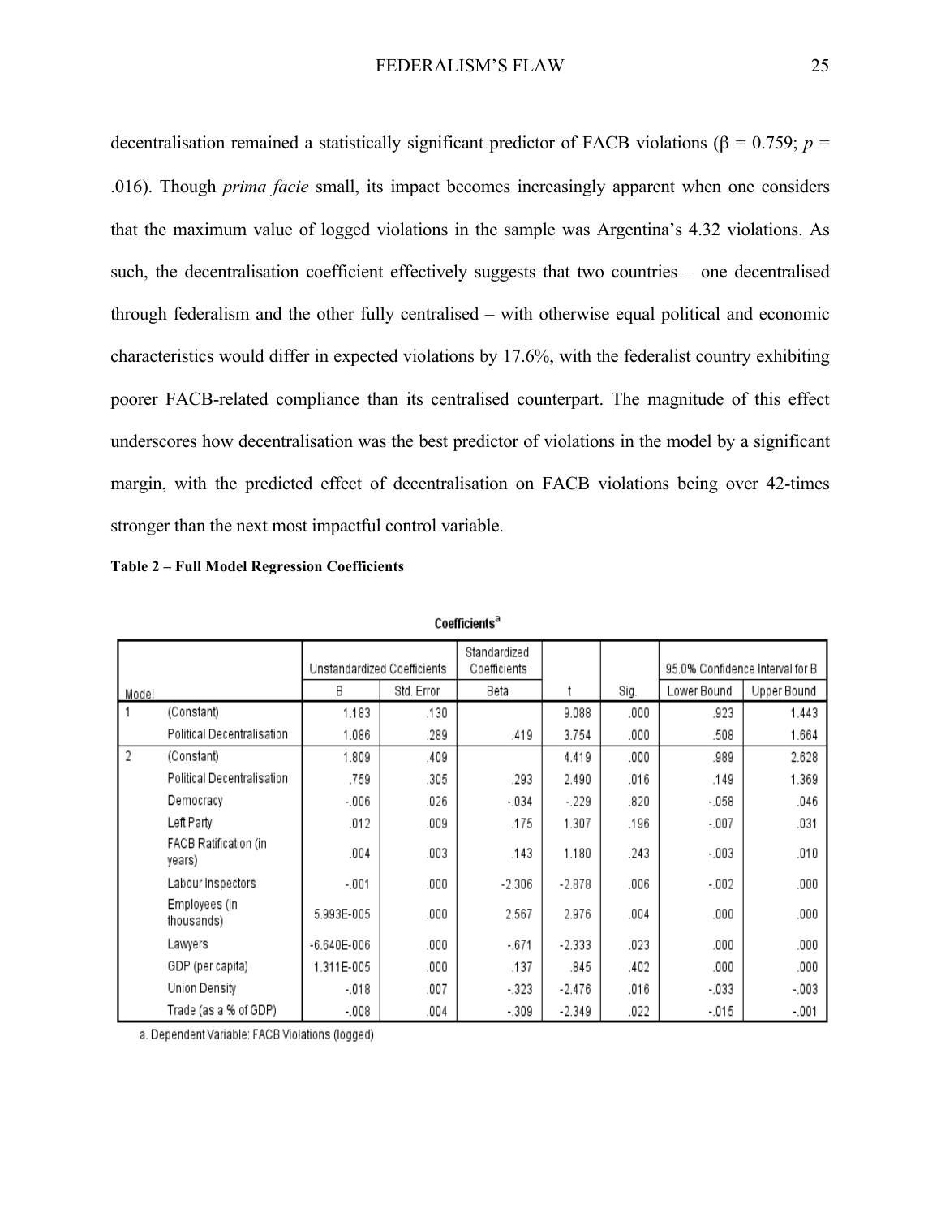decentralisation remained a statistically significant predictor of FACB violations ($\beta = 0.759$; $p = .016$). Though *prima facie* small, its impact becomes increasingly apparent when one considers that the maximum value of logged violations in the sample was Argentina's 4.32 violations. As such, the decentralisation coefficient effectively suggests that two countries – one decentralised through federalism and the other fully centralised – with otherwise equal political and economic characteristics would differ in expected violations by 17.6%, with the federalist country exhibiting poorer FACB-related compliance than its centralised counterpart. The magnitude of this effect underscores how decentralisation was the best predictor of violations in the model by a significant margin, with the predicted effect of decentralisation on FACB violations being over 42-times stronger than the next most impactful control variable.

**Table 2 – Full Model Regression Coefficients**

Coefficients[a]

| Model | | Unstandardized Coefficients | | Standardized Coefficients | t | Sig. | 95.0% Confidence Interval for B | |
|---|---|---|---|---|---|---|---|---|
| | | B | Std. Error | Beta | | | Lower Bound | Upper Bound |
| 1 | (Constant) | 1.183 | .130 | | 9.088 | .000 | .923 | 1.443 |
| | Political Decentralisation | 1.086 | .289 | .419 | 3.754 | .000 | .508 | 1.664 |
| 2 | (Constant) | 1.809 | .409 | | 4.419 | .000 | .989 | 2.628 |
| | Political Decentralisation | .759 | .305 | .293 | 2.490 | .016 | .149 | 1.369 |
| | Democracy | -.006 | .026 | -.034 | -.229 | .820 | -.058 | .046 |
| | Left Party | .012 | .009 | .175 | 1.307 | .196 | -.007 | .031 |
| | FACB Ratification (in years) | .004 | .003 | .143 | 1.180 | .243 | -.003 | .010 |
| | Labour Inspectors | -.001 | .000 | -2.306 | -2.878 | .006 | -.002 | .000 |
| | Employees (in thousands) | 5.993E-005 | .000 | 2.567 | 2.976 | .004 | .000 | .000 |
| | Lawyers | -6.640E-006 | .000 | -.671 | -2.333 | .023 | .000 | .000 |
| | GDP (per capita) | 1.311E-005 | .000 | .137 | .845 | .402 | .000 | .000 |
| | Union Density | -.018 | .007 | -.323 | -2.476 | .016 | -.033 | -.003 |
| | Trade (as a % of GDP) | -.008 | .004 | -.309 | -2.349 | .022 | -.015 | -.001 |

a. Dependent Variable: FACB Violations (logged)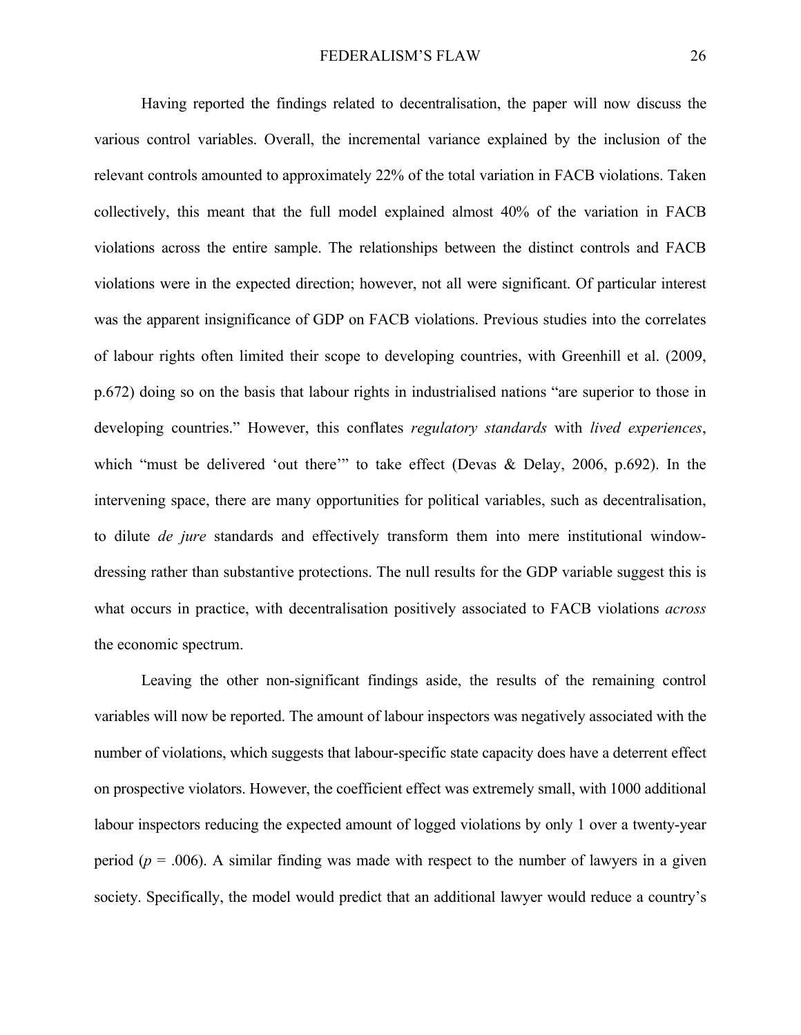Having reported the findings related to decentralisation, the paper will now discuss the various control variables. Overall, the incremental variance explained by the inclusion of the relevant controls amounted to approximately 22% of the total variation in FACB violations. Taken collectively, this meant that the full model explained almost 40% of the variation in FACB violations across the entire sample. The relationships between the distinct controls and FACB violations were in the expected direction; however, not all were significant. Of particular interest was the apparent insignificance of GDP on FACB violations. Previous studies into the correlates of labour rights often limited their scope to developing countries, with Greenhill et al. (2009, p.672) doing so on the basis that labour rights in industrialised nations "are superior to those in developing countries." However, this conflates *regulatory standards* with *lived experiences*, which "must be delivered 'out there'" to take effect (Devas & Delay, 2006, p.692). In the intervening space, there are many opportunities for political variables, such as decentralisation, to dilute *de jure* standards and effectively transform them into mere institutional window-dressing rather than substantive protections. The null results for the GDP variable suggest this is what occurs in practice, with decentralisation positively associated to FACB violations *across* the economic spectrum.

Leaving the other non-significant findings aside, the results of the remaining control variables will now be reported. The amount of labour inspectors was negatively associated with the number of violations, which suggests that labour-specific state capacity does have a deterrent effect on prospective violators. However, the coefficient effect was extremely small, with 1000 additional labour inspectors reducing the expected amount of logged violations by only 1 over a twenty-year period ($p$ = .006). A similar finding was made with respect to the number of lawyers in a given society. Specifically, the model would predict that an additional lawyer would reduce a country's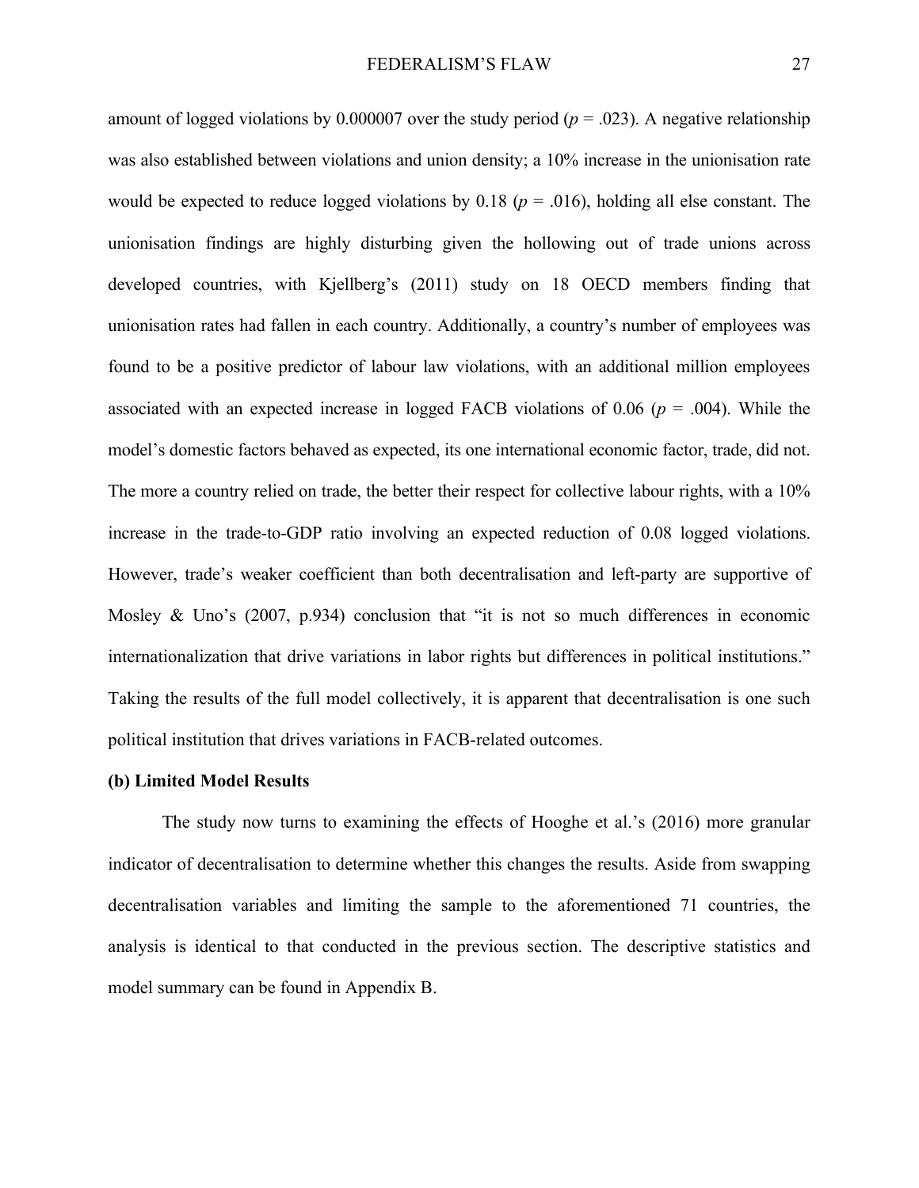amount of logged violations by 0.000007 over the study period ($p$ = .023). A negative relationship was also established between violations and union density; a 10% increase in the unionisation rate would be expected to reduce logged violations by 0.18 ($p$ = .016), holding all else constant. The unionisation findings are highly disturbing given the hollowing out of trade unions across developed countries, with Kjellberg's (2011) study on 18 OECD members finding that unionisation rates had fallen in each country. Additionally, a country's number of employees was found to be a positive predictor of labour law violations, with an additional million employees associated with an expected increase in logged FACB violations of 0.06 ($p$ = .004). While the model's domestic factors behaved as expected, its one international economic factor, trade, did not. The more a country relied on trade, the better their respect for collective labour rights, with a 10% increase in the trade-to-GDP ratio involving an expected reduction of 0.08 logged violations. However, trade's weaker coefficient than both decentralisation and left-party are supportive of Mosley & Uno's (2007, p.934) conclusion that "it is not so much differences in economic internationalization that drive variations in labor rights but differences in political institutions." Taking the results of the full model collectively, it is apparent that decentralisation is one such political institution that drives variations in FACB-related outcomes.

**(b) Limited Model Results**

The study now turns to examining the effects of Hooghe et al.'s (2016) more granular indicator of decentralisation to determine whether this changes the results. Aside from swapping decentralisation variables and limiting the sample to the aforementioned 71 countries, the analysis is identical to that conducted in the previous section. The descriptive statistics and model summary can be found in Appendix B.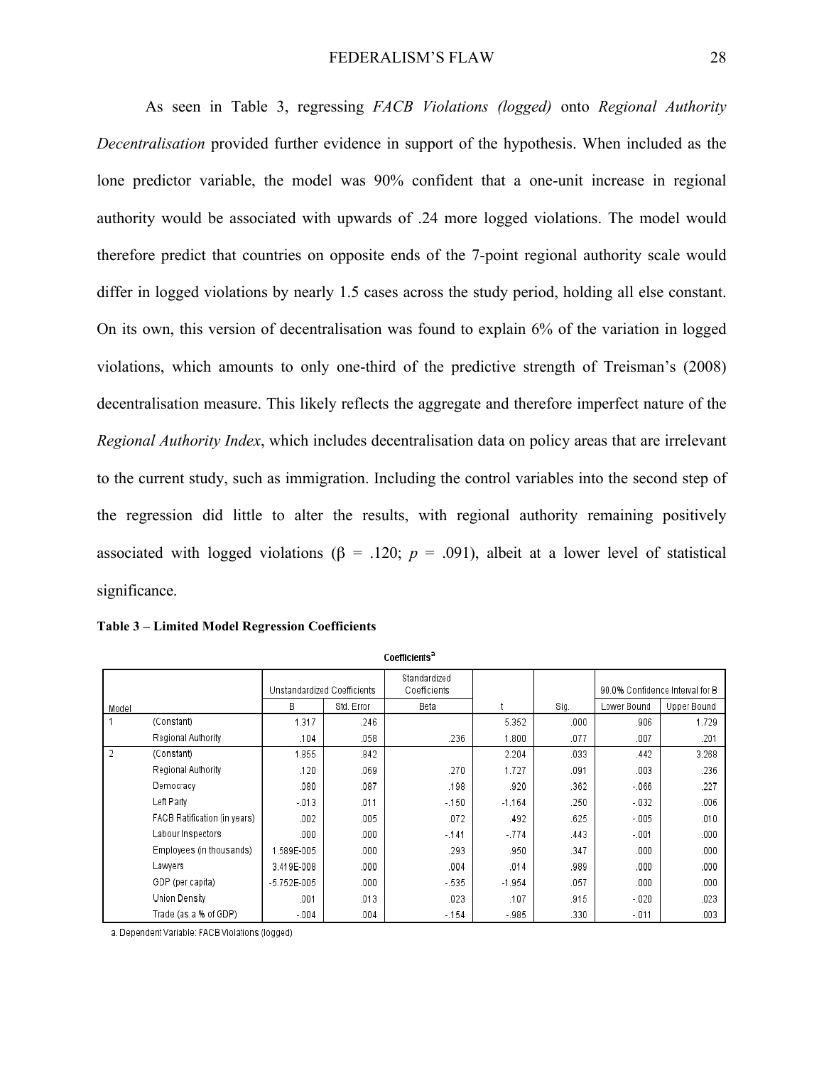As seen in Table 3, regressing *FACB Violations (logged)* onto *Regional Authority Decentralisation* provided further evidence in support of the hypothesis. When included as the lone predictor variable, the model was 90% confident that a one-unit increase in regional authority would be associated with upwards of .24 more logged violations. The model would therefore predict that countries on opposite ends of the 7-point regional authority scale would differ in logged violations by nearly 1.5 cases across the study period, holding all else constant. On its own, this version of decentralisation was found to explain 6% of the variation in logged violations, which amounts to only one-third of the predictive strength of Treisman's (2008) decentralisation measure. This likely reflects the aggregate and therefore imperfect nature of the *Regional Authority Index*, which includes decentralisation data on policy areas that are irrelevant to the current study, such as immigration. Including the control variables into the second step of the regression did little to alter the results, with regional authority remaining positively associated with logged violations ($\beta$ = .120; $p$ = .091), albeit at a lower level of statistical significance.

**Table 3 – Limited Model Regression Coefficients**

Coefficients[a]

| Model | | Unstandardized Coefficients | | Standardized Coefficients | t | Sig. | 90.0% Confidence Interval for B | |
|---|---|---|---|---|---|---|---|---|
| | | B | Std. Error | Beta | | | Lower Bound | Upper Bound |
| 1 | (Constant) | 1.317 | .246 | | 5.352 | .000 | .906 | 1.729 |
| | Regional Authority | .104 | .058 | .236 | 1.800 | .077 | .007 | .201 |
| 2 | (Constant) | 1.855 | .842 | | 2.204 | .033 | .442 | 3.268 |
| | Regional Authority | .120 | .069 | .270 | 1.727 | .091 | .003 | .236 |
| | Democracy | .080 | .087 | .198 | .920 | .362 | -.066 | .227 |
| | Left Party | -.013 | .011 | -.150 | -1.164 | .250 | -.032 | .006 |
| | FACB Ratification (in years) | .002 | .005 | .072 | .492 | .625 | -.005 | .010 |
| | Labour Inspectors | .000 | .000 | -.141 | -.774 | .443 | -.001 | .000 |
| | Employees (in thousands) | 1.589E-005 | .000 | .293 | .950 | .347 | .000 | .000 |
| | Lawyers | 3.419E-008 | .000 | .004 | .014 | .989 | .000 | .000 |
| | GDP (per capita) | -5.752E-005 | .000 | -.535 | -1.954 | .057 | .000 | .000 |
| | Union Density | .001 | .013 | .023 | .107 | .915 | -.020 | .023 |
| | Trade (as a % of GDP) | -.004 | .004 | -.154 | -.985 | .330 | -.011 | .003 |

a. Dependent Variable: FACB Violations (logged)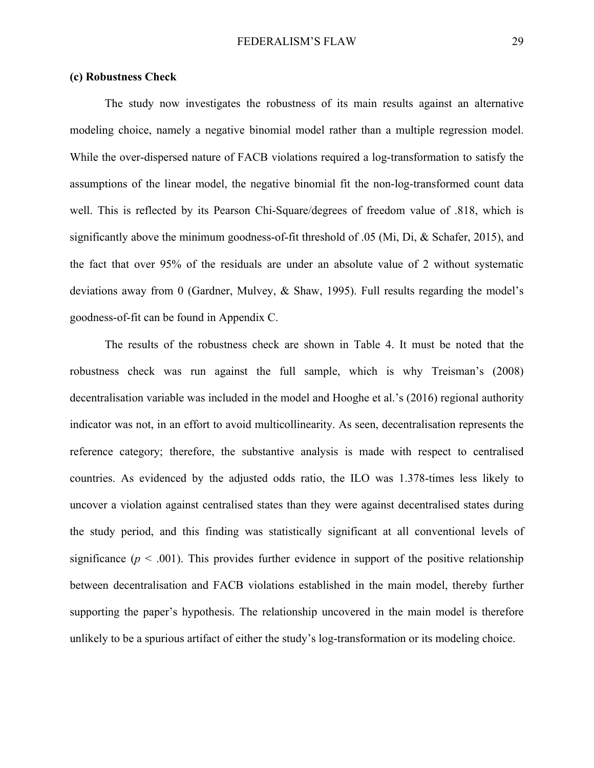### (c) Robustness Check

The study now investigates the robustness of its main results against an alternative modeling choice, namely a negative binomial model rather than a multiple regression model. While the over-dispersed nature of FACB violations required a log-transformation to satisfy the assumptions of the linear model, the negative binomial fit the non-log-transformed count data well. This is reflected by its Pearson Chi-Square/degrees of freedom value of .818, which is significantly above the minimum goodness-of-fit threshold of .05 (Mi, Di, & Schafer, 2015), and the fact that over 95% of the residuals are under an absolute value of 2 without systematic deviations away from 0 (Gardner, Mulvey, & Shaw, 1995). Full results regarding the model's goodness-of-fit can be found in Appendix C.

The results of the robustness check are shown in Table 4. It must be noted that the robustness check was run against the full sample, which is why Treisman's (2008) decentralisation variable was included in the model and Hooghe et al.'s (2016) regional authority indicator was not, in an effort to avoid multicollinearity. As seen, decentralisation represents the reference category; therefore, the substantive analysis is made with respect to centralised countries. As evidenced by the adjusted odds ratio, the ILO was 1.378-times less likely to uncover a violation against centralised states than they were against decentralised states during the study period, and this finding was statistically significant at all conventional levels of significance ($p < .001$). This provides further evidence in support of the positive relationship between decentralisation and FACB violations established in the main model, thereby further supporting the paper's hypothesis. The relationship uncovered in the main model is therefore unlikely to be a spurious artifact of either the study's log-transformation or its modeling choice.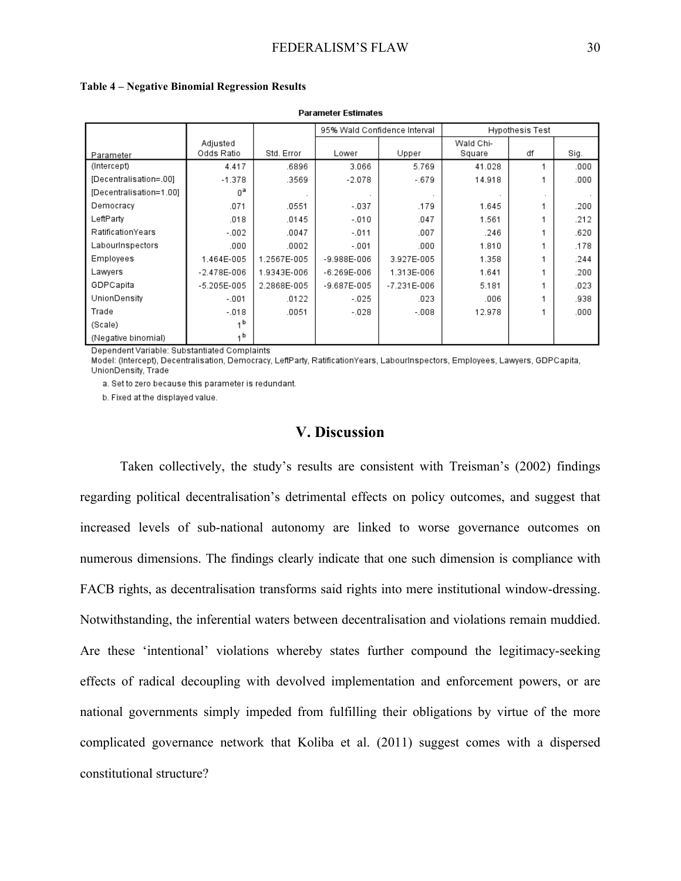**Table 4 – Negative Binomial Regression Results**

**Parameter Estimates**

| Parameter | Adjusted Odds Ratio | Std. Error | 95% Wald Confidence Interval | | Hypothesis Test | | |
|---|---|---|---|---|---|---|---|
| | | | Lower | Upper | Wald Chi-Square | df | Sig. |
| (Intercept) | 4.417 | .6896 | 3.066 | 5.769 | 41.028 | 1 | .000 |
| [Decentralisation=.00] | -1.378 | .3569 | -2.078 | -.679 | 14.918 | 1 | .000 |
| [Decentralisation=1.00] | 0[a] | . | . | . | . | . | . |
| Democracy | .071 | .0551 | -.037 | .179 | 1.645 | 1 | .200 |
| LeftParty | .018 | .0145 | -.010 | .047 | 1.561 | 1 | .212 |
| RatificationYears | -.002 | .0047 | -.011 | .007 | .246 | 1 | .620 |
| LabourInspectors | .000 | .0002 | -.001 | .000 | 1.810 | 1 | .178 |
| Employees | 1.464E-005 | 1.2567E-005 | -9.988E-006 | 3.927E-005 | 1.358 | 1 | .244 |
| Lawyers | -2.478E-006 | 1.9343E-006 | -6.269E-006 | 1.313E-006 | 1.641 | 1 | .200 |
| GDPCapita | -5.205E-005 | 2.2868E-005 | -9.687E-005 | -7.231E-006 | 5.181 | 1 | .023 |
| UnionDensity | -.001 | .0122 | -.025 | .023 | .006 | 1 | .938 |
| Trade | -.018 | .0051 | -.028 | -.008 | 12.978 | 1 | .000 |
| (Scale) | 1[b] | | | | | | |
| (Negative binomial) | 1[b] | | | | | | |

Dependent Variable: Substantiated Complaints
Model: (Intercept), Decentralisation, Democracy, LeftParty, RatificationYears, LabourInspectors, Employees, Lawyers, GDPCapita, UnionDensity, Trade

a. Set to zero because this parameter is redundant.

b. Fixed at the displayed value.

## V. Discussion

Taken collectively, the study's results are consistent with Treisman's (2002) findings regarding political decentralisation's detrimental effects on policy outcomes, and suggest that increased levels of sub-national autonomy are linked to worse governance outcomes on numerous dimensions. The findings clearly indicate that one such dimension is compliance with FACB rights, as decentralisation transforms said rights into mere institutional window-dressing. Notwithstanding, the inferential waters between decentralisation and violations remain muddied. Are these 'intentional' violations whereby states further compound the legitimacy-seeking effects of radical decoupling with devolved implementation and enforcement powers, or are national governments simply impeded from fulfilling their obligations by virtue of the more complicated governance network that Koliba et al. (2011) suggest comes with a dispersed constitutional structure?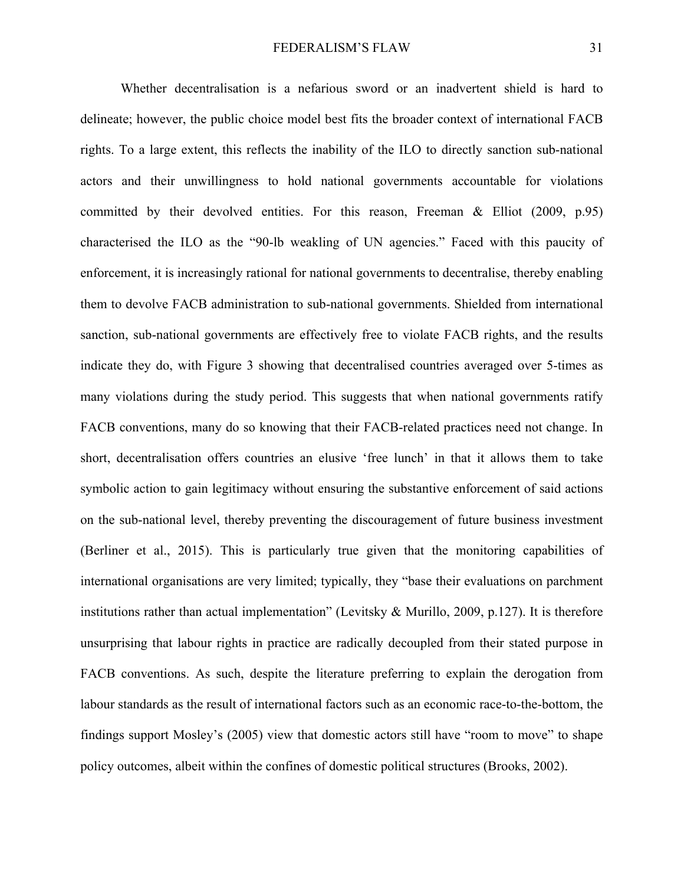Whether decentralisation is a nefarious sword or an inadvertent shield is hard to delineate; however, the public choice model best fits the broader context of international FACB rights. To a large extent, this reflects the inability of the ILO to directly sanction sub-national actors and their unwillingness to hold national governments accountable for violations committed by their devolved entities. For this reason, Freeman & Elliot (2009, p.95) characterised the ILO as the "90-lb weakling of UN agencies." Faced with this paucity of enforcement, it is increasingly rational for national governments to decentralise, thereby enabling them to devolve FACB administration to sub-national governments. Shielded from international sanction, sub-national governments are effectively free to violate FACB rights, and the results indicate they do, with Figure 3 showing that decentralised countries averaged over 5-times as many violations during the study period. This suggests that when national governments ratify FACB conventions, many do so knowing that their FACB-related practices need not change. In short, decentralisation offers countries an elusive 'free lunch' in that it allows them to take symbolic action to gain legitimacy without ensuring the substantive enforcement of said actions on the sub-national level, thereby preventing the discouragement of future business investment (Berliner et al., 2015). This is particularly true given that the monitoring capabilities of international organisations are very limited; typically, they "base their evaluations on parchment institutions rather than actual implementation" (Levitsky & Murillo, 2009, p.127). It is therefore unsurprising that labour rights in practice are radically decoupled from their stated purpose in FACB conventions. As such, despite the literature preferring to explain the derogation from labour standards as the result of international factors such as an economic race-to-the-bottom, the findings support Mosley's (2005) view that domestic actors still have "room to move" to shape policy outcomes, albeit within the confines of domestic political structures (Brooks, 2002).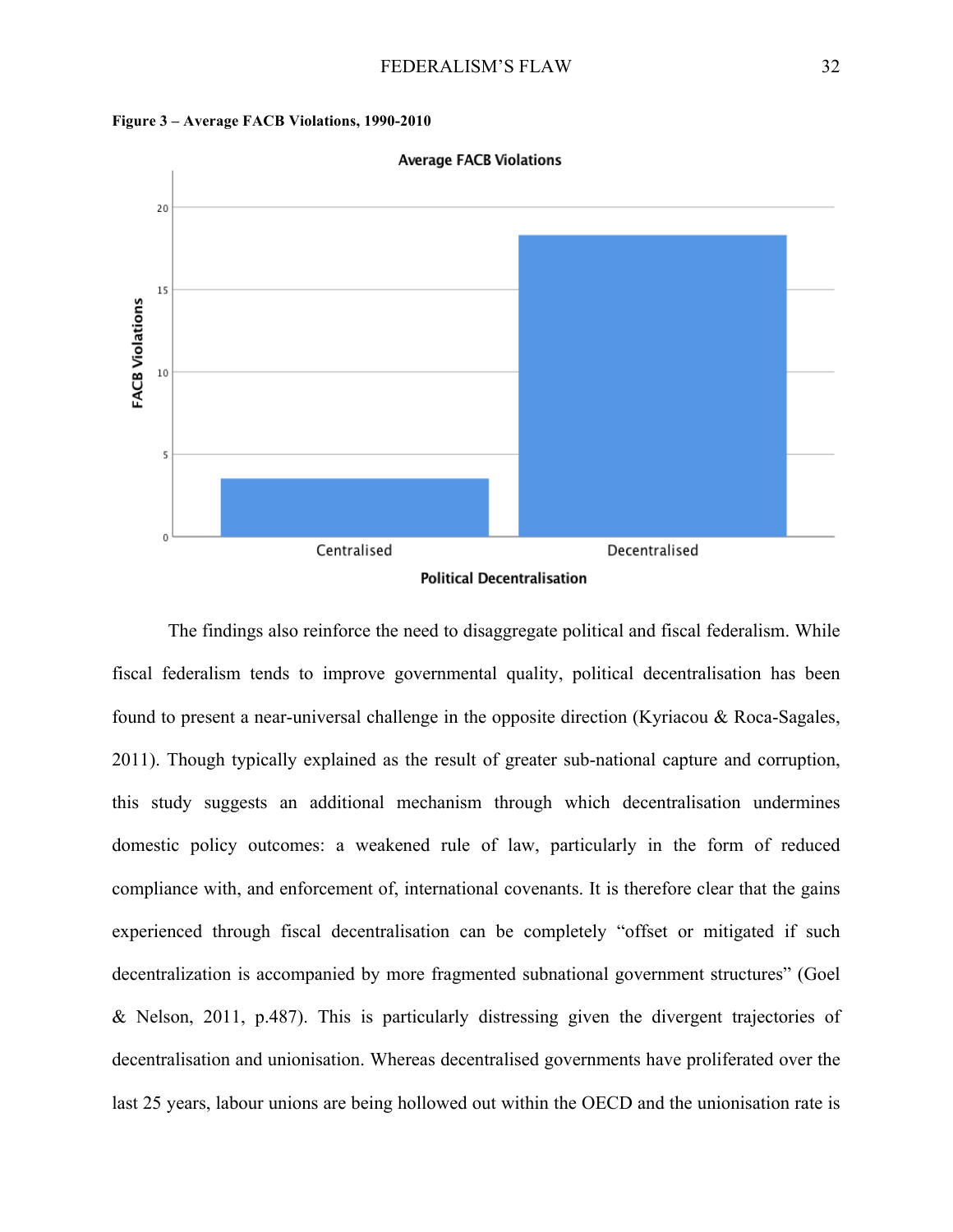**Figure 3 – Average FACB Violations, 1990-2010**

The findings also reinforce the need to disaggregate political and fiscal federalism. While fiscal federalism tends to improve governmental quality, political decentralisation has been found to present a near-universal challenge in the opposite direction (Kyriacou & Roca-Sagales, 2011). Though typically explained as the result of greater sub-national capture and corruption, this study suggests an additional mechanism through which decentralisation undermines domestic policy outcomes: a weakened rule of law, particularly in the form of reduced compliance with, and enforcement of, international covenants. It is therefore clear that the gains experienced through fiscal decentralisation can be completely "offset or mitigated if such decentralization is accompanied by more fragmented subnational government structures" (Goel & Nelson, 2011, p.487). This is particularly distressing given the divergent trajectories of decentralisation and unionisation. Whereas decentralised governments have proliferated over the last 25 years, labour unions are being hollowed out within the OECD and the unionisation rate is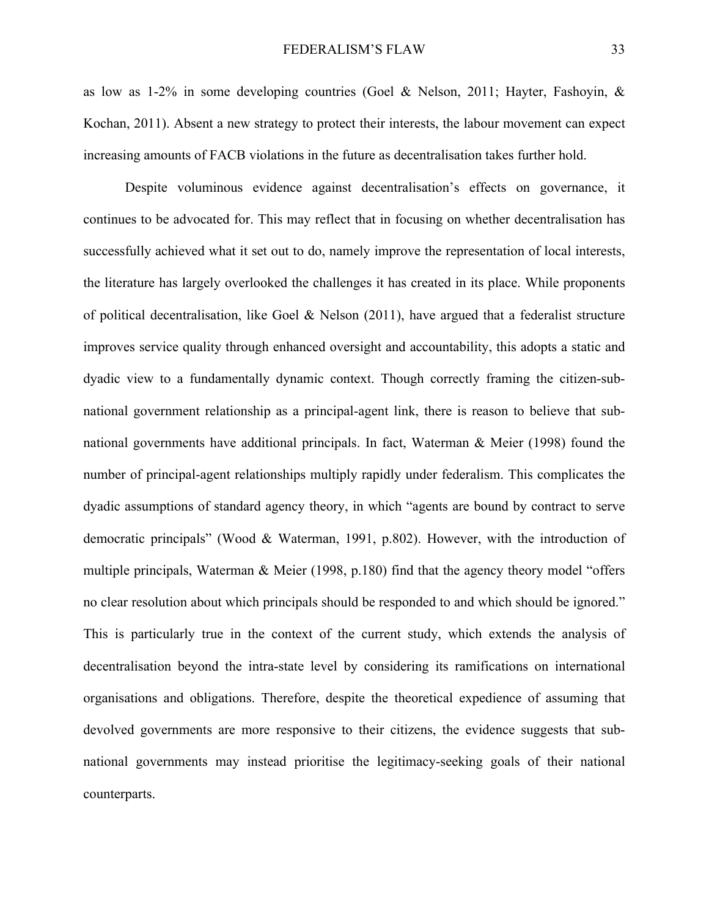as low as 1-2% in some developing countries (Goel & Nelson, 2011; Hayter, Fashoyin, & Kochan, 2011). Absent a new strategy to protect their interests, the labour movement can expect increasing amounts of FACB violations in the future as decentralisation takes further hold.

Despite voluminous evidence against decentralisation's effects on governance, it continues to be advocated for. This may reflect that in focusing on whether decentralisation has successfully achieved what it set out to do, namely improve the representation of local interests, the literature has largely overlooked the challenges it has created in its place. While proponents of political decentralisation, like Goel & Nelson (2011), have argued that a federalist structure improves service quality through enhanced oversight and accountability, this adopts a static and dyadic view to a fundamentally dynamic context. Though correctly framing the citizen-sub-national government relationship as a principal-agent link, there is reason to believe that sub-national governments have additional principals. In fact, Waterman & Meier (1998) found the number of principal-agent relationships multiply rapidly under federalism. This complicates the dyadic assumptions of standard agency theory, in which "agents are bound by contract to serve democratic principals" (Wood & Waterman, 1991, p.802). However, with the introduction of multiple principals, Waterman & Meier (1998, p.180) find that the agency theory model "offers no clear resolution about which principals should be responded to and which should be ignored." This is particularly true in the context of the current study, which extends the analysis of decentralisation beyond the intra-state level by considering its ramifications on international organisations and obligations. Therefore, despite the theoretical expedience of assuming that devolved governments are more responsive to their citizens, the evidence suggests that sub-national governments may instead prioritise the legitimacy-seeking goals of their national counterparts.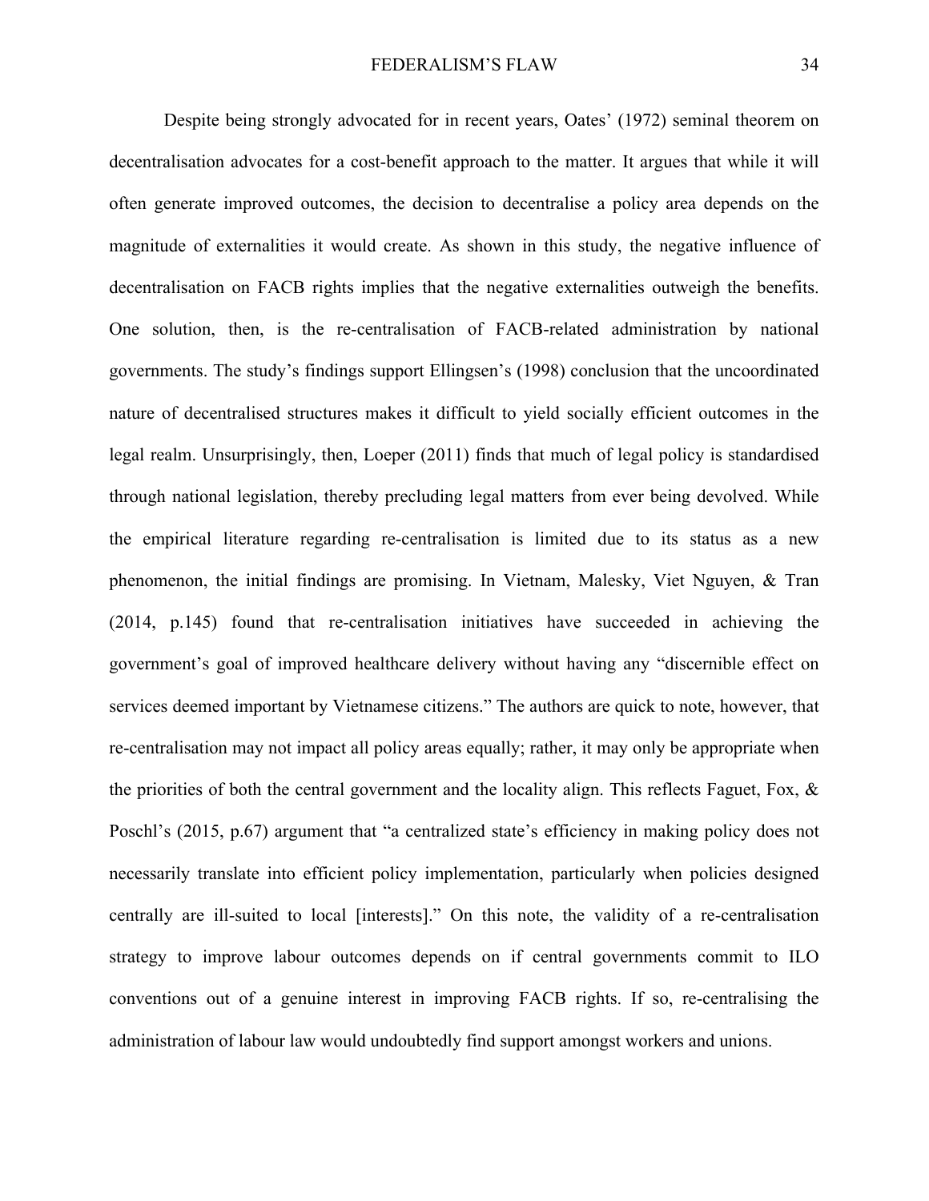Despite being strongly advocated for in recent years, Oates' (1972) seminal theorem on decentralisation advocates for a cost-benefit approach to the matter. It argues that while it will often generate improved outcomes, the decision to decentralise a policy area depends on the magnitude of externalities it would create. As shown in this study, the negative influence of decentralisation on FACB rights implies that the negative externalities outweigh the benefits. One solution, then, is the re-centralisation of FACB-related administration by national governments. The study's findings support Ellingsen's (1998) conclusion that the uncoordinated nature of decentralised structures makes it difficult to yield socially efficient outcomes in the legal realm. Unsurprisingly, then, Loeper (2011) finds that much of legal policy is standardised through national legislation, thereby precluding legal matters from ever being devolved. While the empirical literature regarding re-centralisation is limited due to its status as a new phenomenon, the initial findings are promising. In Vietnam, Malesky, Viet Nguyen, & Tran (2014, p.145) found that re-centralisation initiatives have succeeded in achieving the government's goal of improved healthcare delivery without having any "discernible effect on services deemed important by Vietnamese citizens." The authors are quick to note, however, that re-centralisation may not impact all policy areas equally; rather, it may only be appropriate when the priorities of both the central government and the locality align. This reflects Faguet, Fox, & Poschl's (2015, p.67) argument that "a centralized state's efficiency in making policy does not necessarily translate into efficient policy implementation, particularly when policies designed centrally are ill-suited to local [interests]." On this note, the validity of a re-centralisation strategy to improve labour outcomes depends on if central governments commit to ILO conventions out of a genuine interest in improving FACB rights. If so, re-centralising the administration of labour law would undoubtedly find support amongst workers and unions.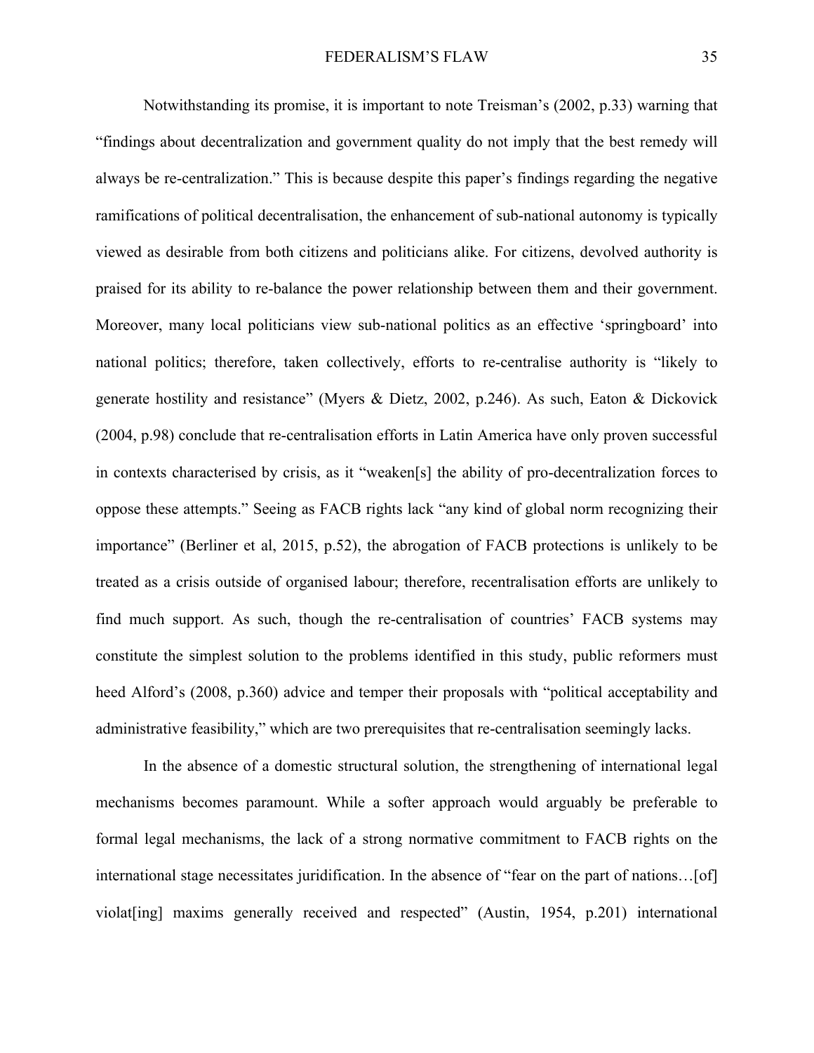Notwithstanding its promise, it is important to note Treisman's (2002, p.33) warning that "findings about decentralization and government quality do not imply that the best remedy will always be re-centralization." This is because despite this paper's findings regarding the negative ramifications of political decentralisation, the enhancement of sub-national autonomy is typically viewed as desirable from both citizens and politicians alike. For citizens, devolved authority is praised for its ability to re-balance the power relationship between them and their government. Moreover, many local politicians view sub-national politics as an effective 'springboard' into national politics; therefore, taken collectively, efforts to re-centralise authority is "likely to generate hostility and resistance" (Myers & Dietz, 2002, p.246). As such, Eaton & Dickovick (2004, p.98) conclude that re-centralisation efforts in Latin America have only proven successful in contexts characterised by crisis, as it "weaken[s] the ability of pro-decentralization forces to oppose these attempts." Seeing as FACB rights lack "any kind of global norm recognizing their importance" (Berliner et al, 2015, p.52), the abrogation of FACB protections is unlikely to be treated as a crisis outside of organised labour; therefore, recentralisation efforts are unlikely to find much support. As such, though the re-centralisation of countries' FACB systems may constitute the simplest solution to the problems identified in this study, public reformers must heed Alford's (2008, p.360) advice and temper their proposals with "political acceptability and administrative feasibility," which are two prerequisites that re-centralisation seemingly lacks.

In the absence of a domestic structural solution, the strengthening of international legal mechanisms becomes paramount. While a softer approach would arguably be preferable to formal legal mechanisms, the lack of a strong normative commitment to FACB rights on the international stage necessitates juridification. In the absence of "fear on the part of nations…[of] violat[ing] maxims generally received and respected" (Austin, 1954, p.201) international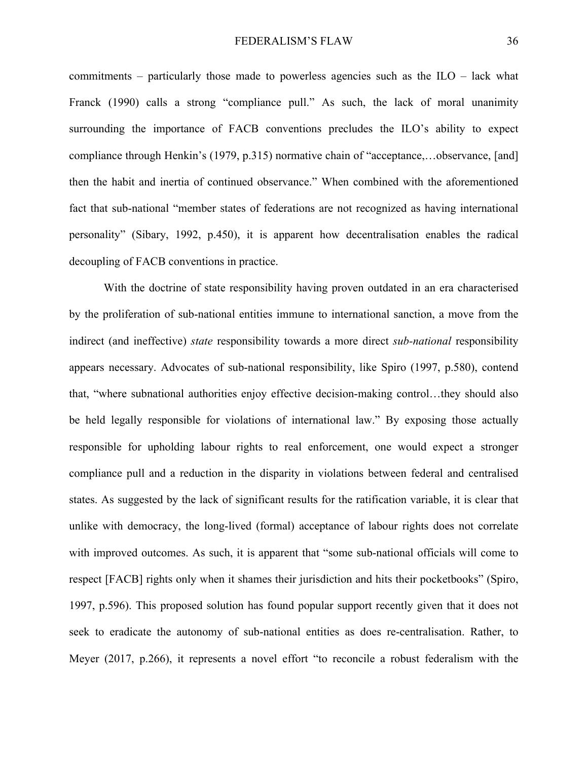commitments – particularly those made to powerless agencies such as the ILO – lack what Franck (1990) calls a strong "compliance pull." As such, the lack of moral unanimity surrounding the importance of FACB conventions precludes the ILO's ability to expect compliance through Henkin's (1979, p.315) normative chain of "acceptance,…observance, [and] then the habit and inertia of continued observance." When combined with the aforementioned fact that sub-national "member states of federations are not recognized as having international personality" (Sibary, 1992, p.450), it is apparent how decentralisation enables the radical decoupling of FACB conventions in practice.

With the doctrine of state responsibility having proven outdated in an era characterised by the proliferation of sub-national entities immune to international sanction, a move from the indirect (and ineffective) *state* responsibility towards a more direct *sub-national* responsibility appears necessary. Advocates of sub-national responsibility, like Spiro (1997, p.580), contend that, "where subnational authorities enjoy effective decision-making control…they should also be held legally responsible for violations of international law." By exposing those actually responsible for upholding labour rights to real enforcement, one would expect a stronger compliance pull and a reduction in the disparity in violations between federal and centralised states. As suggested by the lack of significant results for the ratification variable, it is clear that unlike with democracy, the long-lived (formal) acceptance of labour rights does not correlate with improved outcomes. As such, it is apparent that "some sub-national officials will come to respect [FACB] rights only when it shames their jurisdiction and hits their pocketbooks" (Spiro, 1997, p.596). This proposed solution has found popular support recently given that it does not seek to eradicate the autonomy of sub-national entities as does re-centralisation. Rather, to Meyer (2017, p.266), it represents a novel effort "to reconcile a robust federalism with the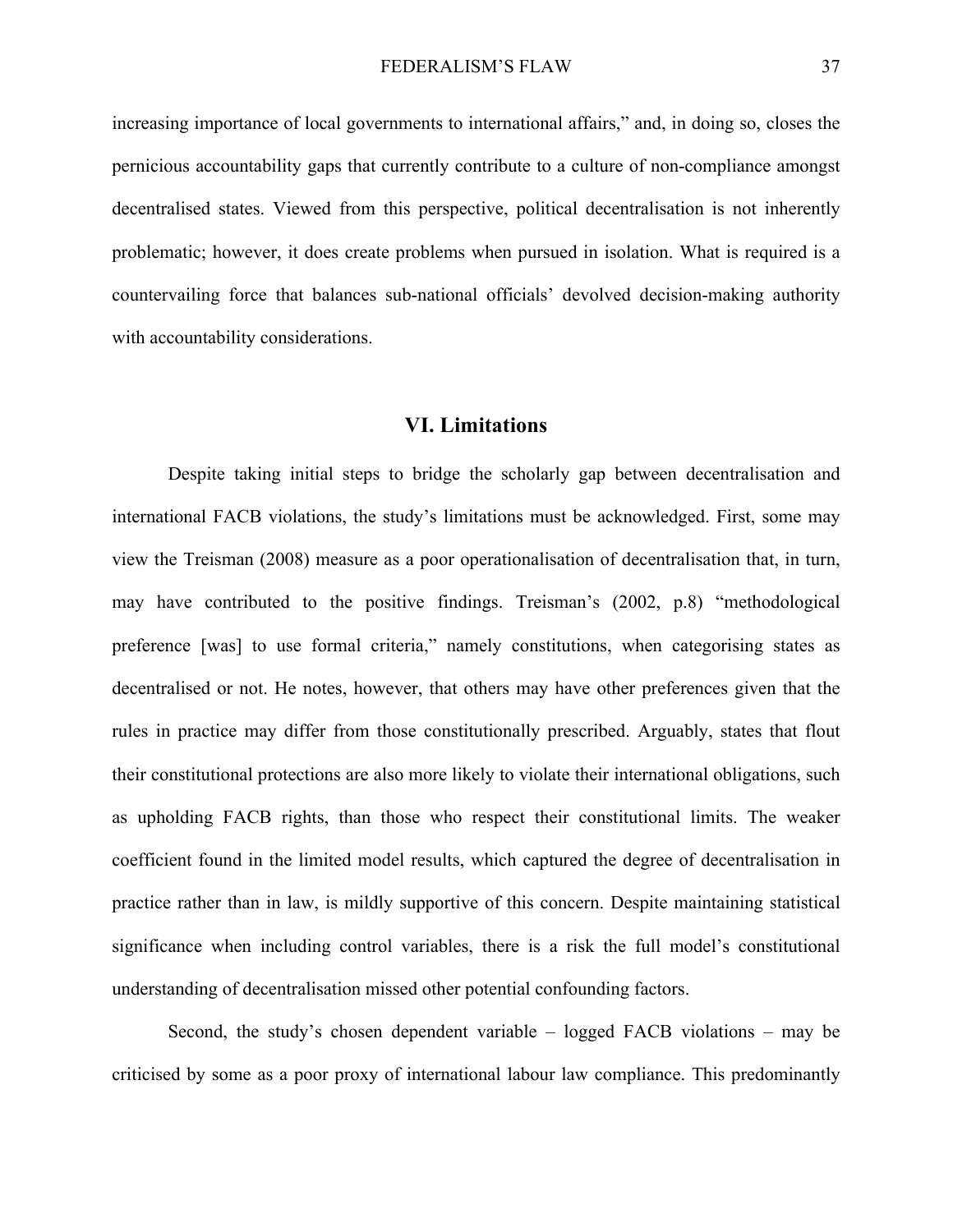increasing importance of local governments to international affairs," and, in doing so, closes the pernicious accountability gaps that currently contribute to a culture of non-compliance amongst decentralised states. Viewed from this perspective, political decentralisation is not inherently problematic; however, it does create problems when pursued in isolation. What is required is a countervailing force that balances sub-national officials' devolved decision-making authority with accountability considerations.

## VI. Limitations

Despite taking initial steps to bridge the scholarly gap between decentralisation and international FACB violations, the study's limitations must be acknowledged. First, some may view the Treisman (2008) measure as a poor operationalisation of decentralisation that, in turn, may have contributed to the positive findings. Treisman's (2002, p.8) "methodological preference [was] to use formal criteria," namely constitutions, when categorising states as decentralised or not. He notes, however, that others may have other preferences given that the rules in practice may differ from those constitutionally prescribed. Arguably, states that flout their constitutional protections are also more likely to violate their international obligations, such as upholding FACB rights, than those who respect their constitutional limits. The weaker coefficient found in the limited model results, which captured the degree of decentralisation in practice rather than in law, is mildly supportive of this concern. Despite maintaining statistical significance when including control variables, there is a risk the full model's constitutional understanding of decentralisation missed other potential confounding factors.

Second, the study's chosen dependent variable – logged FACB violations – may be criticised by some as a poor proxy of international labour law compliance. This predominantly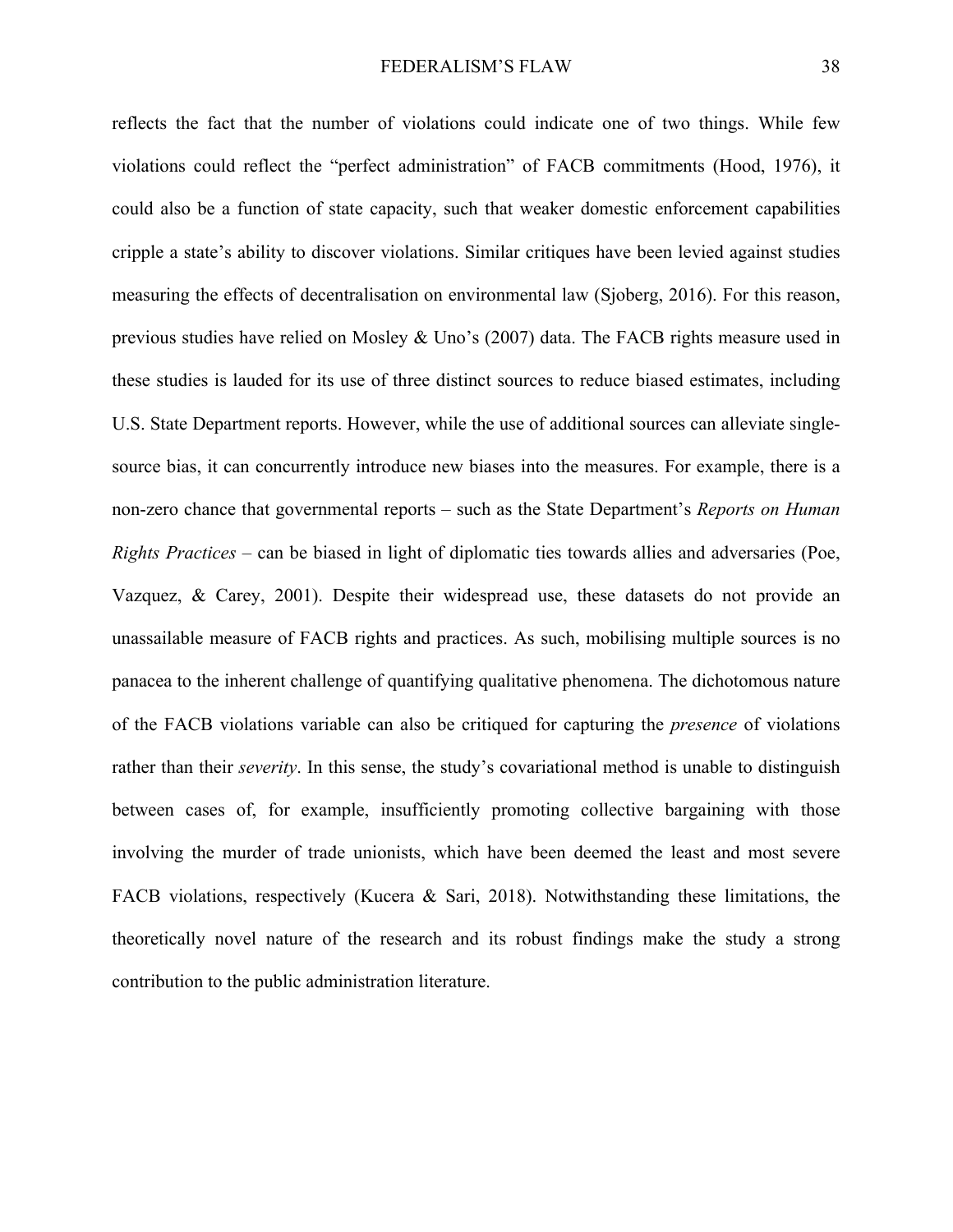reflects the fact that the number of violations could indicate one of two things. While few violations could reflect the "perfect administration" of FACB commitments (Hood, 1976), it could also be a function of state capacity, such that weaker domestic enforcement capabilities cripple a state's ability to discover violations. Similar critiques have been levied against studies measuring the effects of decentralisation on environmental law (Sjoberg, 2016). For this reason, previous studies have relied on Mosley & Uno's (2007) data. The FACB rights measure used in these studies is lauded for its use of three distinct sources to reduce biased estimates, including U.S. State Department reports. However, while the use of additional sources can alleviate single-source bias, it can concurrently introduce new biases into the measures. For example, there is a non-zero chance that governmental reports – such as the State Department's *Reports on Human Rights Practices* – can be biased in light of diplomatic ties towards allies and adversaries (Poe, Vazquez, & Carey, 2001). Despite their widespread use, these datasets do not provide an unassailable measure of FACB rights and practices. As such, mobilising multiple sources is no panacea to the inherent challenge of quantifying qualitative phenomena. The dichotomous nature of the FACB violations variable can also be critiqued for capturing the *presence* of violations rather than their *severity*. In this sense, the study's covariational method is unable to distinguish between cases of, for example, insufficiently promoting collective bargaining with those involving the murder of trade unionists, which have been deemed the least and most severe FACB violations, respectively (Kucera & Sari, 2018). Notwithstanding these limitations, the theoretically novel nature of the research and its robust findings make the study a strong contribution to the public administration literature.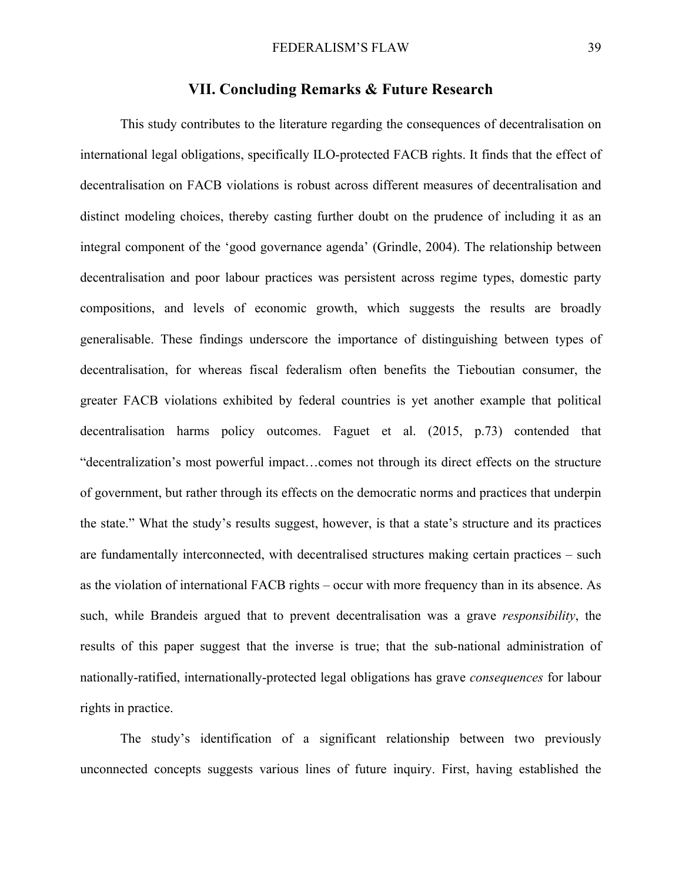## VII. Concluding Remarks & Future Research

This study contributes to the literature regarding the consequences of decentralisation on international legal obligations, specifically ILO-protected FACB rights. It finds that the effect of decentralisation on FACB violations is robust across different measures of decentralisation and distinct modeling choices, thereby casting further doubt on the prudence of including it as an integral component of the 'good governance agenda' (Grindle, 2004). The relationship between decentralisation and poor labour practices was persistent across regime types, domestic party compositions, and levels of economic growth, which suggests the results are broadly generalisable. These findings underscore the importance of distinguishing between types of decentralisation, for whereas fiscal federalism often benefits the Tieboutian consumer, the greater FACB violations exhibited by federal countries is yet another example that political decentralisation harms policy outcomes. Faguet et al. (2015, p.73) contended that "decentralization's most powerful impact…comes not through its direct effects on the structure of government, but rather through its effects on the democratic norms and practices that underpin the state." What the study's results suggest, however, is that a state's structure and its practices are fundamentally interconnected, with decentralised structures making certain practices – such as the violation of international FACB rights – occur with more frequency than in its absence. As such, while Brandeis argued that to prevent decentralisation was a grave *responsibility*, the results of this paper suggest that the inverse is true; that the sub-national administration of nationally-ratified, internationally-protected legal obligations has grave *consequences* for labour rights in practice.

The study's identification of a significant relationship between two previously unconnected concepts suggests various lines of future inquiry. First, having established the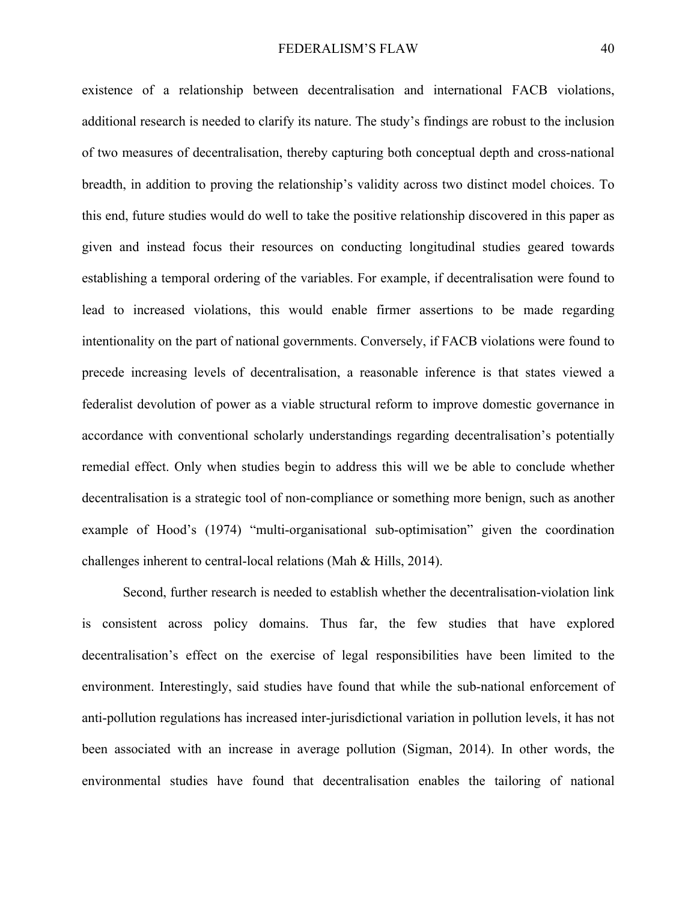existence of a relationship between decentralisation and international FACB violations, additional research is needed to clarify its nature. The study's findings are robust to the inclusion of two measures of decentralisation, thereby capturing both conceptual depth and cross-national breadth, in addition to proving the relationship's validity across two distinct model choices. To this end, future studies would do well to take the positive relationship discovered in this paper as given and instead focus their resources on conducting longitudinal studies geared towards establishing a temporal ordering of the variables. For example, if decentralisation were found to lead to increased violations, this would enable firmer assertions to be made regarding intentionality on the part of national governments. Conversely, if FACB violations were found to precede increasing levels of decentralisation, a reasonable inference is that states viewed a federalist devolution of power as a viable structural reform to improve domestic governance in accordance with conventional scholarly understandings regarding decentralisation's potentially remedial effect. Only when studies begin to address this will we be able to conclude whether decentralisation is a strategic tool of non-compliance or something more benign, such as another example of Hood's (1974) "multi-organisational sub-optimisation" given the coordination challenges inherent to central-local relations (Mah & Hills, 2014).

Second, further research is needed to establish whether the decentralisation-violation link is consistent across policy domains. Thus far, the few studies that have explored decentralisation's effect on the exercise of legal responsibilities have been limited to the environment. Interestingly, said studies have found that while the sub-national enforcement of anti-pollution regulations has increased inter-jurisdictional variation in pollution levels, it has not been associated with an increase in average pollution (Sigman, 2014). In other words, the environmental studies have found that decentralisation enables the tailoring of national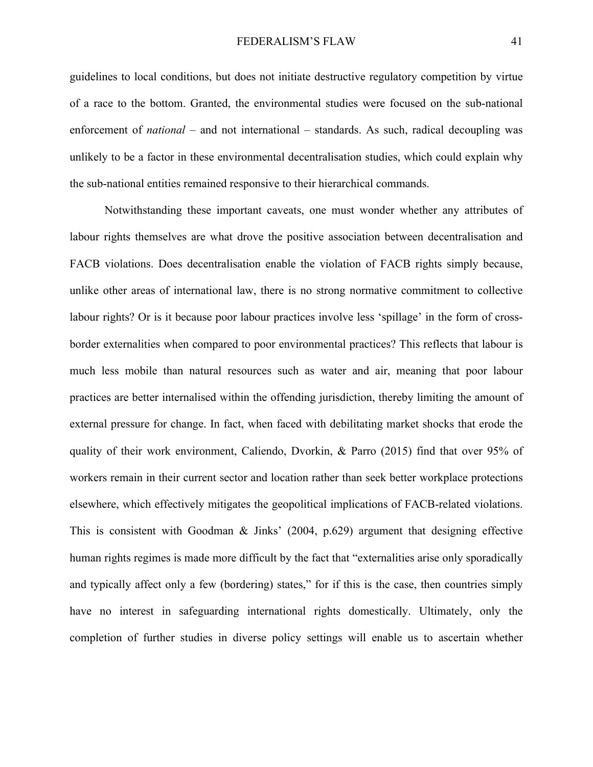guidelines to local conditions, but does not initiate destructive regulatory competition by virtue of a race to the bottom. Granted, the environmental studies were focused on the sub-national enforcement of *national* – and not international – standards. As such, radical decoupling was unlikely to be a factor in these environmental decentralisation studies, which could explain why the sub-national entities remained responsive to their hierarchical commands.

Notwithstanding these important caveats, one must wonder whether any attributes of labour rights themselves are what drove the positive association between decentralisation and FACB violations. Does decentralisation enable the violation of FACB rights simply because, unlike other areas of international law, there is no strong normative commitment to collective labour rights? Or is it because poor labour practices involve less 'spillage' in the form of cross-border externalities when compared to poor environmental practices? This reflects that labour is much less mobile than natural resources such as water and air, meaning that poor labour practices are better internalised within the offending jurisdiction, thereby limiting the amount of external pressure for change. In fact, when faced with debilitating market shocks that erode the quality of their work environment, Caliendo, Dvorkin, & Parro (2015) find that over 95% of workers remain in their current sector and location rather than seek better workplace protections elsewhere, which effectively mitigates the geopolitical implications of FACB-related violations. This is consistent with Goodman & Jinks' (2004, p.629) argument that designing effective human rights regimes is made more difficult by the fact that "externalities arise only sporadically and typically affect only a few (bordering) states," for if this is the case, then countries simply have no interest in safeguarding international rights domestically. Ultimately, only the completion of further studies in diverse policy settings will enable us to ascertain whether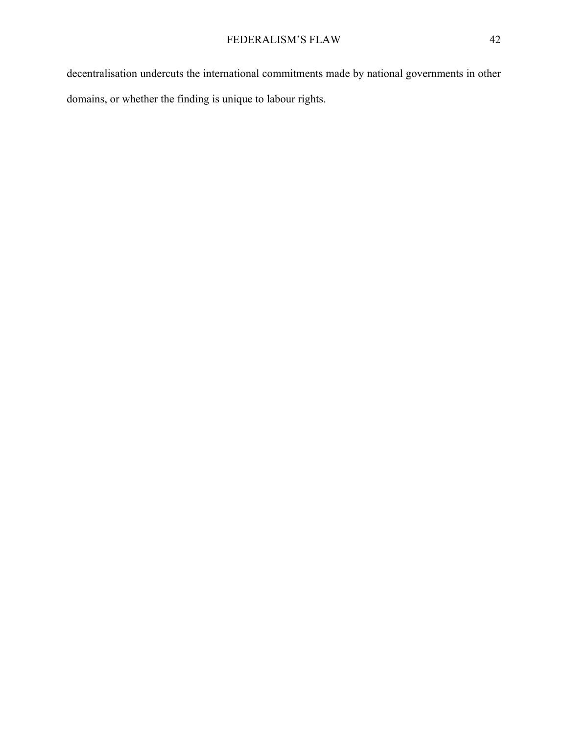decentralisation undercuts the international commitments made by national governments in other domains, or whether the finding is unique to labour rights.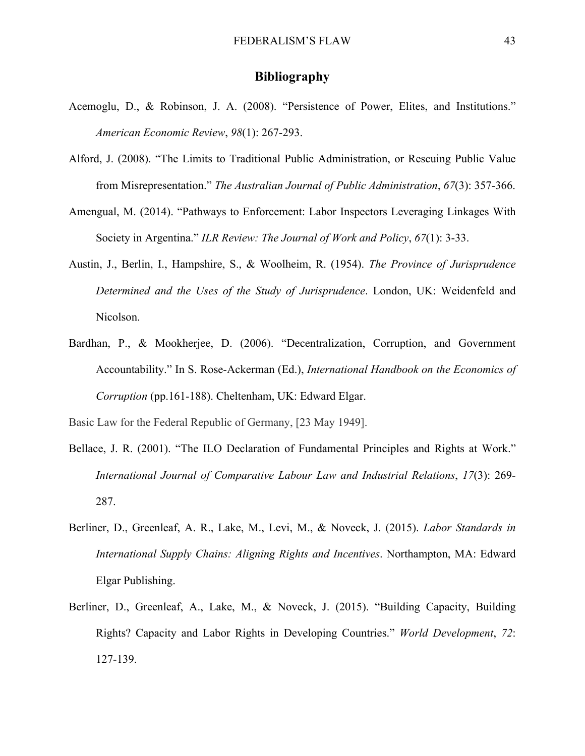# Bibliography

Acemoglu, D., & Robinson, J. A. (2008). "Persistence of Power, Elites, and Institutions." *American Economic Review*, *98*(1): 267-293.

Alford, J. (2008). "The Limits to Traditional Public Administration, or Rescuing Public Value from Misrepresentation." *The Australian Journal of Public Administration*, *67*(3): 357-366.

Amengual, M. (2014). "Pathways to Enforcement: Labor Inspectors Leveraging Linkages With Society in Argentina." *ILR Review: The Journal of Work and Policy*, *67*(1): 3-33.

Austin, J., Berlin, I., Hampshire, S., & Woolheim, R. (1954). *The Province of Jurisprudence Determined and the Uses of the Study of Jurisprudence*. London, UK: Weidenfeld and Nicolson.

Bardhan, P., & Mookherjee, D. (2006). "Decentralization, Corruption, and Government Accountability." In S. Rose-Ackerman (Ed.), *International Handbook on the Economics of Corruption* (pp.161-188). Cheltenham, UK: Edward Elgar.

Basic Law for the Federal Republic of Germany, [23 May 1949].

Bellace, J. R. (2001). "The ILO Declaration of Fundamental Principles and Rights at Work." *International Journal of Comparative Labour Law and Industrial Relations*, *17*(3): 269-287.

Berliner, D., Greenleaf, A. R., Lake, M., Levi, M., & Noveck, J. (2015). *Labor Standards in International Supply Chains: Aligning Rights and Incentives*. Northampton, MA: Edward Elgar Publishing.

Berliner, D., Greenleaf, A., Lake, M., & Noveck, J. (2015). "Building Capacity, Building Rights? Capacity and Labor Rights in Developing Countries." *World Development*, *72*: 127-139.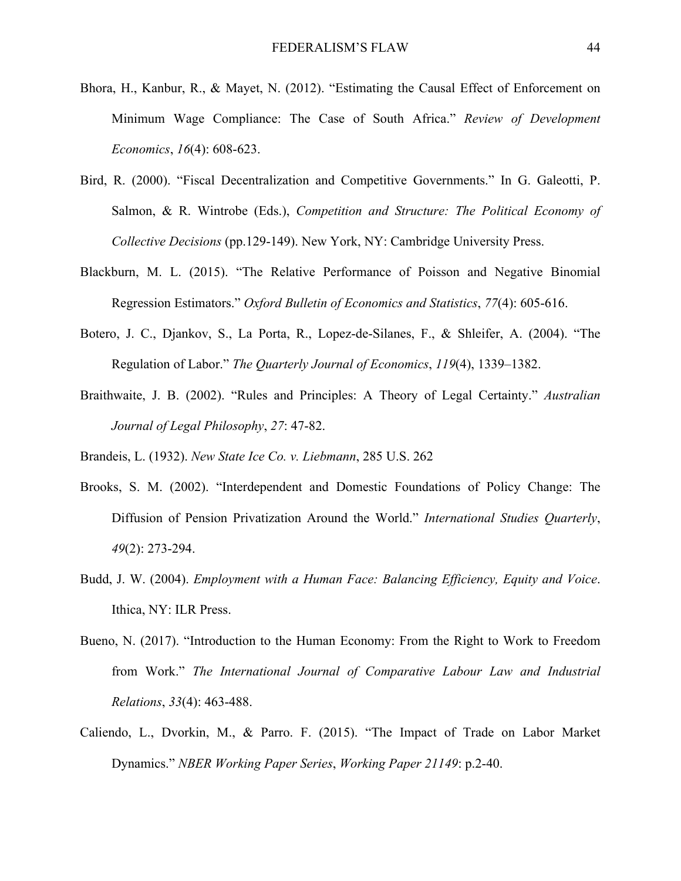Bhora, H., Kanbur, R., & Mayet, N. (2012). "Estimating the Causal Effect of Enforcement on Minimum Wage Compliance: The Case of South Africa." *Review of Development Economics*, *16*(4): 608-623.

Bird, R. (2000). "Fiscal Decentralization and Competitive Governments." In G. Galeotti, P. Salmon, & R. Wintrobe (Eds.), *Competition and Structure: The Political Economy of Collective Decisions* (pp.129-149). New York, NY: Cambridge University Press.

Blackburn, M. L. (2015). "The Relative Performance of Poisson and Negative Binomial Regression Estimators." *Oxford Bulletin of Economics and Statistics*, *77*(4): 605-616.

Botero, J. C., Djankov, S., La Porta, R., Lopez-de-Silanes, F., & Shleifer, A. (2004). "The Regulation of Labor." *The Quarterly Journal of Economics*, *119*(4), 1339–1382.

Braithwaite, J. B. (2002). "Rules and Principles: A Theory of Legal Certainty." *Australian Journal of Legal Philosophy*, *27*: 47-82.

Brandeis, L. (1932). *New State Ice Co. v. Liebmann*, 285 U.S. 262

Brooks, S. M. (2002). "Interdependent and Domestic Foundations of Policy Change: The Diffusion of Pension Privatization Around the World." *International Studies Quarterly*, *49*(2): 273-294.

Budd, J. W. (2004). *Employment with a Human Face: Balancing Efficiency, Equity and Voice*. Ithica, NY: ILR Press.

Bueno, N. (2017). "Introduction to the Human Economy: From the Right to Work to Freedom from Work." *The International Journal of Comparative Labour Law and Industrial Relations*, *33*(4): 463-488.

Caliendo, L., Dvorkin, M., & Parro. F. (2015). "The Impact of Trade on Labor Market Dynamics." *NBER Working Paper Series*, *Working Paper 21149*: p.2-40.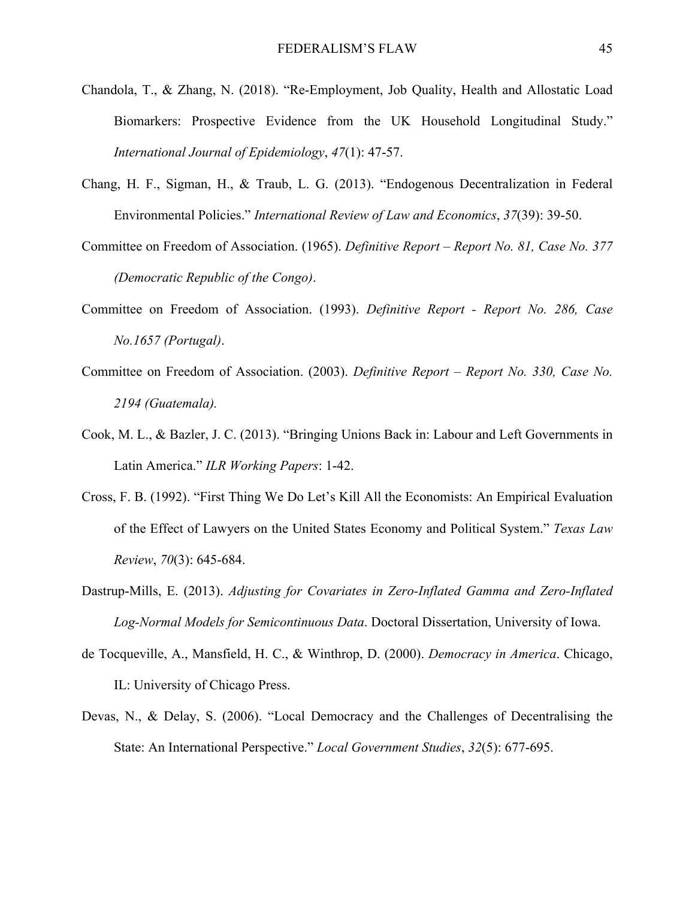Chandola, T., & Zhang, N. (2018). "Re-Employment, Job Quality, Health and Allostatic Load Biomarkers: Prospective Evidence from the UK Household Longitudinal Study." *International Journal of Epidemiology*, *47*(1): 47-57.

Chang, H. F., Sigman, H., & Traub, L. G. (2013). "Endogenous Decentralization in Federal Environmental Policies." *International Review of Law and Economics*, *37*(39): 39-50.

Committee on Freedom of Association. (1965). *Definitive Report – Report No. 81, Case No. 377 (Democratic Republic of the Congo)*.

Committee on Freedom of Association. (1993). *Definitive Report - Report No. 286, Case No.1657 (Portugal)*.

Committee on Freedom of Association. (2003). *Definitive Report – Report No. 330, Case No. 2194 (Guatemala).*

Cook, M. L., & Bazler, J. C. (2013). "Bringing Unions Back in: Labour and Left Governments in Latin America." *ILR Working Papers*: 1-42.

Cross, F. B. (1992). "First Thing We Do Let's Kill All the Economists: An Empirical Evaluation of the Effect of Lawyers on the United States Economy and Political System." *Texas Law Review*, *70*(3): 645-684.

Dastrup-Mills, E. (2013). *Adjusting for Covariates in Zero-Inflated Gamma and Zero-Inflated Log-Normal Models for Semicontinuous Data*. Doctoral Dissertation, University of Iowa.

de Tocqueville, A., Mansfield, H. C., & Winthrop, D. (2000). *Democracy in America*. Chicago, IL: University of Chicago Press.

Devas, N., & Delay, S. (2006). "Local Democracy and the Challenges of Decentralising the State: An International Perspective." *Local Government Studies*, *32*(5): 677-695.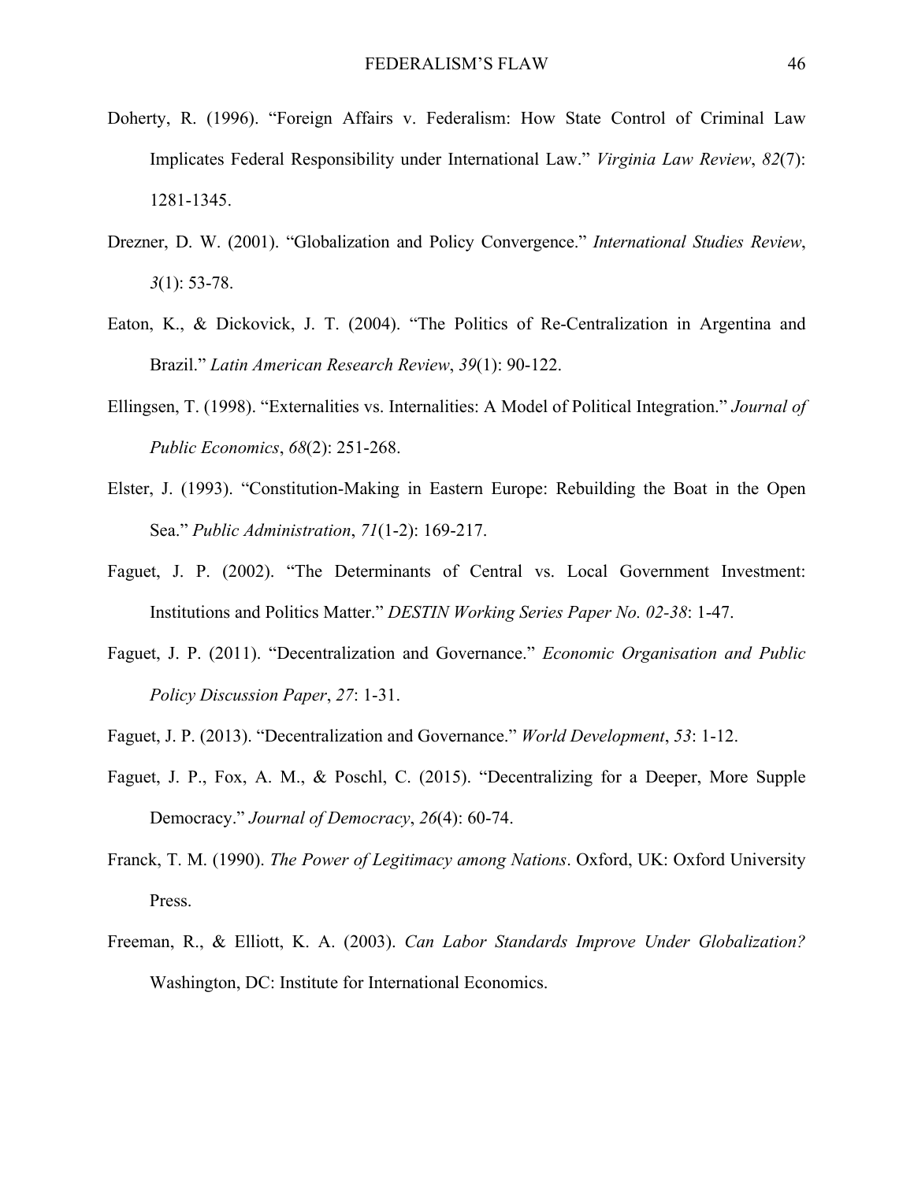Doherty, R. (1996). "Foreign Affairs v. Federalism: How State Control of Criminal Law Implicates Federal Responsibility under International Law." *Virginia Law Review*, *82*(7): 1281-1345.

Drezner, D. W. (2001). "Globalization and Policy Convergence." *International Studies Review*, *3*(1): 53-78.

Eaton, K., & Dickovick, J. T. (2004). "The Politics of Re-Centralization in Argentina and Brazil." *Latin American Research Review*, *39*(1): 90-122.

Ellingsen, T. (1998). "Externalities vs. Internalities: A Model of Political Integration." *Journal of Public Economics*, *68*(2): 251-268.

Elster, J. (1993). "Constitution-Making in Eastern Europe: Rebuilding the Boat in the Open Sea." *Public Administration*, *71*(1-2): 169-217.

Faguet, J. P. (2002). "The Determinants of Central vs. Local Government Investment: Institutions and Politics Matter." *DESTIN Working Series Paper No. 02-38*: 1-47.

Faguet, J. P. (2011). "Decentralization and Governance." *Economic Organisation and Public Policy Discussion Paper*, *27*: 1-31.

Faguet, J. P. (2013). "Decentralization and Governance." *World Development*, *53*: 1-12.

Faguet, J. P., Fox, A. M., & Poschl, C. (2015). "Decentralizing for a Deeper, More Supple Democracy." *Journal of Democracy*, *26*(4): 60-74.

Franck, T. M. (1990). *The Power of Legitimacy among Nations*. Oxford, UK: Oxford University Press.

Freeman, R., & Elliott, K. A. (2003). *Can Labor Standards Improve Under Globalization?* Washington, DC: Institute for International Economics.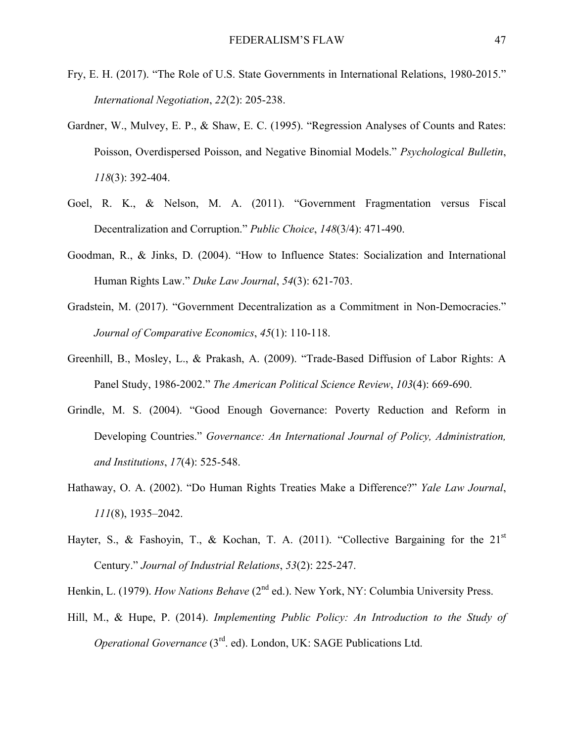Fry, E. H. (2017). "The Role of U.S. State Governments in International Relations, 1980-2015." *International Negotiation*, *22*(2): 205-238.

Gardner, W., Mulvey, E. P., & Shaw, E. C. (1995). "Regression Analyses of Counts and Rates: Poisson, Overdispersed Poisson, and Negative Binomial Models." *Psychological Bulletin*, *118*(3): 392-404.

Goel, R. K., & Nelson, M. A. (2011). "Government Fragmentation versus Fiscal Decentralization and Corruption." *Public Choice*, *148*(3/4): 471-490.

Goodman, R., & Jinks, D. (2004). "How to Influence States: Socialization and International Human Rights Law." *Duke Law Journal*, *54*(3): 621-703.

Gradstein, M. (2017). "Government Decentralization as a Commitment in Non-Democracies." *Journal of Comparative Economics*, *45*(1): 110-118.

Greenhill, B., Mosley, L., & Prakash, A. (2009). "Trade-Based Diffusion of Labor Rights: A Panel Study, 1986-2002." *The American Political Science Review*, *103*(4): 669-690.

Grindle, M. S. (2004). "Good Enough Governance: Poverty Reduction and Reform in Developing Countries." *Governance: An International Journal of Policy, Administration, and Institutions*, *17*(4): 525-548.

Hathaway, O. A. (2002). "Do Human Rights Treaties Make a Difference?" *Yale Law Journal*, *111*(8), 1935–2042.

Hayter, S., & Fashoyin, T., & Kochan, T. A. (2011). "Collective Bargaining for the 21st Century." *Journal of Industrial Relations*, *53*(2): 225-247.

Henkin, L. (1979). *How Nations Behave* (2nd ed.). New York, NY: Columbia University Press.

Hill, M., & Hupe, P. (2014). *Implementing Public Policy: An Introduction to the Study of Operational Governance* (3rd. ed). London, UK: SAGE Publications Ltd.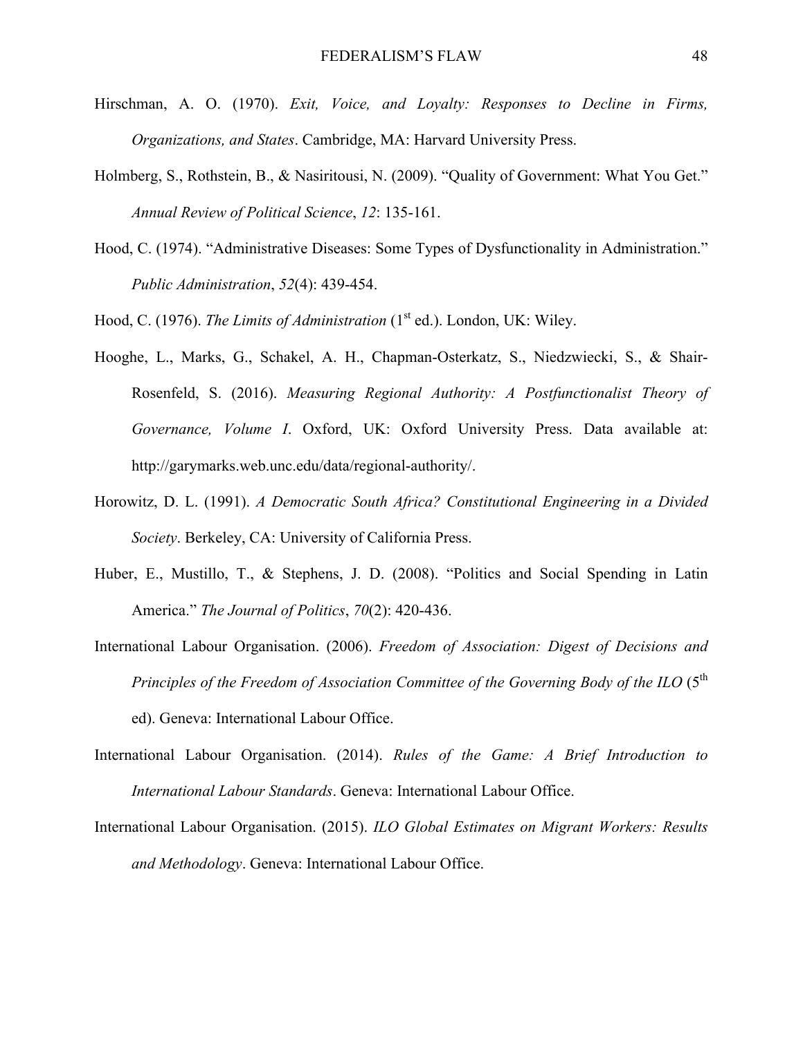Hirschman, A. O. (1970). *Exit, Voice, and Loyalty: Responses to Decline in Firms, Organizations, and States*. Cambridge, MA: Harvard University Press.

Holmberg, S., Rothstein, B., & Nasiritousi, N. (2009). "Quality of Government: What You Get." *Annual Review of Political Science*, *12*: 135-161.

Hood, C. (1974). "Administrative Diseases: Some Types of Dysfunctionality in Administration." *Public Administration*, *52*(4): 439-454.

Hood, C. (1976). *The Limits of Administration* (1st ed.). London, UK: Wiley.

Hooghe, L., Marks, G., Schakel, A. H., Chapman-Osterkatz, S., Niedzwiecki, S., & Shair-Rosenfeld, S. (2016). *Measuring Regional Authority: A Postfunctionalist Theory of Governance, Volume I*. Oxford, UK: Oxford University Press. Data available at: http://garymarks.web.unc.edu/data/regional-authority/.

Horowitz, D. L. (1991). *A Democratic South Africa? Constitutional Engineering in a Divided Society*. Berkeley, CA: University of California Press.

Huber, E., Mustillo, T., & Stephens, J. D. (2008). "Politics and Social Spending in Latin America." *The Journal of Politics*, *70*(2): 420-436.

International Labour Organisation. (2006). *Freedom of Association: Digest of Decisions and Principles of the Freedom of Association Committee of the Governing Body of the ILO* (5th ed). Geneva: International Labour Office.

International Labour Organisation. (2014). *Rules of the Game: A Brief Introduction to International Labour Standards*. Geneva: International Labour Office.

International Labour Organisation. (2015). *ILO Global Estimates on Migrant Workers: Results and Methodology*. Geneva: International Labour Office.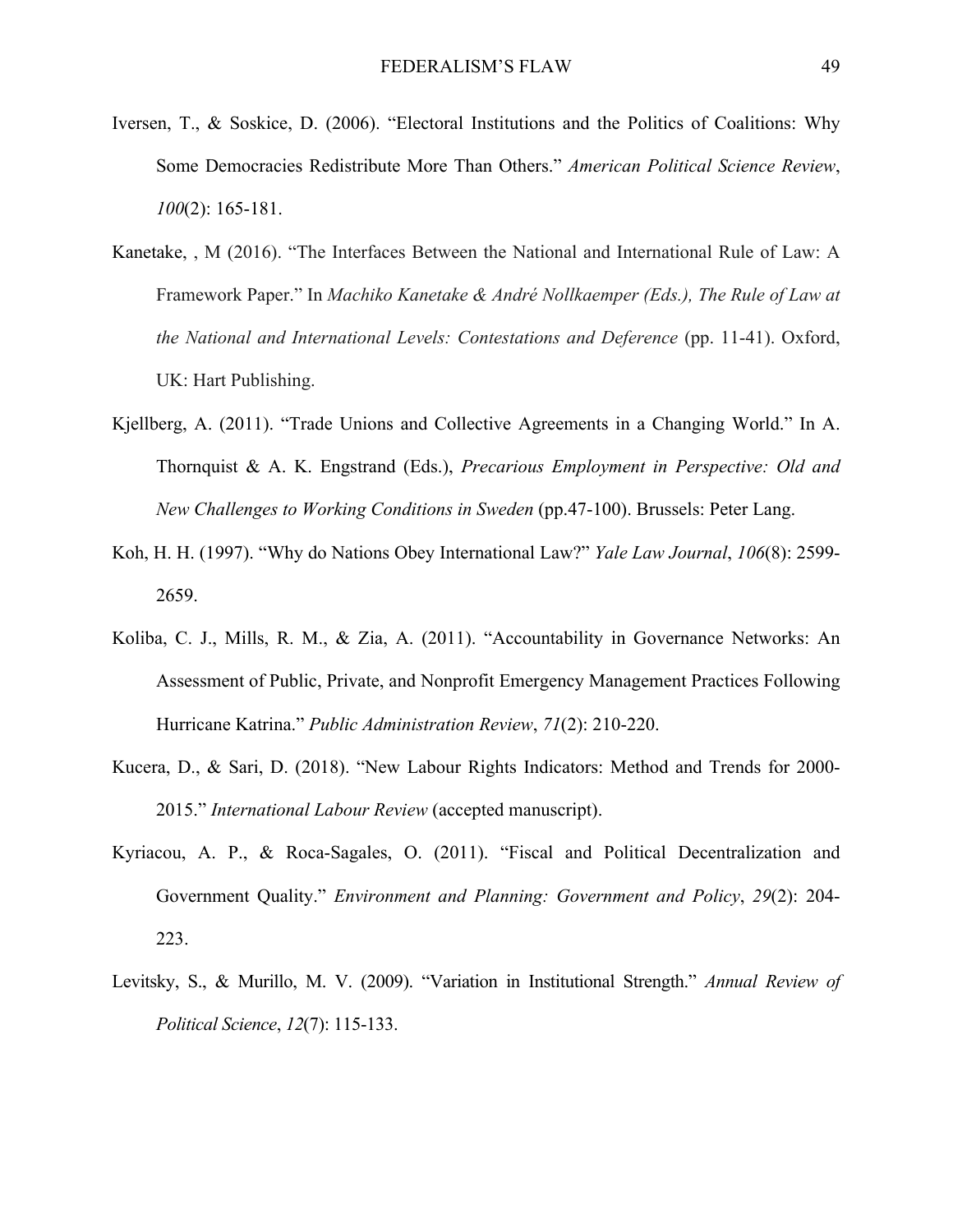Iversen, T., & Soskice, D. (2006). "Electoral Institutions and the Politics of Coalitions: Why Some Democracies Redistribute More Than Others." *American Political Science Review*, *100*(2): 165-181.

Kanetake, , M (2016). "The Interfaces Between the National and International Rule of Law: A Framework Paper." In *Machiko Kanetake & André Nollkaemper (Eds.), The Rule of Law at the National and International Levels: Contestations and Deference* (pp. 11-41). Oxford, UK: Hart Publishing.

Kjellberg, A. (2011). "Trade Unions and Collective Agreements in a Changing World." In A. Thornquist & A. K. Engstrand (Eds.), *Precarious Employment in Perspective: Old and New Challenges to Working Conditions in Sweden* (pp.47-100). Brussels: Peter Lang.

Koh, H. H. (1997). "Why do Nations Obey International Law?" *Yale Law Journal*, *106*(8): 2599-2659.

Koliba, C. J., Mills, R. M., & Zia, A. (2011). "Accountability in Governance Networks: An Assessment of Public, Private, and Nonprofit Emergency Management Practices Following Hurricane Katrina." *Public Administration Review*, *71*(2): 210-220.

Kucera, D., & Sari, D. (2018). "New Labour Rights Indicators: Method and Trends for 2000-2015." *International Labour Review* (accepted manuscript).

Kyriacou, A. P., & Roca-Sagales, O. (2011). "Fiscal and Political Decentralization and Government Quality." *Environment and Planning: Government and Policy*, *29*(2): 204-223.

Levitsky, S., & Murillo, M. V. (2009). "Variation in Institutional Strength." *Annual Review of Political Science*, *12*(7): 115-133.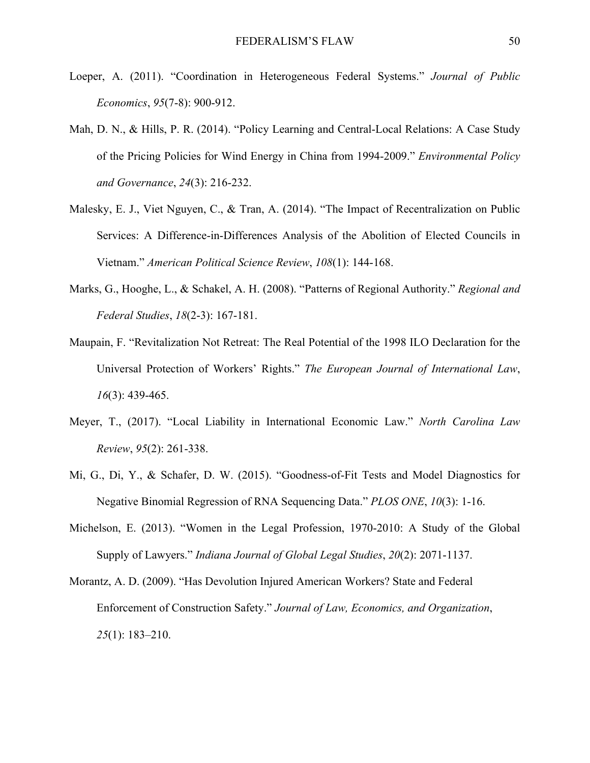Loeper, A. (2011). "Coordination in Heterogeneous Federal Systems." *Journal of Public Economics*, *95*(7-8): 900-912.

Mah, D. N., & Hills, P. R. (2014). "Policy Learning and Central-Local Relations: A Case Study of the Pricing Policies for Wind Energy in China from 1994-2009." *Environmental Policy and Governance*, *24*(3): 216-232.

Malesky, E. J., Viet Nguyen, C., & Tran, A. (2014). "The Impact of Recentralization on Public Services: A Difference-in-Differences Analysis of the Abolition of Elected Councils in Vietnam." *American Political Science Review*, *108*(1): 144-168.

Marks, G., Hooghe, L., & Schakel, A. H. (2008). "Patterns of Regional Authority." *Regional and Federal Studies*, *18*(2-3): 167-181.

Maupain, F. "Revitalization Not Retreat: The Real Potential of the 1998 ILO Declaration for the Universal Protection of Workers' Rights." *The European Journal of International Law*, *16*(3): 439-465.

Meyer, T., (2017). "Local Liability in International Economic Law." *North Carolina Law Review*, *95*(2): 261-338.

Mi, G., Di, Y., & Schafer, D. W. (2015). "Goodness-of-Fit Tests and Model Diagnostics for Negative Binomial Regression of RNA Sequencing Data." *PLOS ONE*, *10*(3): 1-16.

Michelson, E. (2013). "Women in the Legal Profession, 1970-2010: A Study of the Global Supply of Lawyers." *Indiana Journal of Global Legal Studies*, *20*(2): 2071-1137.

Morantz, A. D. (2009). "Has Devolution Injured American Workers? State and Federal Enforcement of Construction Safety." *Journal of Law, Economics, and Organization*, *25*(1): 183–210.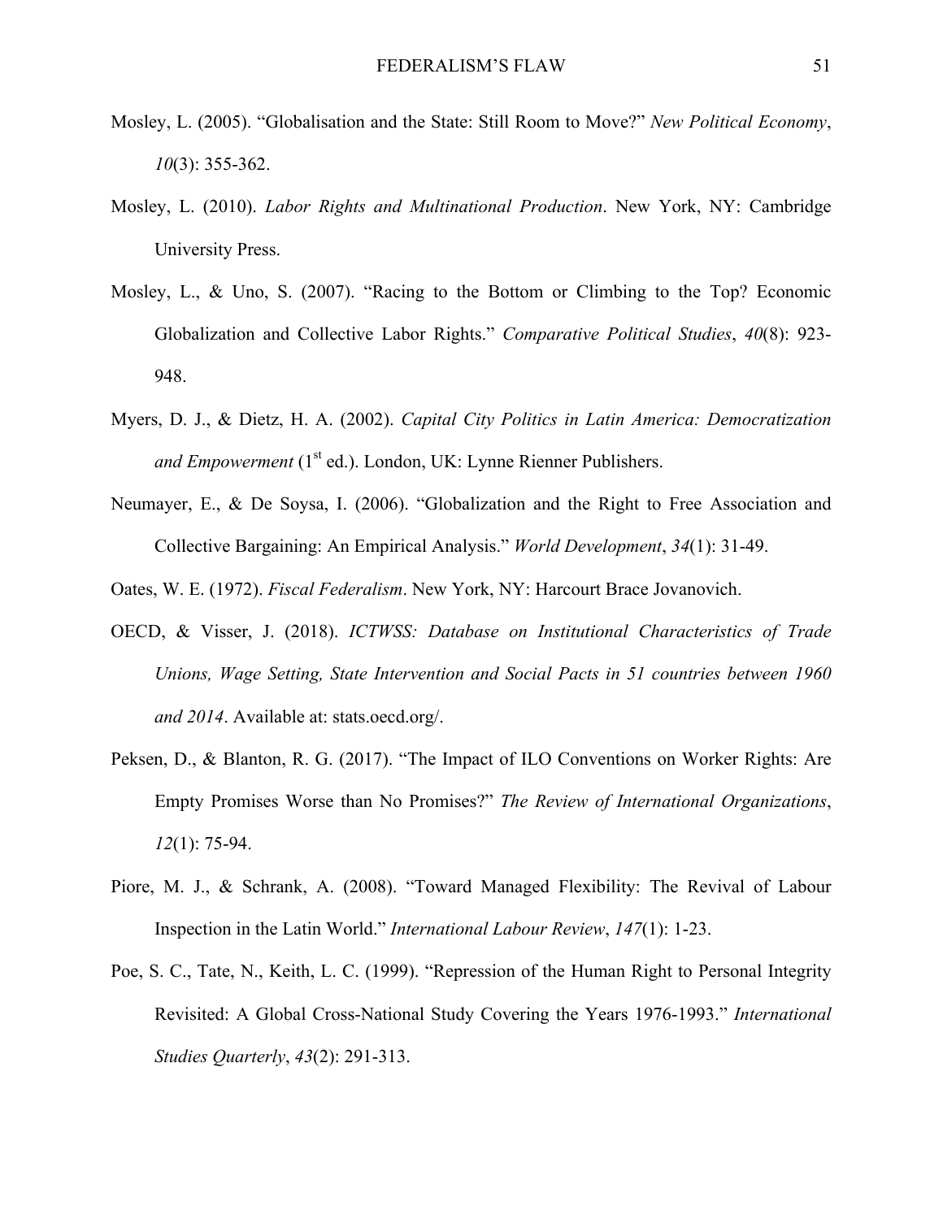Mosley, L. (2005). "Globalisation and the State: Still Room to Move?" *New Political Economy*, *10*(3): 355-362.

Mosley, L. (2010). *Labor Rights and Multinational Production*. New York, NY: Cambridge University Press.

Mosley, L., & Uno, S. (2007). "Racing to the Bottom or Climbing to the Top? Economic Globalization and Collective Labor Rights." *Comparative Political Studies*, *40*(8): 923-948.

Myers, D. J., & Dietz, H. A. (2002). *Capital City Politics in Latin America: Democratization and Empowerment* (1st ed.). London, UK: Lynne Rienner Publishers.

Neumayer, E., & De Soysa, I. (2006). "Globalization and the Right to Free Association and Collective Bargaining: An Empirical Analysis." *World Development*, *34*(1): 31-49.

Oates, W. E. (1972). *Fiscal Federalism*. New York, NY: Harcourt Brace Jovanovich.

OECD, & Visser, J. (2018). *ICTWSS: Database on Institutional Characteristics of Trade Unions, Wage Setting, State Intervention and Social Pacts in 51 countries between 1960 and 2014*. Available at: stats.oecd.org/.

Peksen, D., & Blanton, R. G. (2017). "The Impact of ILO Conventions on Worker Rights: Are Empty Promises Worse than No Promises?" *The Review of International Organizations*, *12*(1): 75-94.

Piore, M. J., & Schrank, A. (2008). "Toward Managed Flexibility: The Revival of Labour Inspection in the Latin World." *International Labour Review*, *147*(1): 1-23.

Poe, S. C., Tate, N., Keith, L. C. (1999). "Repression of the Human Right to Personal Integrity Revisited: A Global Cross-National Study Covering the Years 1976-1993." *International Studies Quarterly*, *43*(2): 291-313.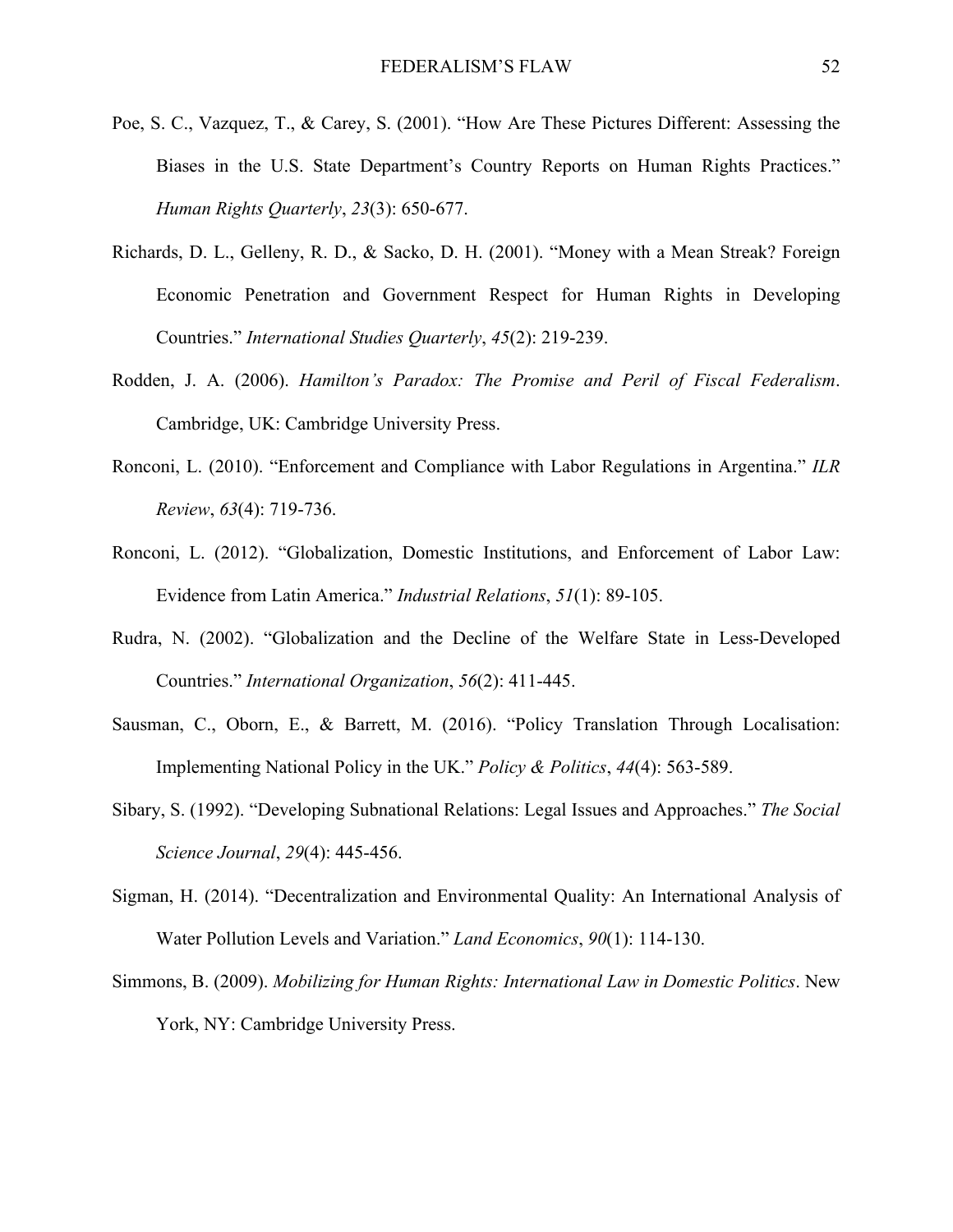Poe, S. C., Vazquez, T., & Carey, S. (2001). "How Are These Pictures Different: Assessing the Biases in the U.S. State Department's Country Reports on Human Rights Practices." *Human Rights Quarterly*, *23*(3): 650-677.

Richards, D. L., Gelleny, R. D., & Sacko, D. H. (2001). "Money with a Mean Streak? Foreign Economic Penetration and Government Respect for Human Rights in Developing Countries." *International Studies Quarterly*, *45*(2): 219-239.

Rodden, J. A. (2006). *Hamilton's Paradox: The Promise and Peril of Fiscal Federalism*. Cambridge, UK: Cambridge University Press.

Ronconi, L. (2010). "Enforcement and Compliance with Labor Regulations in Argentina." *ILR Review*, *63*(4): 719-736.

Ronconi, L. (2012). "Globalization, Domestic Institutions, and Enforcement of Labor Law: Evidence from Latin America." *Industrial Relations*, *51*(1): 89-105.

Rudra, N. (2002). "Globalization and the Decline of the Welfare State in Less-Developed Countries." *International Organization*, *56*(2): 411-445.

Sausman, C., Oborn, E., & Barrett, M. (2016). "Policy Translation Through Localisation: Implementing National Policy in the UK." *Policy & Politics*, *44*(4): 563-589.

Sibary, S. (1992). "Developing Subnational Relations: Legal Issues and Approaches." *The Social Science Journal*, *29*(4): 445-456.

Sigman, H. (2014). "Decentralization and Environmental Quality: An International Analysis of Water Pollution Levels and Variation." *Land Economics*, *90*(1): 114-130.

Simmons, B. (2009). *Mobilizing for Human Rights: International Law in Domestic Politics*. New York, NY: Cambridge University Press.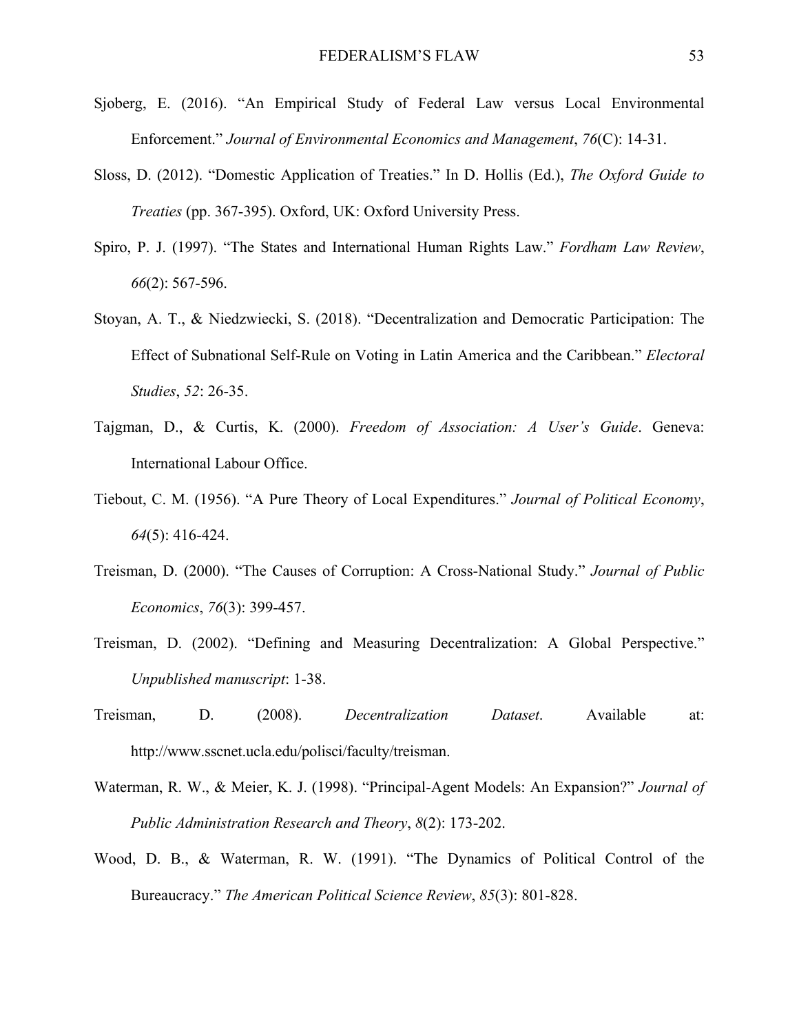Sjoberg, E. (2016). “An Empirical Study of Federal Law versus Local Environmental Enforcement.” *Journal of Environmental Economics and Management*, *76*(C): 14-31.

Sloss, D. (2012). “Domestic Application of Treaties.” In D. Hollis (Ed.), *The Oxford Guide to Treaties* (pp. 367-395). Oxford, UK: Oxford University Press.

Spiro, P. J. (1997). “The States and International Human Rights Law.” *Fordham Law Review*, *66*(2): 567-596.

Stoyan, A. T., & Niedzwiecki, S. (2018). “Decentralization and Democratic Participation: The Effect of Subnational Self-Rule on Voting in Latin America and the Caribbean.” *Electoral Studies*, *52*: 26-35.

Tajgman, D., & Curtis, K. (2000). *Freedom of Association: A User’s Guide*. Geneva: International Labour Office.

Tiebout, C. M. (1956). “A Pure Theory of Local Expenditures.” *Journal of Political Economy*, *64*(5): 416-424.

Treisman, D. (2000). “The Causes of Corruption: A Cross-National Study.” *Journal of Public Economics*, *76*(3): 399-457.

Treisman, D. (2002). “Defining and Measuring Decentralization: A Global Perspective.” *Unpublished manuscript*: 1-38.

Treisman, D. (2008). *Decentralization Dataset*. Available at: http://www.sscnet.ucla.edu/polisci/faculty/treisman.

Waterman, R. W., & Meier, K. J. (1998). “Principal-Agent Models: An Expansion?” *Journal of Public Administration Research and Theory*, *8*(2): 173-202.

Wood, D. B., & Waterman, R. W. (1991). “The Dynamics of Political Control of the Bureaucracy.” *The American Political Science Review*, *85*(3): 801-828.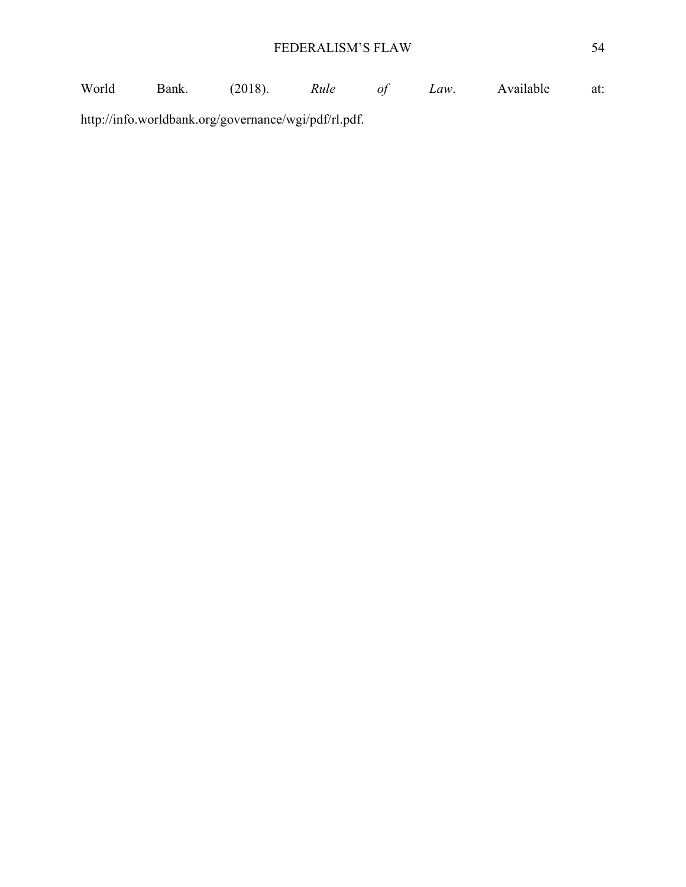World Bank. (2018). *Rule of Law*. Available at: http://info.worldbank.org/governance/wgi/pdf/rl.pdf.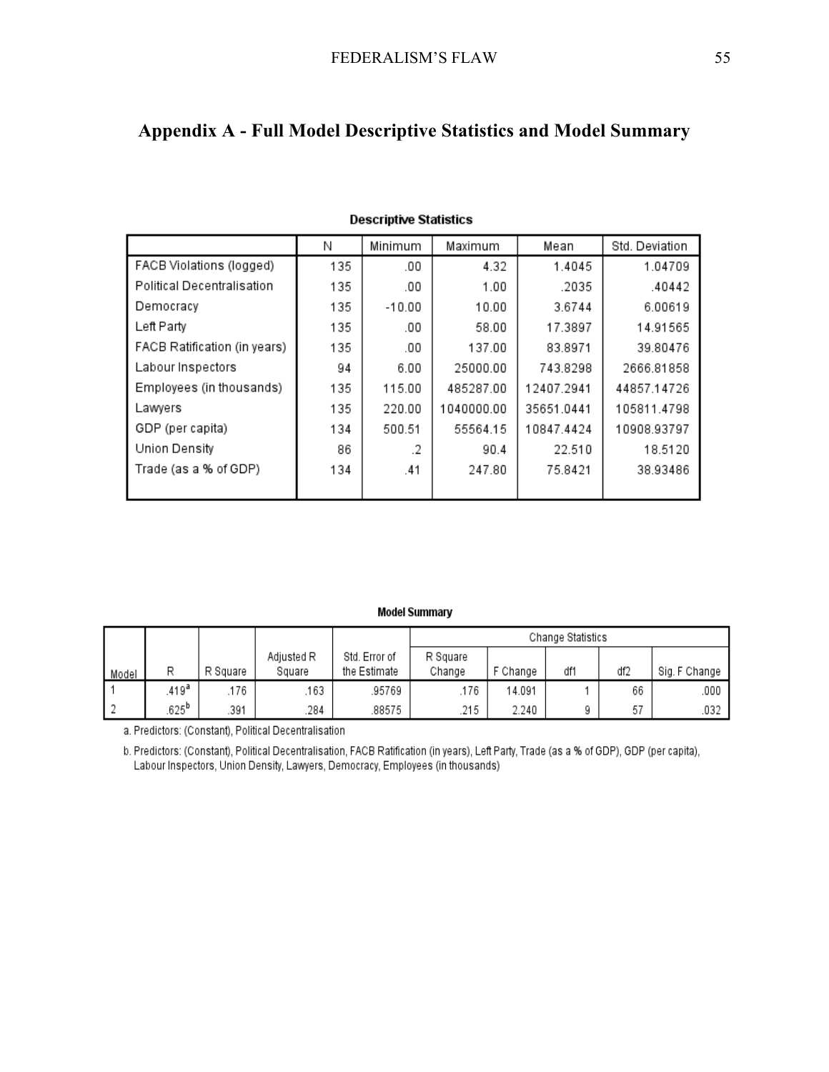## Appendix A - Full Model Descriptive Statistics and Model Summary

**Descriptive Statistics**

| | N | Minimum | Maximum | Mean | Std. Deviation |
|---|---|---|---|---|---|
| FACB Violations (logged) | 135 | .00 | 4.32 | 1.4045 | 1.04709 |
| Political Decentralisation | 135 | .00 | 1.00 | .2035 | .40442 |
| Democracy | 135 | -10.00 | 10.00 | 3.6744 | 6.00619 |
| Left Party | 135 | .00 | 58.00 | 17.3897 | 14.91565 |
| FACB Ratification (in years) | 135 | .00 | 137.00 | 83.8971 | 39.80476 |
| Labour Inspectors | 94 | 6.00 | 25000.00 | 743.8298 | 2666.81858 |
| Employees (in thousands) | 135 | 115.00 | 485287.00 | 12407.2941 | 44857.14726 |
| Lawyers | 135 | 220.00 | 1040000.00 | 35651.0441 | 105811.4798 |
| GDP (per capita) | 134 | 500.51 | 55564.15 | 10847.4424 | 10908.93797 |
| Union Density | 86 | .2 | 90.4 | 22.510 | 18.5120 |
| Trade (as a % of GDP) | 134 | .41 | 247.80 | 75.8421 | 38.93486 |

**Model Summary**

| | | | | | Change Statistics | | | | |
|---|---|---|---|---|---|---|---|---|---|
| Model | R | R Square | Adjusted R Square | Std. Error of the Estimate | R Square Change | F Change | df1 | df2 | Sig. F Change |
| 1 | .419[a] | .176 | .163 | .95769 | .176 | 14.091 | 1 | 66 | .000 |
| 2 | .625[b] | .391 | .284 | .88575 | .215 | 2.240 | 9 | 57 | .032 |

a. Predictors: (Constant), Political Decentralisation

b. Predictors: (Constant), Political Decentralisation, FACB Ratification (in years), Left Party, Trade (as a % of GDP), GDP (per capita), Labour Inspectors, Union Density, Lawyers, Democracy, Employees (in thousands)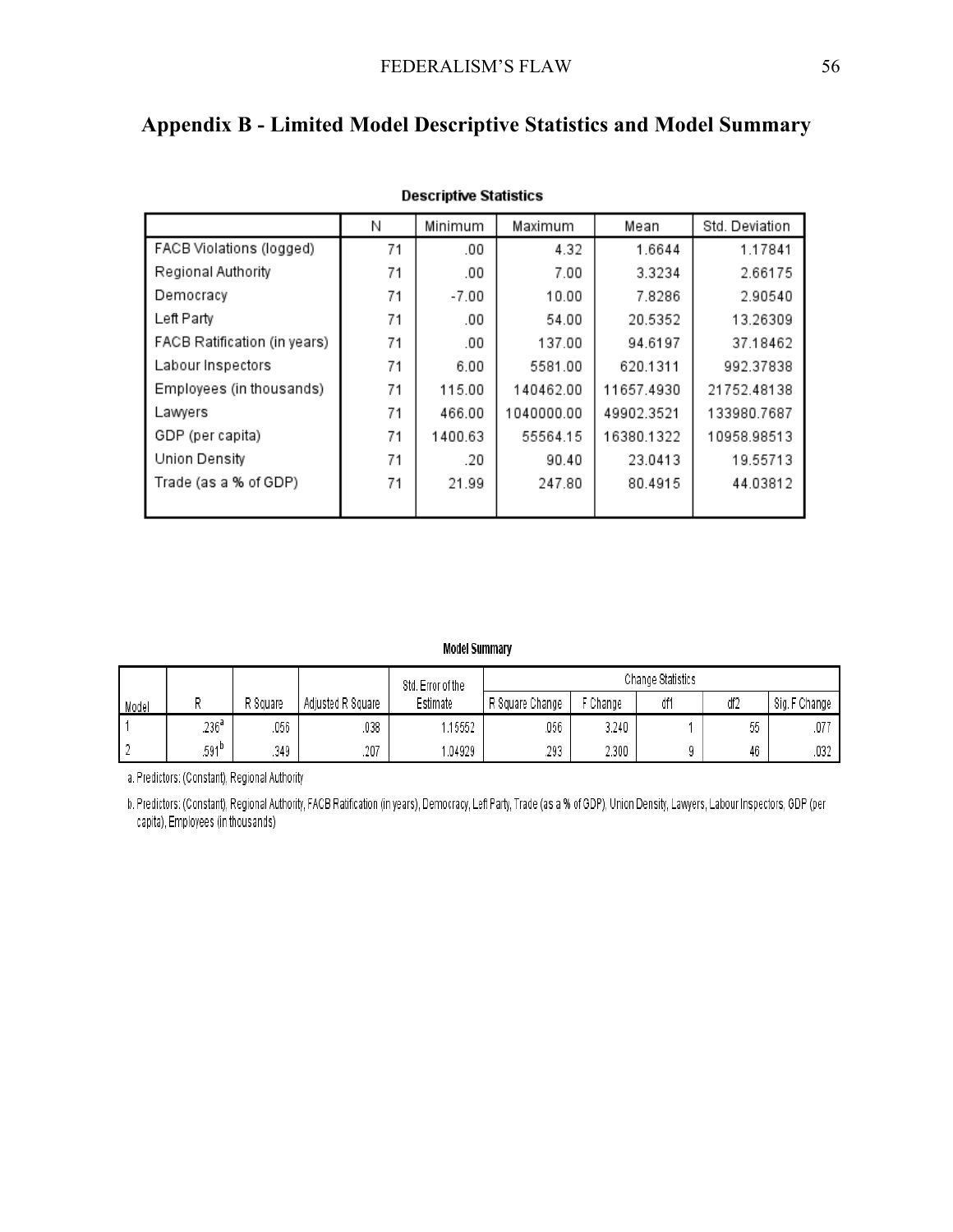## Appendix B - Limited Model Descriptive Statistics and Model Summary

**Descriptive Statistics**

| | N | Minimum | Maximum | Mean | Std. Deviation |
|---|---|---|---|---|---|
| FACB Violations (logged) | 71 | .00 | 4.32 | 1.6644 | 1.17841 |
| Regional Authority | 71 | .00 | 7.00 | 3.3234 | 2.66175 |
| Democracy | 71 | -7.00 | 10.00 | 7.8286 | 2.90540 |
| Left Party | 71 | .00 | 54.00 | 20.5352 | 13.26309 |
| FACB Ratification (in years) | 71 | .00 | 137.00 | 94.6197 | 37.18462 |
| Labour Inspectors | 71 | 6.00 | 5581.00 | 620.1311 | 992.37838 |
| Employees (in thousands) | 71 | 115.00 | 140462.00 | 11657.4930 | 21752.48138 |
| Lawyers | 71 | 466.00 | 1040000.00 | 49902.3521 | 133980.7687 |
| GDP (per capita) | 71 | 1400.63 | 55564.15 | 16380.1322 | 10958.98513 |
| Union Density | 71 | .20 | 90.40 | 23.0413 | 19.55713 |
| Trade (as a % of GDP) | 71 | 21.99 | 247.80 | 80.4915 | 44.03812 |

**Model Summary**

| | | | | | Change Statistics | | | | |
|---|---|---|---|---|---|---|---|---|---|
| Model | R | R Square | Adjusted R Square | Std. Error of the Estimate | R Square Change | F Change | df1 | df2 | Sig. F Change |
| 1 | .236[a] | .056 | .038 | 1.15552 | .056 | 3.240 | 1 | 55 | .077 |
| 2 | .591[b] | .349 | .207 | 1.04929 | .293 | 2.300 | 9 | 46 | .032 |

a. Predictors: (Constant), Regional Authority

b. Predictors: (Constant), Regional Authority, FACB Ratification (in years), Democracy, Left Party, Trade (as a % of GDP), Union Density, Lawyers, Labour Inspectors, GDP (per capita), Employees (in thousands)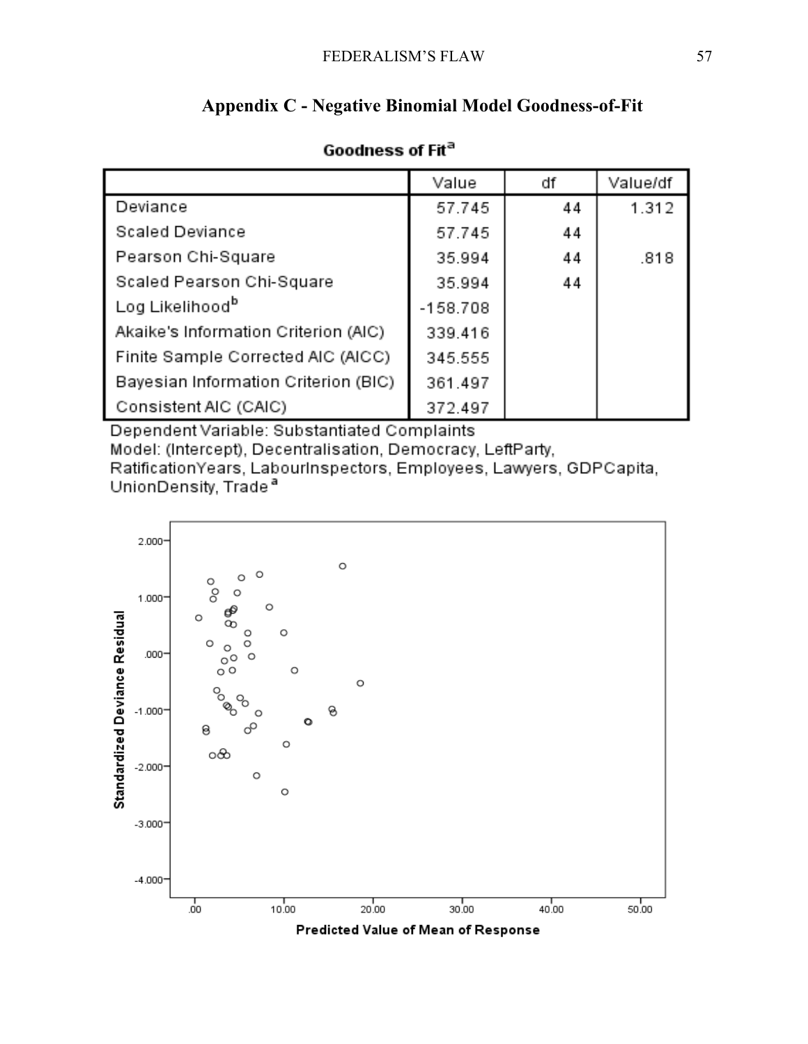## Appendix C - Negative Binomial Model Goodness-of-Fit

**Goodness of Fit[a]**

| | Value | df | Value/df |
|---|---|---|---|
| Deviance | 57.745 | 44 | 1.312 |
| Scaled Deviance | 57.745 | 44 | |
| Pearson Chi-Square | 35.994 | 44 | .818 |
| Scaled Pearson Chi-Square | 35.994 | 44 | |
| Log Likelihood[b] | -158.708 | | |
| Akaike's Information Criterion (AIC) | 339.416 | | |
| Finite Sample Corrected AIC (AICC) | 345.555 | | |
| Bayesian Information Criterion (BIC) | 361.497 | | |
| Consistent AIC (CAIC) | 372.497 | | |

Dependent Variable: Substantiated Complaints
Model: (Intercept), Decentralisation, Democracy, LeftParty, RatificationYears, LabourInspectors, Employees, Lawyers, GDPCapita, UnionDensity, Trade[a]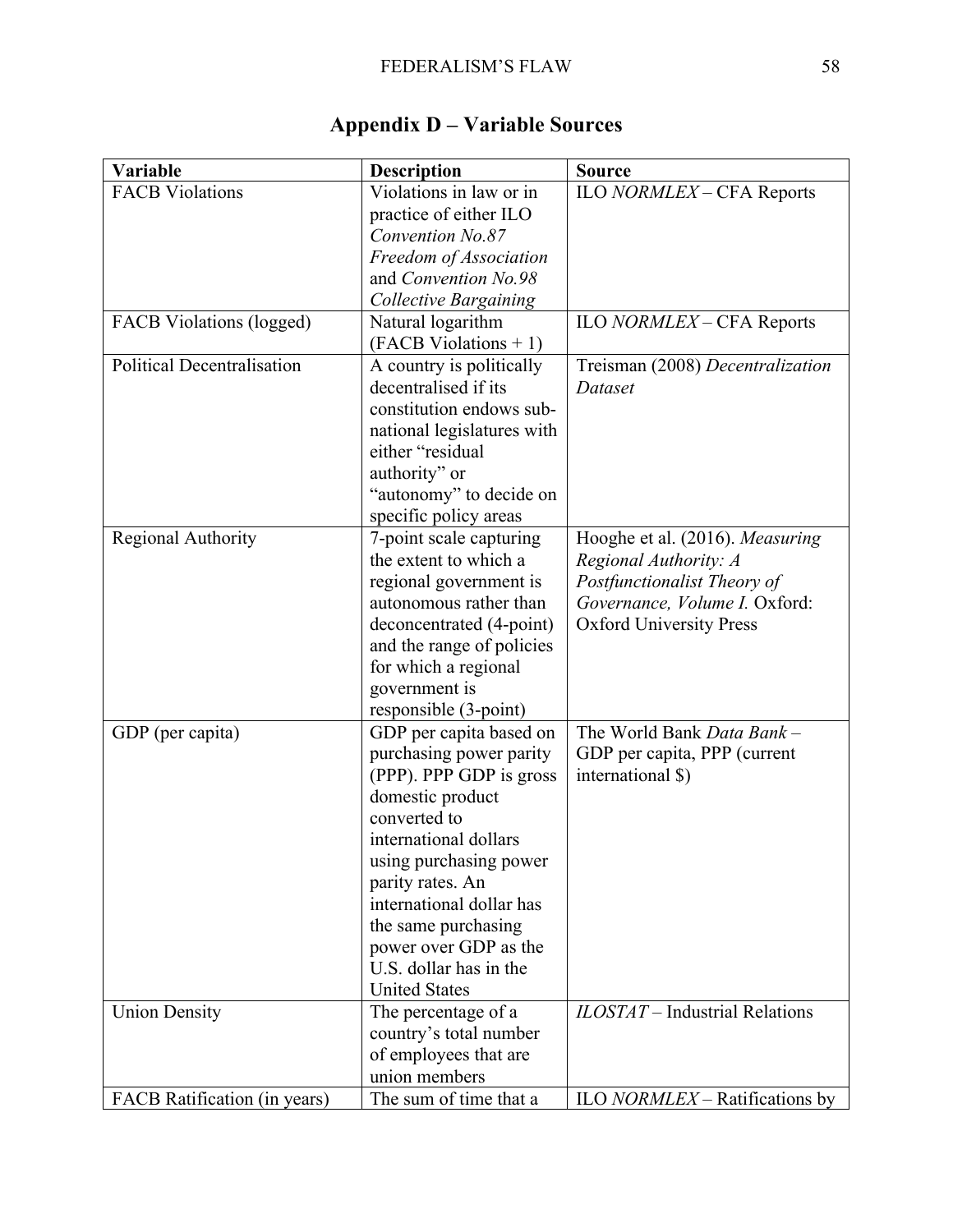# Appendix D – Variable Sources

| Variable | Description | Source |
|---|---|---|
| FACB Violations | Violations in law or in practice of either ILO *Convention No.87 Freedom of Association* and *Convention No.98 Collective Bargaining* | ILO *NORMLEX* – CFA Reports |
| FACB Violations (logged) | Natural logarithm (FACB Violations + 1) | ILO *NORMLEX* – CFA Reports |
| Political Decentralisation | A country is politically decentralised if its constitution endows sub-national legislatures with either "residual authority" or "autonomy" to decide on specific policy areas | Treisman (2008) *Decentralization Dataset* |
| Regional Authority | 7-point scale capturing the extent to which a regional government is autonomous rather than deconcentrated (4-point) and the range of policies for which a regional government is responsible (3-point) | Hooghe et al. (2016). *Measuring Regional Authority: A Postfunctionalist Theory of Governance, Volume I.* Oxford: Oxford University Press |
| GDP (per capita) | GDP per capita based on purchasing power parity (PPP). PPP GDP is gross domestic product converted to international dollars using purchasing power parity rates. An international dollar has the same purchasing power over GDP as the U.S. dollar has in the United States | The World Bank *Data Bank* – GDP per capita, PPP (current international $) |
| Union Density | The percentage of a country's total number of employees that are union members | *ILOSTAT* – Industrial Relations |
| FACB Ratification (in years) | The sum of time that a | ILO *NORMLEX* – Ratifications by |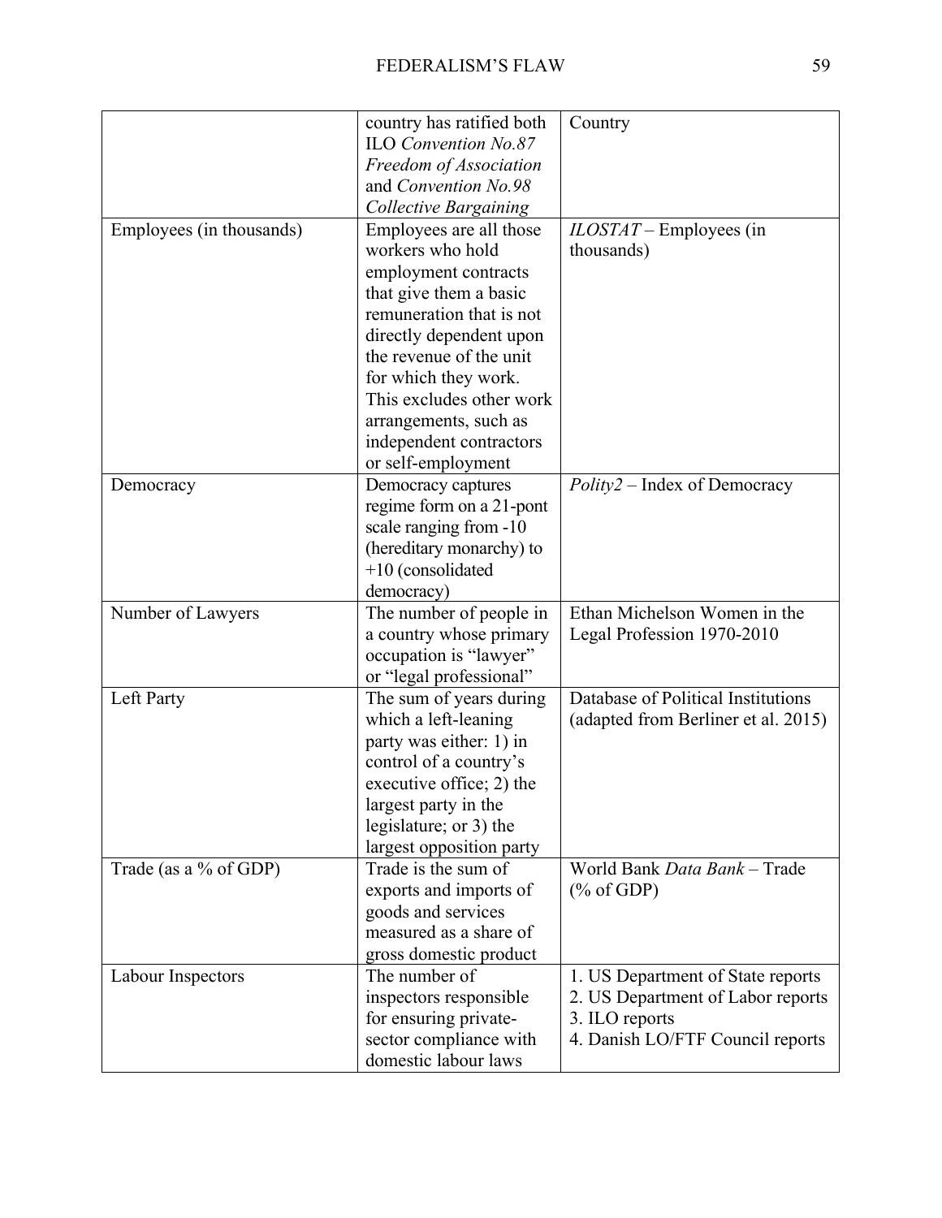| | | |
|---|---|---|
| | country has ratified both ILO *Convention No.87 Freedom of Association* and *Convention No.98 Collective Bargaining* | Country |
| Employees (in thousands) | Employees are all those workers who hold employment contracts that give them a basic remuneration that is not directly dependent upon the revenue of the unit for which they work. This excludes other work arrangements, such as independent contractors or self-employment | *ILOSTAT* – Employees (in thousands) |
| Democracy | Democracy captures regime form on a 21-pont scale ranging from -10 (hereditary monarchy) to +10 (consolidated democracy) | *Polity2* – Index of Democracy |
| Number of Lawyers | The number of people in a country whose primary occupation is "lawyer" or "legal professional" | Ethan Michelson Women in the Legal Profession 1970-2010 |
| Left Party | The sum of years during which a left-leaning party was either: 1) in control of a country's executive office; 2) the largest party in the legislature; or 3) the largest opposition party | Database of Political Institutions (adapted from Berliner et al. 2015) |
| Trade (as a % of GDP) | Trade is the sum of exports and imports of goods and services measured as a share of gross domestic product | World Bank *Data Bank* – Trade (% of GDP) |
| Labour Inspectors | The number of inspectors responsible for ensuring private-sector compliance with domestic labour laws | 1. US Department of State reports<br>2. US Department of Labor reports<br>3. ILO reports<br>4. Danish LO/FTF Council reports |